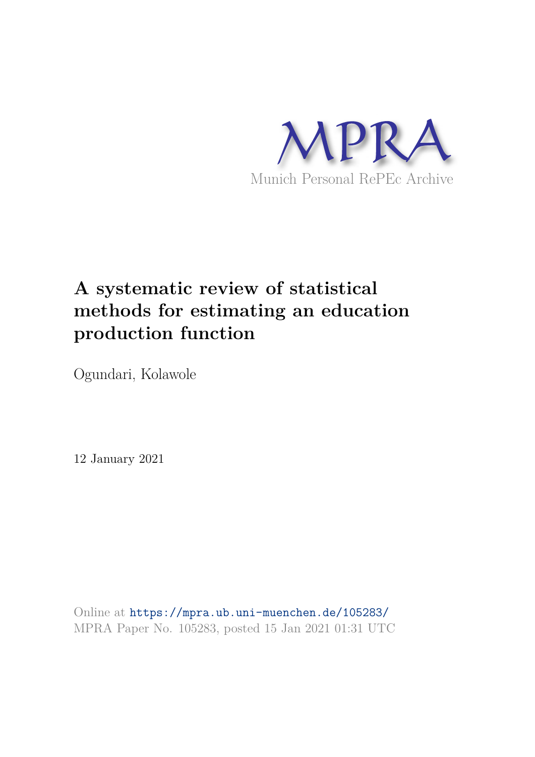MPRA

Munich Personal RePEc Archive

# A systematic review of statistical methods for estimating an education production function

Ogundari, Kolawole

12 January 2021

Online at https://mpra.ub.uni-muenchen.de/105283/
MPRA Paper No. 105283, posted 15 Jan 2021 01:31 UTC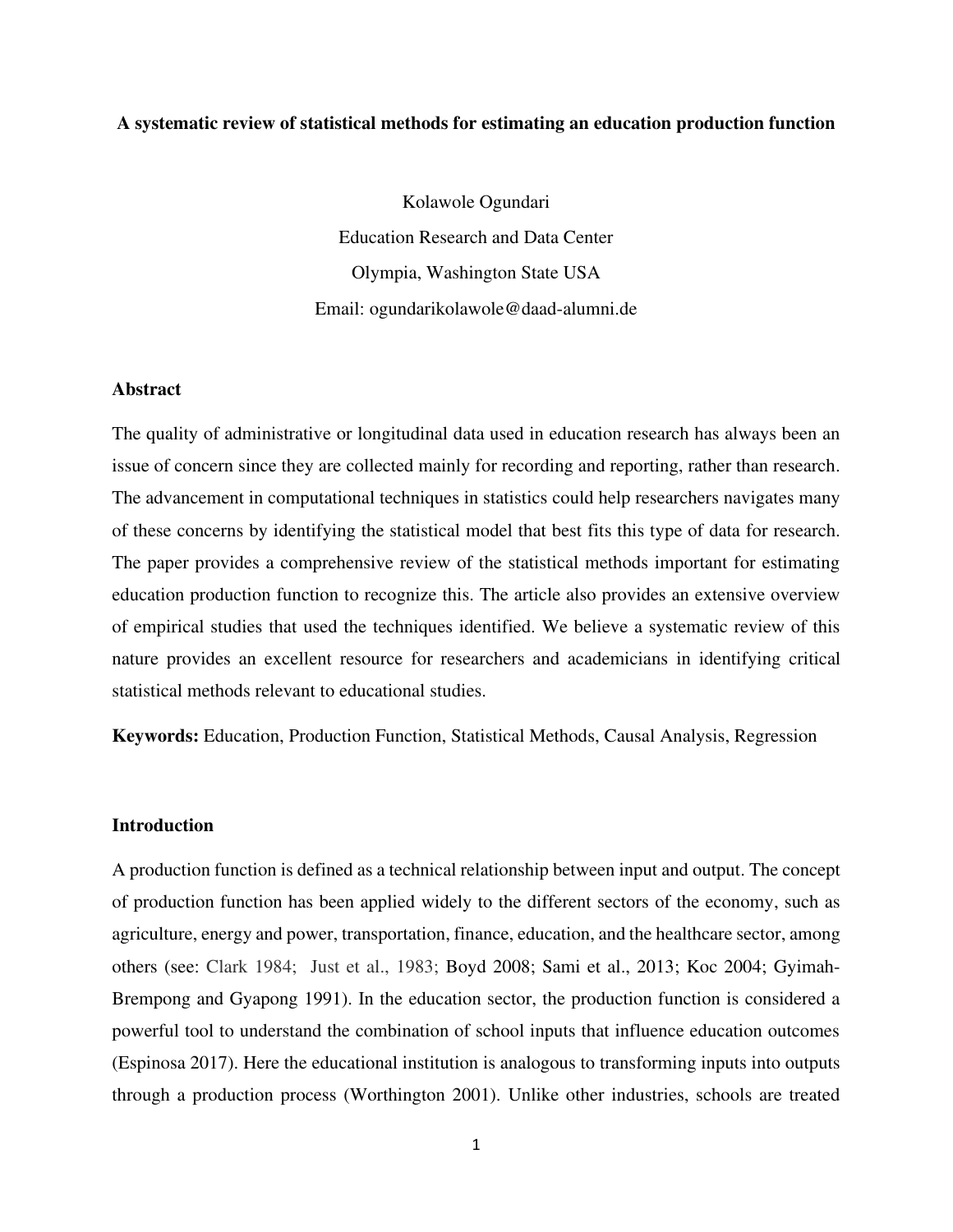**A systematic review of statistical methods for estimating an education production function**

Kolawole Ogundari
Education Research and Data Center
Olympia, Washington State USA
Email: ogundarikolawole@daad-alumni.de

## Abstract

The quality of administrative or longitudinal data used in education research has always been an issue of concern since they are collected mainly for recording and reporting, rather than research. The advancement in computational techniques in statistics could help researchers navigates many of these concerns by identifying the statistical model that best fits this type of data for research. The paper provides a comprehensive review of the statistical methods important for estimating education production function to recognize this. The article also provides an extensive overview of empirical studies that used the techniques identified. We believe a systematic review of this nature provides an excellent resource for researchers and academicians in identifying critical statistical methods relevant to educational studies.

**Keywords:** Education, Production Function, Statistical Methods, Causal Analysis, Regression

## Introduction

A production function is defined as a technical relationship between input and output. The concept of production function has been applied widely to the different sectors of the economy, such as agriculture, energy and power, transportation, finance, education, and the healthcare sector, among others (see: Clark 1984; Just et al., 1983; Boyd 2008; Sami et al., 2013; Koc 2004; Gyimah-Brempong and Gyapong 1991). In the education sector, the production function is considered a powerful tool to understand the combination of school inputs that influence education outcomes (Espinosa 2017). Here the educational institution is analogous to transforming inputs into outputs through a production process (Worthington 2001). Unlike other industries, schools are treated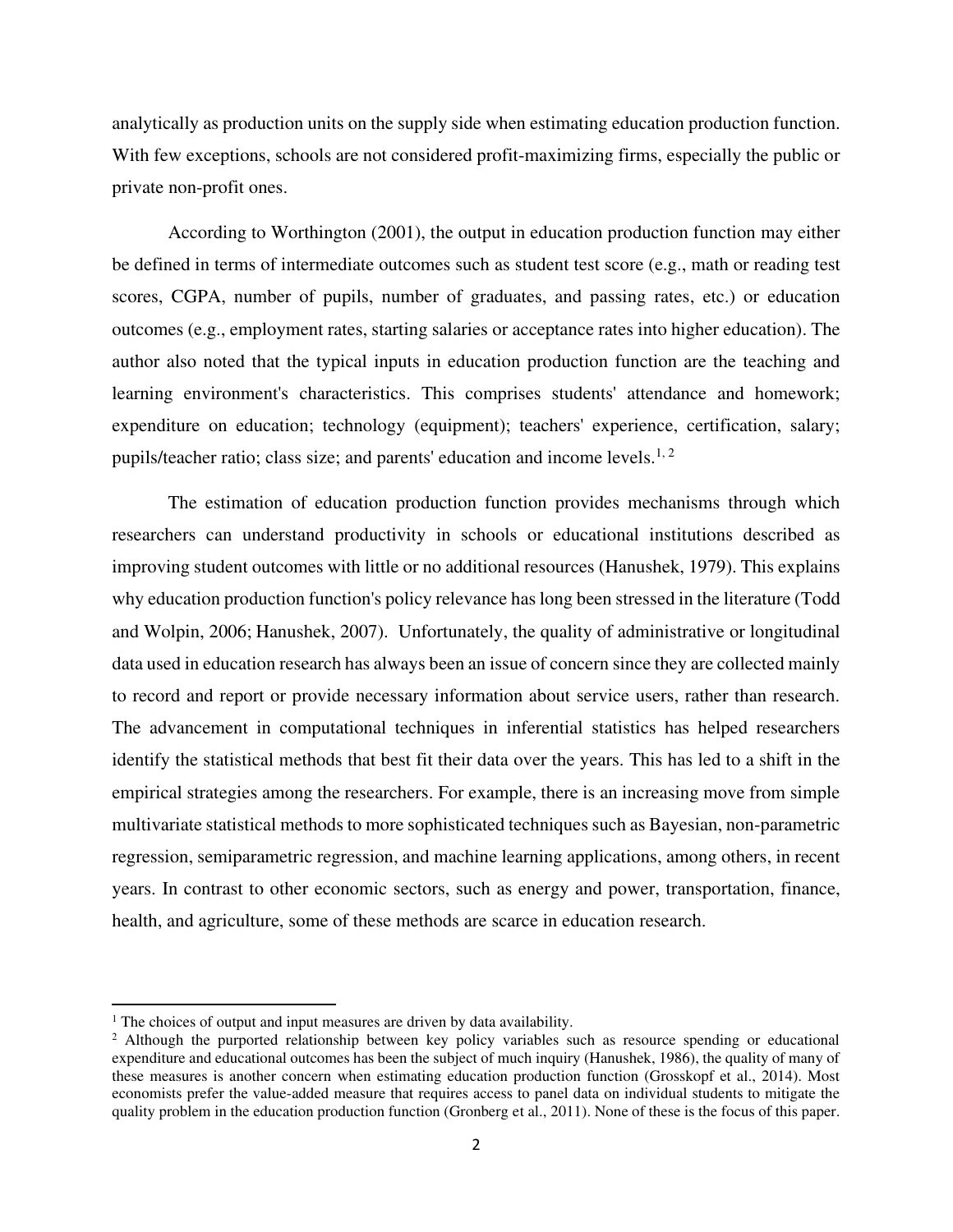analytically as production units on the supply side when estimating education production function. With few exceptions, schools are not considered profit-maximizing firms, especially the public or private non-profit ones.

According to Worthington (2001), the output in education production function may either be defined in terms of intermediate outcomes such as student test score (e.g., math or reading test scores, CGPA, number of pupils, number of graduates, and passing rates, etc.) or education outcomes (e.g., employment rates, starting salaries or acceptance rates into higher education). The author also noted that the typical inputs in education production function are the teaching and learning environment's characteristics. This comprises students' attendance and homework; expenditure on education; technology (equipment); teachers' experience, certification, salary; pupils/teacher ratio; class size; and parents' education and income levels.[1, 2]

The estimation of education production function provides mechanisms through which researchers can understand productivity in schools or educational institutions described as improving student outcomes with little or no additional resources (Hanushek, 1979). This explains why education production function's policy relevance has long been stressed in the literature (Todd and Wolpin, 2006; Hanushek, 2007). Unfortunately, the quality of administrative or longitudinal data used in education research has always been an issue of concern since they are collected mainly to record and report or provide necessary information about service users, rather than research. The advancement in computational techniques in inferential statistics has helped researchers identify the statistical methods that best fit their data over the years. This has led to a shift in the empirical strategies among the researchers. For example, there is an increasing move from simple multivariate statistical methods to more sophisticated techniques such as Bayesian, non-parametric regression, semiparametric regression, and machine learning applications, among others, in recent years. In contrast to other economic sectors, such as energy and power, transportation, finance, health, and agriculture, some of these methods are scarce in education research.

---

[1] The choices of output and input measures are driven by data availability.

[2] Although the purported relationship between key policy variables such as resource spending or educational expenditure and educational outcomes has been the subject of much inquiry (Hanushek, 1986), the quality of many of these measures is another concern when estimating education production function (Grosskopf et al., 2014). Most economists prefer the value-added measure that requires access to panel data on individual students to mitigate the quality problem in the education production function (Gronberg et al., 2011). None of these is the focus of this paper.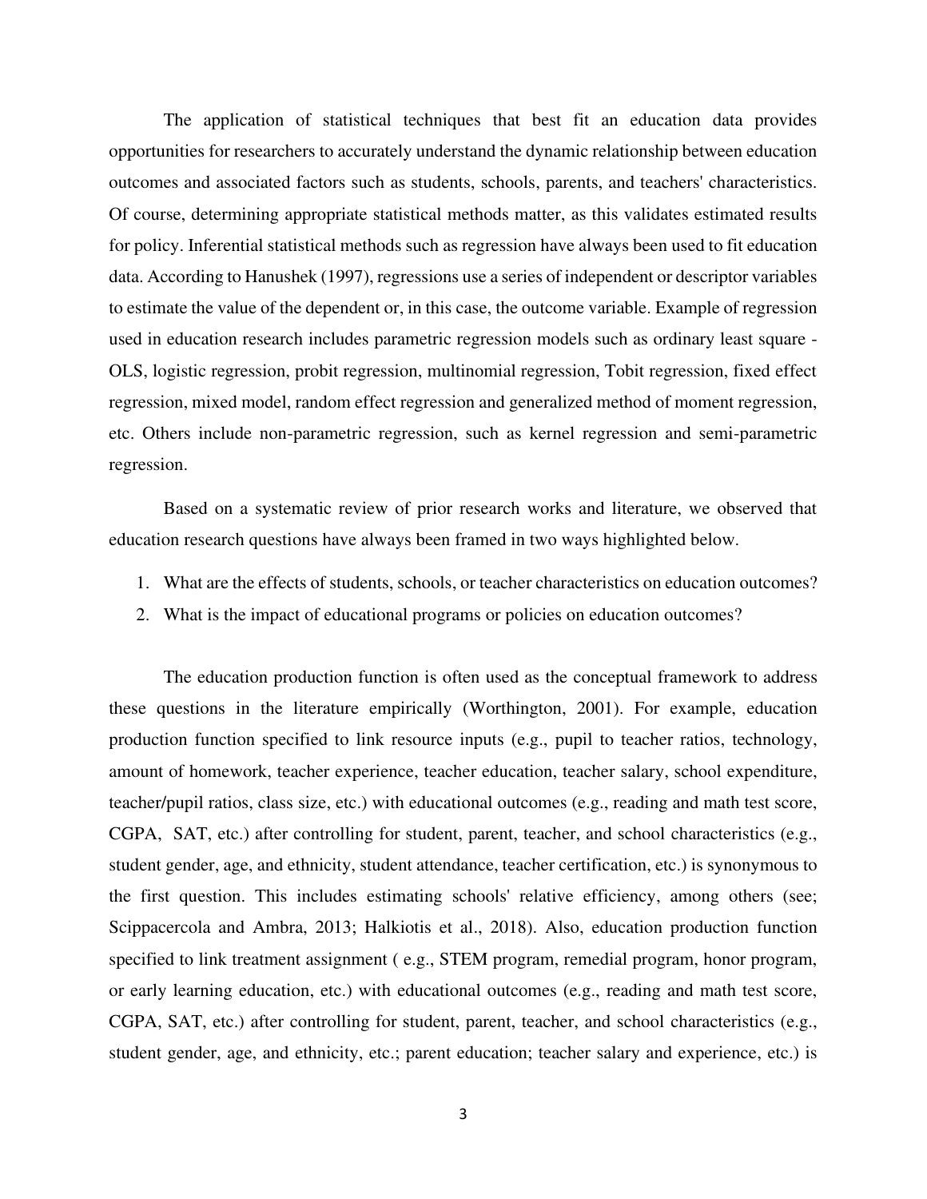The application of statistical techniques that best fit an education data provides opportunities for researchers to accurately understand the dynamic relationship between education outcomes and associated factors such as students, schools, parents, and teachers' characteristics. Of course, determining appropriate statistical methods matter, as this validates estimated results for policy. Inferential statistical methods such as regression have always been used to fit education data. According to Hanushek (1997), regressions use a series of independent or descriptor variables to estimate the value of the dependent or, in this case, the outcome variable. Example of regression used in education research includes parametric regression models such as ordinary least square - OLS, logistic regression, probit regression, multinomial regression, Tobit regression, fixed effect regression, mixed model, random effect regression and generalized method of moment regression, etc. Others include non-parametric regression, such as kernel regression and semi-parametric regression.

Based on a systematic review of prior research works and literature, we observed that education research questions have always been framed in two ways highlighted below.

1. What are the effects of students, schools, or teacher characteristics on education outcomes?
2. What is the impact of educational programs or policies on education outcomes?

The education production function is often used as the conceptual framework to address these questions in the literature empirically (Worthington, 2001). For example, education production function specified to link resource inputs (e.g., pupil to teacher ratios, technology, amount of homework, teacher experience, teacher education, teacher salary, school expenditure, teacher/pupil ratios, class size, etc.) with educational outcomes (e.g., reading and math test score, CGPA, SAT, etc.) after controlling for student, parent, teacher, and school characteristics (e.g., student gender, age, and ethnicity, student attendance, teacher certification, etc.) is synonymous to the first question. This includes estimating schools' relative efficiency, among others (see; Scippacercola and Ambra, 2013; Halkiotis et al., 2018). Also, education production function specified to link treatment assignment ( e.g., STEM program, remedial program, honor program, or early learning education, etc.) with educational outcomes (e.g., reading and math test score, CGPA, SAT, etc.) after controlling for student, parent, teacher, and school characteristics (e.g., student gender, age, and ethnicity, etc.; parent education; teacher salary and experience, etc.) is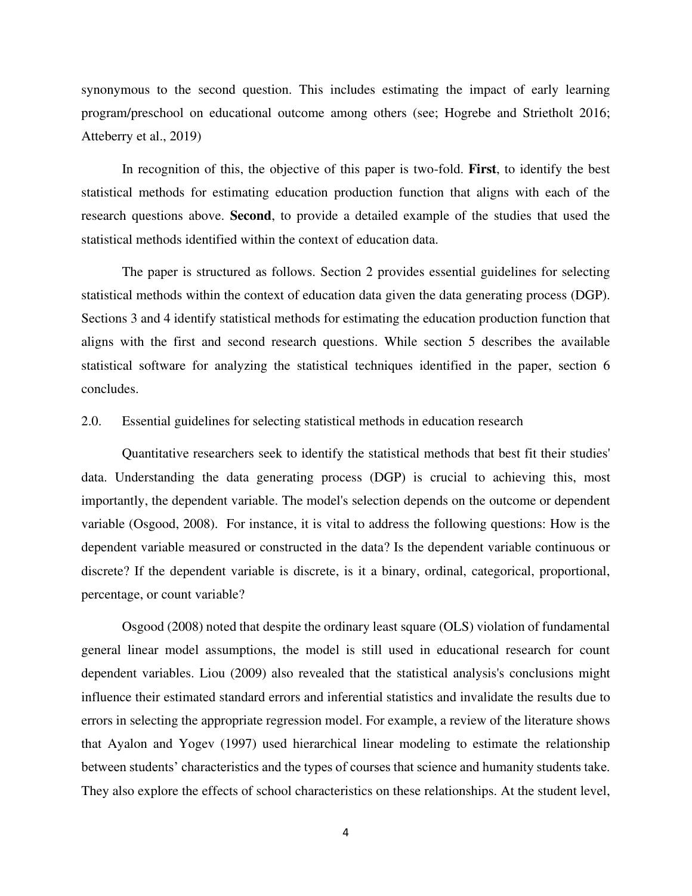synonymous to the second question. This includes estimating the impact of early learning program/preschool on educational outcome among others (see; Hogrebe and Strietholt 2016; Atteberry et al., 2019)

In recognition of this, the objective of this paper is two-fold. **First**, to identify the best statistical methods for estimating education production function that aligns with each of the research questions above. **Second**, to provide a detailed example of the studies that used the statistical methods identified within the context of education data.

The paper is structured as follows. Section 2 provides essential guidelines for selecting statistical methods within the context of education data given the data generating process (DGP). Sections 3 and 4 identify statistical methods for estimating the education production function that aligns with the first and second research questions. While section 5 describes the available statistical software for analyzing the statistical techniques identified in the paper, section 6 concludes.

## 2.0. Essential guidelines for selecting statistical methods in education research

Quantitative researchers seek to identify the statistical methods that best fit their studies' data. Understanding the data generating process (DGP) is crucial to achieving this, most importantly, the dependent variable. The model's selection depends on the outcome or dependent variable (Osgood, 2008). For instance, it is vital to address the following questions: How is the dependent variable measured or constructed in the data? Is the dependent variable continuous or discrete? If the dependent variable is discrete, is it a binary, ordinal, categorical, proportional, percentage, or count variable?

Osgood (2008) noted that despite the ordinary least square (OLS) violation of fundamental general linear model assumptions, the model is still used in educational research for count dependent variables. Liou (2009) also revealed that the statistical analysis's conclusions might influence their estimated standard errors and inferential statistics and invalidate the results due to errors in selecting the appropriate regression model. For example, a review of the literature shows that Ayalon and Yogev (1997) used hierarchical linear modeling to estimate the relationship between students' characteristics and the types of courses that science and humanity students take. They also explore the effects of school characteristics on these relationships. At the student level,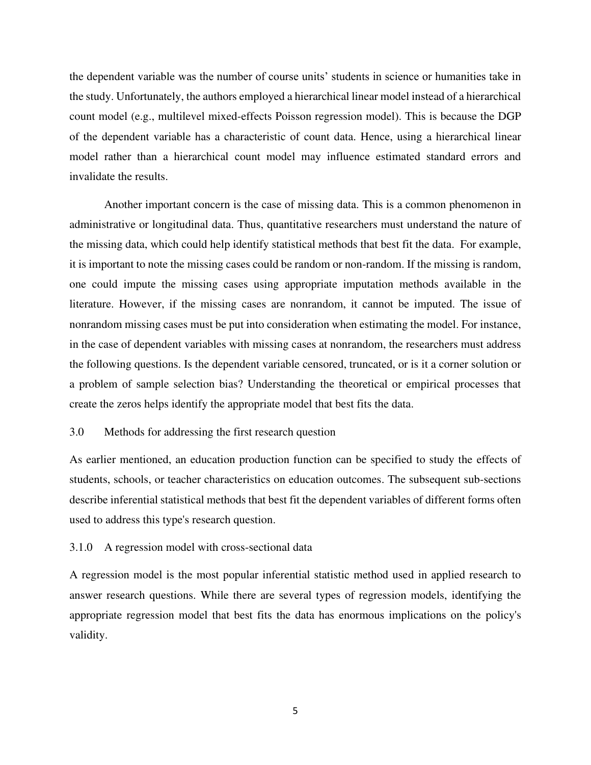the dependent variable was the number of course units' students in science or humanities take in the study. Unfortunately, the authors employed a hierarchical linear model instead of a hierarchical count model (e.g., multilevel mixed-effects Poisson regression model). This is because the DGP of the dependent variable has a characteristic of count data. Hence, using a hierarchical linear model rather than a hierarchical count model may influence estimated standard errors and invalidate the results.

Another important concern is the case of missing data. This is a common phenomenon in administrative or longitudinal data. Thus, quantitative researchers must understand the nature of the missing data, which could help identify statistical methods that best fit the data. For example, it is important to note the missing cases could be random or non-random. If the missing is random, one could impute the missing cases using appropriate imputation methods available in the literature. However, if the missing cases are nonrandom, it cannot be imputed. The issue of nonrandom missing cases must be put into consideration when estimating the model. For instance, in the case of dependent variables with missing cases at nonrandom, the researchers must address the following questions. Is the dependent variable censored, truncated, or is it a corner solution or a problem of sample selection bias? Understanding the theoretical or empirical processes that create the zeros helps identify the appropriate model that best fits the data.

## 3.0 Methods for addressing the first research question

As earlier mentioned, an education production function can be specified to study the effects of students, schools, or teacher characteristics on education outcomes. The subsequent sub-sections describe inferential statistical methods that best fit the dependent variables of different forms often used to address this type's research question.

### 3.1.0 A regression model with cross-sectional data

A regression model is the most popular inferential statistic method used in applied research to answer research questions. While there are several types of regression models, identifying the appropriate regression model that best fits the data has enormous implications on the policy's validity.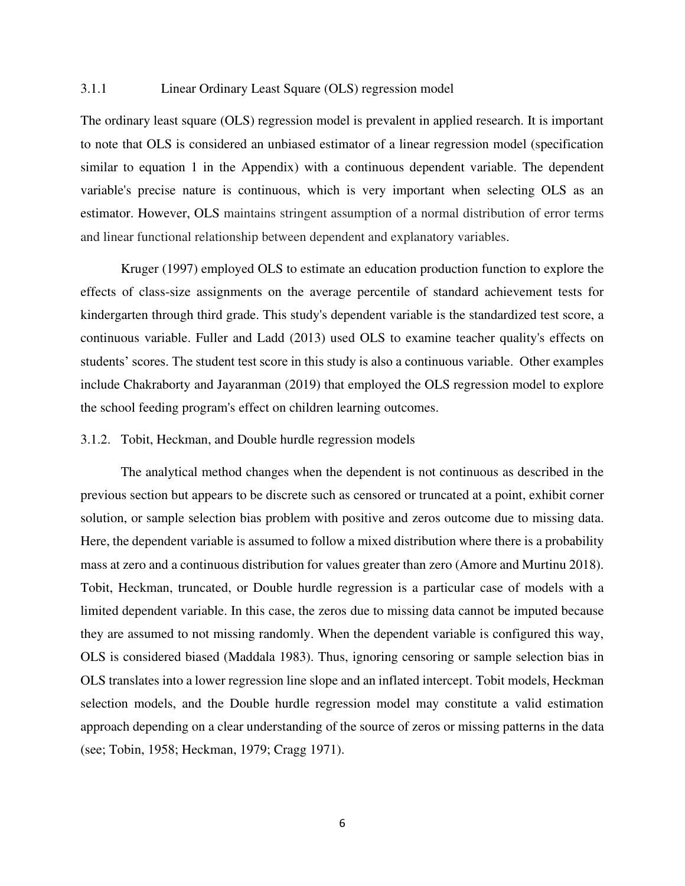### 3.1.1 Linear Ordinary Least Square (OLS) regression model

The ordinary least square (OLS) regression model is prevalent in applied research. It is important to note that OLS is considered an unbiased estimator of a linear regression model (specification similar to equation 1 in the Appendix) with a continuous dependent variable. The dependent variable's precise nature is continuous, which is very important when selecting OLS as an estimator. However, OLS maintains stringent assumption of a normal distribution of error terms and linear functional relationship between dependent and explanatory variables.

Kruger (1997) employed OLS to estimate an education production function to explore the effects of class-size assignments on the average percentile of standard achievement tests for kindergarten through third grade. This study's dependent variable is the standardized test score, a continuous variable. Fuller and Ladd (2013) used OLS to examine teacher quality's effects on students' scores. The student test score in this study is also a continuous variable. Other examples include Chakraborty and Jayaranman (2019) that employed the OLS regression model to explore the school feeding program's effect on children learning outcomes.

### 3.1.2. Tobit, Heckman, and Double hurdle regression models

The analytical method changes when the dependent is not continuous as described in the previous section but appears to be discrete such as censored or truncated at a point, exhibit corner solution, or sample selection bias problem with positive and zeros outcome due to missing data. Here, the dependent variable is assumed to follow a mixed distribution where there is a probability mass at zero and a continuous distribution for values greater than zero (Amore and Murtinu 2018). Tobit, Heckman, truncated, or Double hurdle regression is a particular case of models with a limited dependent variable. In this case, the zeros due to missing data cannot be imputed because they are assumed to not missing randomly. When the dependent variable is configured this way, OLS is considered biased (Maddala 1983). Thus, ignoring censoring or sample selection bias in OLS translates into a lower regression line slope and an inflated intercept. Tobit models, Heckman selection models, and the Double hurdle regression model may constitute a valid estimation approach depending on a clear understanding of the source of zeros or missing patterns in the data (see; Tobin, 1958; Heckman, 1979; Cragg 1971).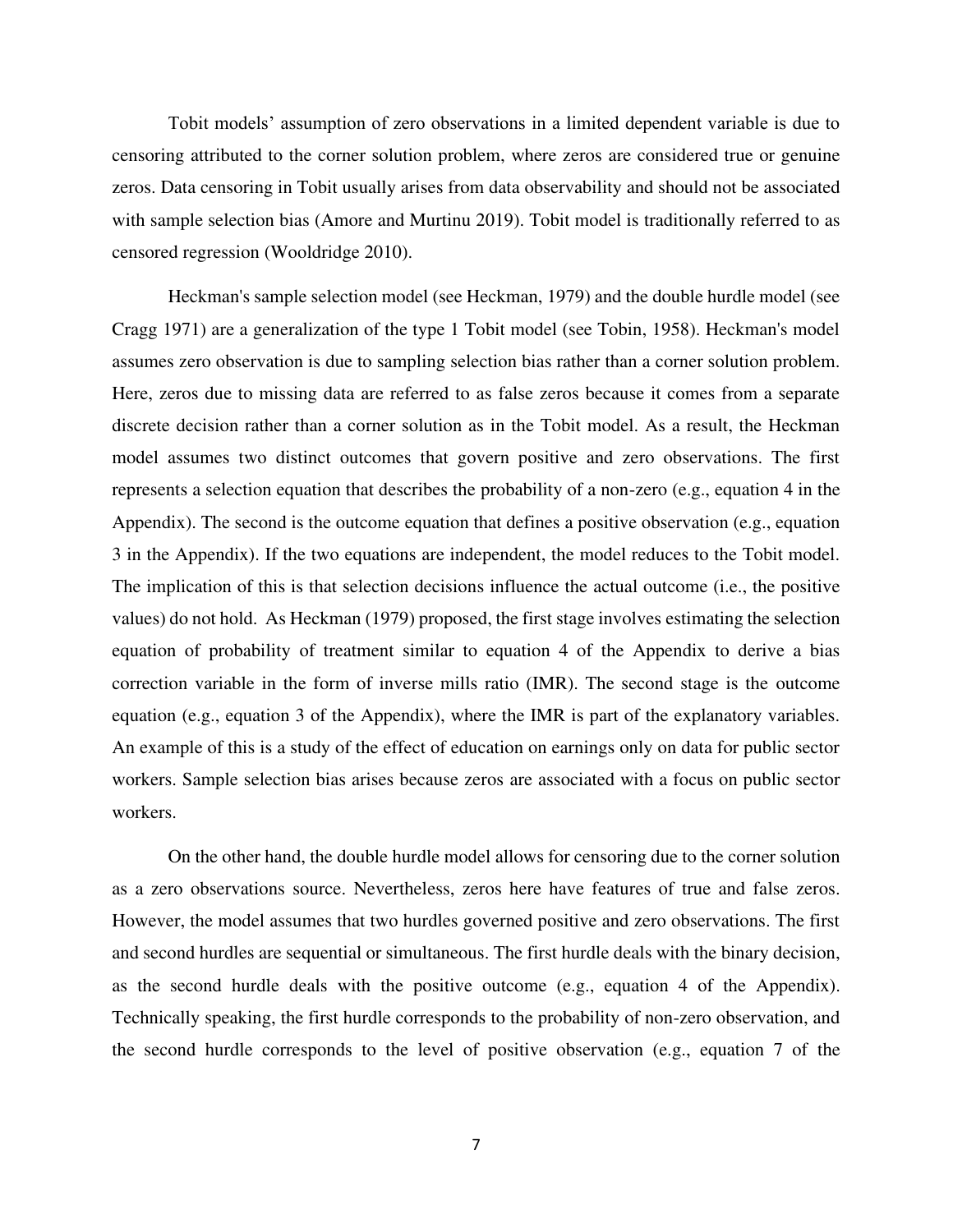Tobit models' assumption of zero observations in a limited dependent variable is due to censoring attributed to the corner solution problem, where zeros are considered true or genuine zeros. Data censoring in Tobit usually arises from data observability and should not be associated with sample selection bias (Amore and Murtinu 2019). Tobit model is traditionally referred to as censored regression (Wooldridge 2010).

Heckman's sample selection model (see Heckman, 1979) and the double hurdle model (see Cragg 1971) are a generalization of the type 1 Tobit model (see Tobin, 1958). Heckman's model assumes zero observation is due to sampling selection bias rather than a corner solution problem. Here, zeros due to missing data are referred to as false zeros because it comes from a separate discrete decision rather than a corner solution as in the Tobit model. As a result, the Heckman model assumes two distinct outcomes that govern positive and zero observations. The first represents a selection equation that describes the probability of a non-zero (e.g., equation 4 in the Appendix). The second is the outcome equation that defines a positive observation (e.g., equation 3 in the Appendix). If the two equations are independent, the model reduces to the Tobit model. The implication of this is that selection decisions influence the actual outcome (i.e., the positive values) do not hold. As Heckman (1979) proposed, the first stage involves estimating the selection equation of probability of treatment similar to equation 4 of the Appendix to derive a bias correction variable in the form of inverse mills ratio (IMR). The second stage is the outcome equation (e.g., equation 3 of the Appendix), where the IMR is part of the explanatory variables. An example of this is a study of the effect of education on earnings only on data for public sector workers. Sample selection bias arises because zeros are associated with a focus on public sector workers.

On the other hand, the double hurdle model allows for censoring due to the corner solution as a zero observations source. Nevertheless, zeros here have features of true and false zeros. However, the model assumes that two hurdles governed positive and zero observations. The first and second hurdles are sequential or simultaneous. The first hurdle deals with the binary decision, as the second hurdle deals with the positive outcome (e.g., equation 4 of the Appendix). Technically speaking, the first hurdle corresponds to the probability of non-zero observation, and the second hurdle corresponds to the level of positive observation (e.g., equation 7 of the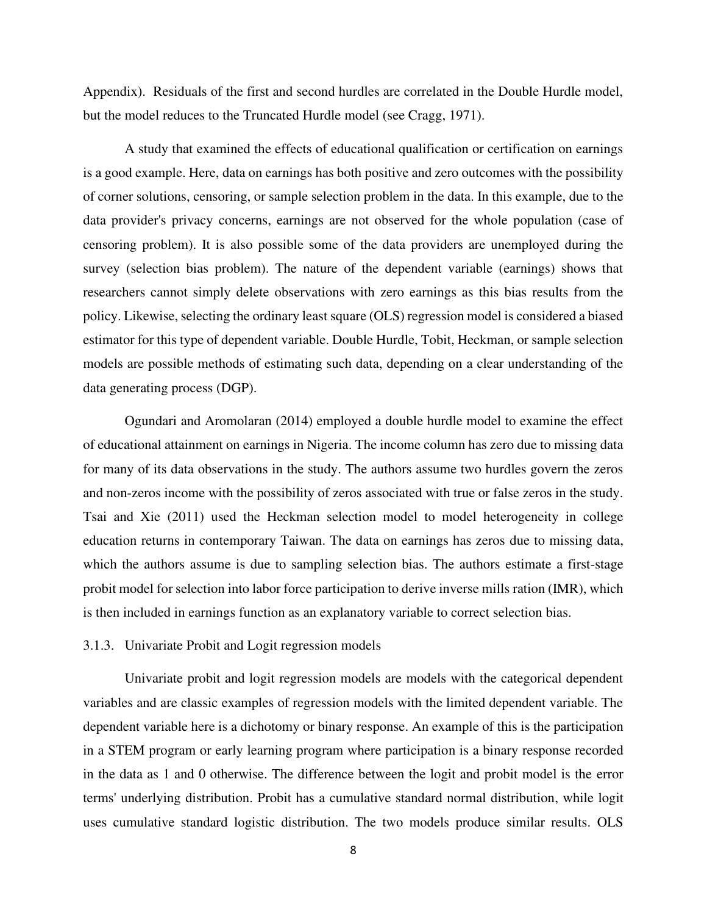Appendix). Residuals of the first and second hurdles are correlated in the Double Hurdle model, but the model reduces to the Truncated Hurdle model (see Cragg, 1971).

A study that examined the effects of educational qualification or certification on earnings is a good example. Here, data on earnings has both positive and zero outcomes with the possibility of corner solutions, censoring, or sample selection problem in the data. In this example, due to the data provider's privacy concerns, earnings are not observed for the whole population (case of censoring problem). It is also possible some of the data providers are unemployed during the survey (selection bias problem). The nature of the dependent variable (earnings) shows that researchers cannot simply delete observations with zero earnings as this bias results from the policy. Likewise, selecting the ordinary least square (OLS) regression model is considered a biased estimator for this type of dependent variable. Double Hurdle, Tobit, Heckman, or sample selection models are possible methods of estimating such data, depending on a clear understanding of the data generating process (DGP).

Ogundari and Aromolaran (2014) employed a double hurdle model to examine the effect of educational attainment on earnings in Nigeria. The income column has zero due to missing data for many of its data observations in the study. The authors assume two hurdles govern the zeros and non-zeros income with the possibility of zeros associated with true or false zeros in the study. Tsai and Xie (2011) used the Heckman selection model to model heterogeneity in college education returns in contemporary Taiwan. The data on earnings has zeros due to missing data, which the authors assume is due to sampling selection bias. The authors estimate a first-stage probit model for selection into labor force participation to derive inverse mills ration (IMR), which is then included in earnings function as an explanatory variable to correct selection bias.

### 3.1.3. Univariate Probit and Logit regression models

Univariate probit and logit regression models are models with the categorical dependent variables and are classic examples of regression models with the limited dependent variable. The dependent variable here is a dichotomy or binary response. An example of this is the participation in a STEM program or early learning program where participation is a binary response recorded in the data as 1 and 0 otherwise. The difference between the logit and probit model is the error terms' underlying distribution. Probit has a cumulative standard normal distribution, while logit uses cumulative standard logistic distribution. The two models produce similar results. OLS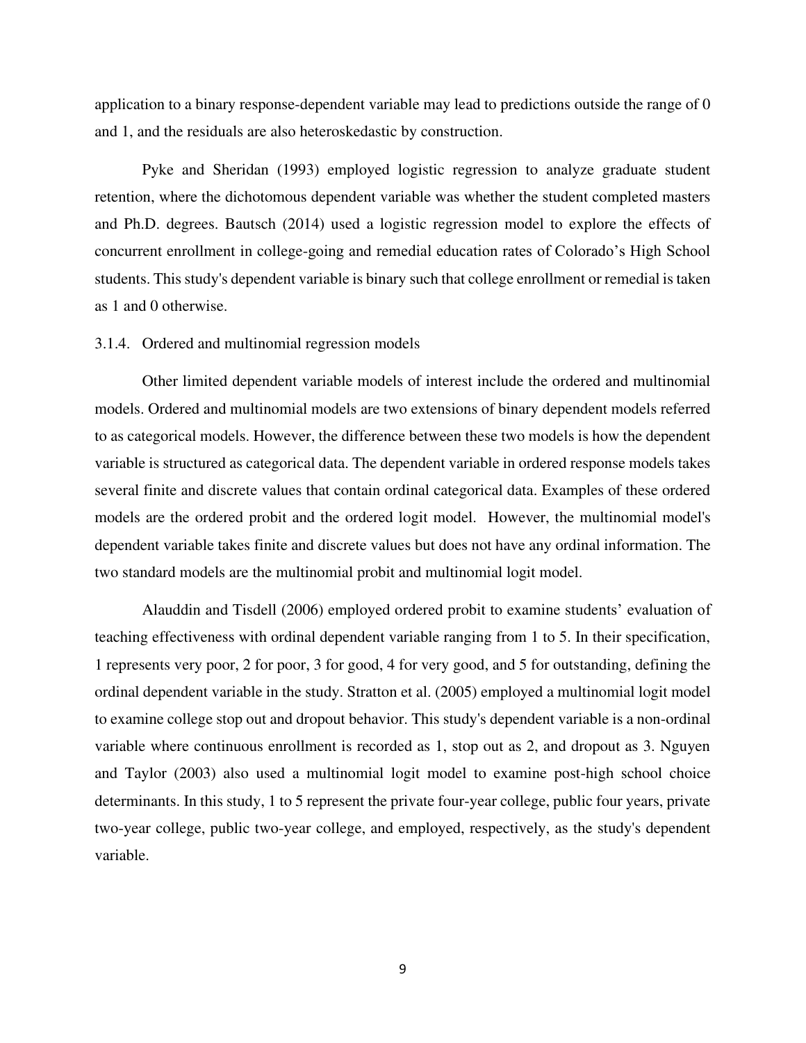application to a binary response-dependent variable may lead to predictions outside the range of 0 and 1, and the residuals are also heteroskedastic by construction.

Pyke and Sheridan (1993) employed logistic regression to analyze graduate student retention, where the dichotomous dependent variable was whether the student completed masters and Ph.D. degrees. Bautsch (2014) used a logistic regression model to explore the effects of concurrent enrollment in college-going and remedial education rates of Colorado's High School students. This study's dependent variable is binary such that college enrollment or remedial is taken as 1 and 0 otherwise.

### 3.1.4. Ordered and multinomial regression models

Other limited dependent variable models of interest include the ordered and multinomial models. Ordered and multinomial models are two extensions of binary dependent models referred to as categorical models. However, the difference between these two models is how the dependent variable is structured as categorical data. The dependent variable in ordered response models takes several finite and discrete values that contain ordinal categorical data. Examples of these ordered models are the ordered probit and the ordered logit model. However, the multinomial model's dependent variable takes finite and discrete values but does not have any ordinal information. The two standard models are the multinomial probit and multinomial logit model.

Alauddin and Tisdell (2006) employed ordered probit to examine students' evaluation of teaching effectiveness with ordinal dependent variable ranging from 1 to 5. In their specification, 1 represents very poor, 2 for poor, 3 for good, 4 for very good, and 5 for outstanding, defining the ordinal dependent variable in the study. Stratton et al. (2005) employed a multinomial logit model to examine college stop out and dropout behavior. This study's dependent variable is a non-ordinal variable where continuous enrollment is recorded as 1, stop out as 2, and dropout as 3. Nguyen and Taylor (2003) also used a multinomial logit model to examine post-high school choice determinants. In this study, 1 to 5 represent the private four-year college, public four years, private two-year college, public two-year college, and employed, respectively, as the study's dependent variable.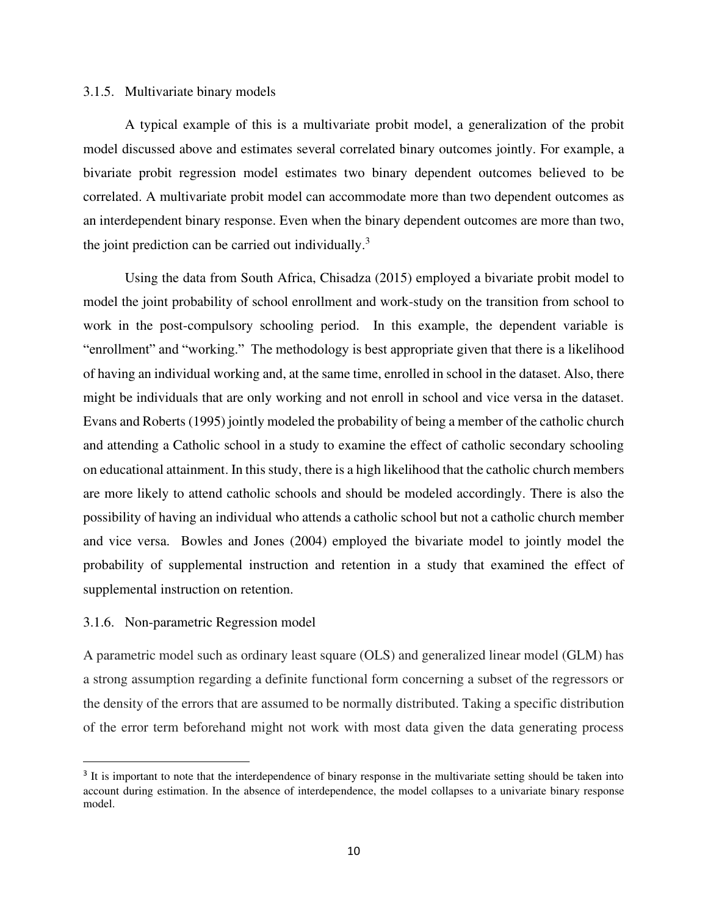### 3.1.5. Multivariate binary models

A typical example of this is a multivariate probit model, a generalization of the probit model discussed above and estimates several correlated binary outcomes jointly. For example, a bivariate probit regression model estimates two binary dependent outcomes believed to be correlated. A multivariate probit model can accommodate more than two dependent outcomes as an interdependent binary response. Even when the binary dependent outcomes are more than two, the joint prediction can be carried out individually.[3]

Using the data from South Africa, Chisadza (2015) employed a bivariate probit model to model the joint probability of school enrollment and work-study on the transition from school to work in the post-compulsory schooling period. In this example, the dependent variable is "enrollment" and "working." The methodology is best appropriate given that there is a likelihood of having an individual working and, at the same time, enrolled in school in the dataset. Also, there might be individuals that are only working and not enroll in school and vice versa in the dataset. Evans and Roberts (1995) jointly modeled the probability of being a member of the catholic church and attending a Catholic school in a study to examine the effect of catholic secondary schooling on educational attainment. In this study, there is a high likelihood that the catholic church members are more likely to attend catholic schools and should be modeled accordingly. There is also the possibility of having an individual who attends a catholic school but not a catholic church member and vice versa. Bowles and Jones (2004) employed the bivariate model to jointly model the probability of supplemental instruction and retention in a study that examined the effect of supplemental instruction on retention.

### 3.1.6. Non-parametric Regression model

A parametric model such as ordinary least square (OLS) and generalized linear model (GLM) has a strong assumption regarding a definite functional form concerning a subset of the regressors or the density of the errors that are assumed to be normally distributed. Taking a specific distribution of the error term beforehand might not work with most data given the data generating process

---

[3] It is important to note that the interdependence of binary response in the multivariate setting should be taken into account during estimation. In the absence of interdependence, the model collapses to a univariate binary response model.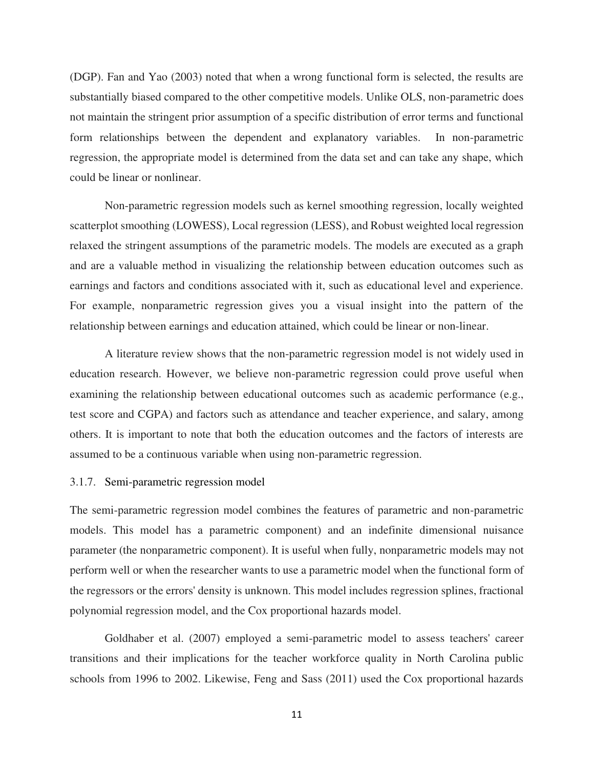(DGP). Fan and Yao (2003) noted that when a wrong functional form is selected, the results are substantially biased compared to the other competitive models. Unlike OLS, non-parametric does not maintain the stringent prior assumption of a specific distribution of error terms and functional form relationships between the dependent and explanatory variables. In non-parametric regression, the appropriate model is determined from the data set and can take any shape, which could be linear or nonlinear.

Non-parametric regression models such as kernel smoothing regression, locally weighted scatterplot smoothing (LOWESS), Local regression (LESS), and Robust weighted local regression relaxed the stringent assumptions of the parametric models. The models are executed as a graph and are a valuable method in visualizing the relationship between education outcomes such as earnings and factors and conditions associated with it, such as educational level and experience. For example, nonparametric regression gives you a visual insight into the pattern of the relationship between earnings and education attained, which could be linear or non-linear.

A literature review shows that the non-parametric regression model is not widely used in education research. However, we believe non-parametric regression could prove useful when examining the relationship between educational outcomes such as academic performance (e.g., test score and CGPA) and factors such as attendance and teacher experience, and salary, among others. It is important to note that both the education outcomes and the factors of interests are assumed to be a continuous variable when using non-parametric regression.

#### 3.1.7. Semi-parametric regression model

The semi-parametric regression model combines the features of parametric and non-parametric models. This model has a parametric component) and an indefinite dimensional nuisance parameter (the nonparametric component). It is useful when fully, nonparametric models may not perform well or when the researcher wants to use a parametric model when the functional form of the regressors or the errors' density is unknown. This model includes regression splines, fractional polynomial regression model, and the Cox proportional hazards model.

Goldhaber et al. (2007) employed a semi-parametric model to assess teachers' career transitions and their implications for the teacher workforce quality in North Carolina public schools from 1996 to 2002. Likewise, Feng and Sass (2011) used the Cox proportional hazards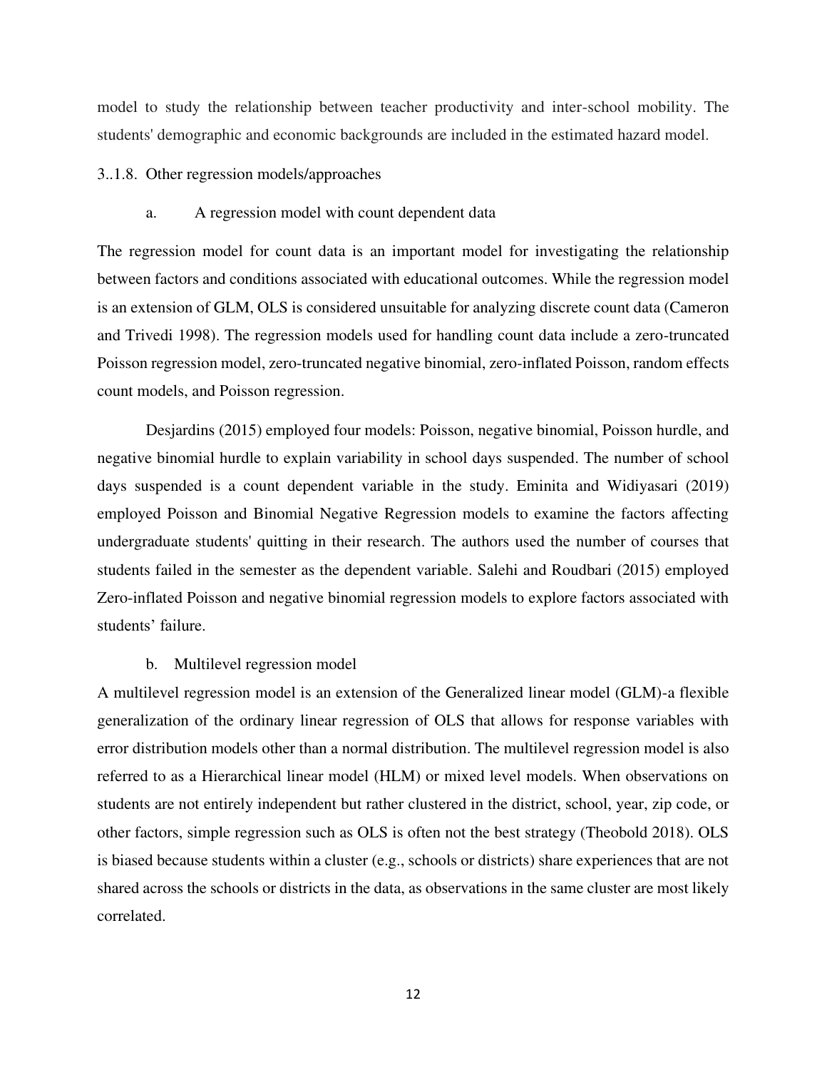model to study the relationship between teacher productivity and inter-school mobility. The students' demographic and economic backgrounds are included in the estimated hazard model.

### 3..1.8. Other regression models/approaches

#### a. A regression model with count dependent data

The regression model for count data is an important model for investigating the relationship between factors and conditions associated with educational outcomes. While the regression model is an extension of GLM, OLS is considered unsuitable for analyzing discrete count data (Cameron and Trivedi 1998). The regression models used for handling count data include a zero-truncated Poisson regression model, zero-truncated negative binomial, zero-inflated Poisson, random effects count models, and Poisson regression.

Desjardins (2015) employed four models: Poisson, negative binomial, Poisson hurdle, and negative binomial hurdle to explain variability in school days suspended. The number of school days suspended is a count dependent variable in the study. Eminita and Widiyasari (2019) employed Poisson and Binomial Negative Regression models to examine the factors affecting undergraduate students' quitting in their research. The authors used the number of courses that students failed in the semester as the dependent variable. Salehi and Roudbari (2015) employed Zero-inflated Poisson and negative binomial regression models to explore factors associated with students' failure.

#### b. Multilevel regression model

A multilevel regression model is an extension of the Generalized linear model (GLM)-a flexible generalization of the ordinary linear regression of OLS that allows for response variables with error distribution models other than a normal distribution. The multilevel regression model is also referred to as a Hierarchical linear model (HLM) or mixed level models. When observations on students are not entirely independent but rather clustered in the district, school, year, zip code, or other factors, simple regression such as OLS is often not the best strategy (Theobold 2018). OLS is biased because students within a cluster (e.g., schools or districts) share experiences that are not shared across the schools or districts in the data, as observations in the same cluster are most likely correlated.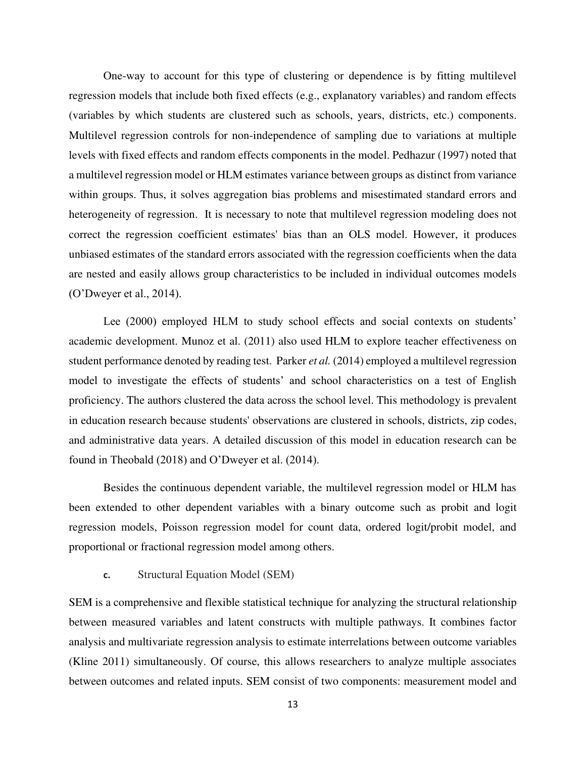One-way to account for this type of clustering or dependence is by fitting multilevel regression models that include both fixed effects (e.g., explanatory variables) and random effects (variables by which students are clustered such as schools, years, districts, etc.) components. Multilevel regression controls for non-independence of sampling due to variations at multiple levels with fixed effects and random effects components in the model. Pedhazur (1997) noted that a multilevel regression model or HLM estimates variance between groups as distinct from variance within groups. Thus, it solves aggregation bias problems and misestimated standard errors and heterogeneity of regression. It is necessary to note that multilevel regression modeling does not correct the regression coefficient estimates' bias than an OLS model. However, it produces unbiased estimates of the standard errors associated with the regression coefficients when the data are nested and easily allows group characteristics to be included in individual outcomes models (O'Dweyer et al., 2014).

Lee (2000) employed HLM to study school effects and social contexts on students' academic development. Munoz et al. (2011) also used HLM to explore teacher effectiveness on student performance denoted by reading test. Parker *et al.* (2014) employed a multilevel regression model to investigate the effects of students' and school characteristics on a test of English proficiency. The authors clustered the data across the school level. This methodology is prevalent in education research because students' observations are clustered in schools, districts, zip codes, and administrative data years. A detailed discussion of this model in education research can be found in Theobald (2018) and O'Dweyer et al. (2014).

Besides the continuous dependent variable, the multilevel regression model or HLM has been extended to other dependent variables with a binary outcome such as probit and logit regression models, Poisson regression model for count data, ordered logit/probit model, and proportional or fractional regression model among others.

### c. Structural Equation Model (SEM)

SEM is a comprehensive and flexible statistical technique for analyzing the structural relationship between measured variables and latent constructs with multiple pathways. It combines factor analysis and multivariate regression analysis to estimate interrelations between outcome variables (Kline 2011) simultaneously. Of course, this allows researchers to analyze multiple associates between outcomes and related inputs. SEM consist of two components: measurement model and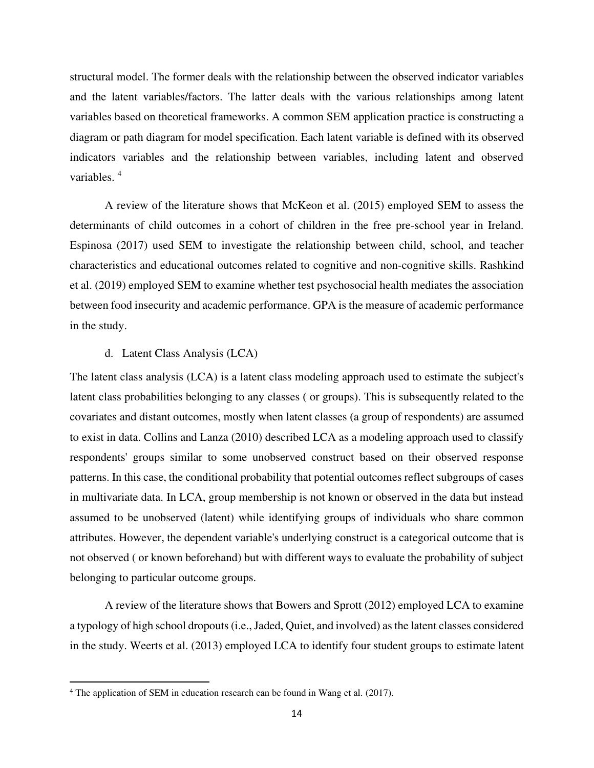structural model. The former deals with the relationship between the observed indicator variables and the latent variables/factors. The latter deals with the various relationships among latent variables based on theoretical frameworks. A common SEM application practice is constructing a diagram or path diagram for model specification. Each latent variable is defined with its observed indicators variables and the relationship between variables, including latent and observed variables. [4]

A review of the literature shows that McKeon et al. (2015) employed SEM to assess the determinants of child outcomes in a cohort of children in the free pre-school year in Ireland. Espinosa (2017) used SEM to investigate the relationship between child, school, and teacher characteristics and educational outcomes related to cognitive and non-cognitive skills. Rashkind et al. (2019) employed SEM to examine whether test psychosocial health mediates the association between food insecurity and academic performance. GPA is the measure of academic performance in the study.

d. Latent Class Analysis (LCA)

The latent class analysis (LCA) is a latent class modeling approach used to estimate the subject's latent class probabilities belonging to any classes ( or groups). This is subsequently related to the covariates and distant outcomes, mostly when latent classes (a group of respondents) are assumed to exist in data. Collins and Lanza (2010) described LCA as a modeling approach used to classify respondents' groups similar to some unobserved construct based on their observed response patterns. In this case, the conditional probability that potential outcomes reflect subgroups of cases in multivariate data. In LCA, group membership is not known or observed in the data but instead assumed to be unobserved (latent) while identifying groups of individuals who share common attributes. However, the dependent variable's underlying construct is a categorical outcome that is not observed ( or known beforehand) but with different ways to evaluate the probability of subject belonging to particular outcome groups.

A review of the literature shows that Bowers and Sprott (2012) employed LCA to examine a typology of high school dropouts (i.e., Jaded, Quiet, and involved) as the latent classes considered in the study. Weerts et al. (2013) employed LCA to identify four student groups to estimate latent

[4] The application of SEM in education research can be found in Wang et al. (2017).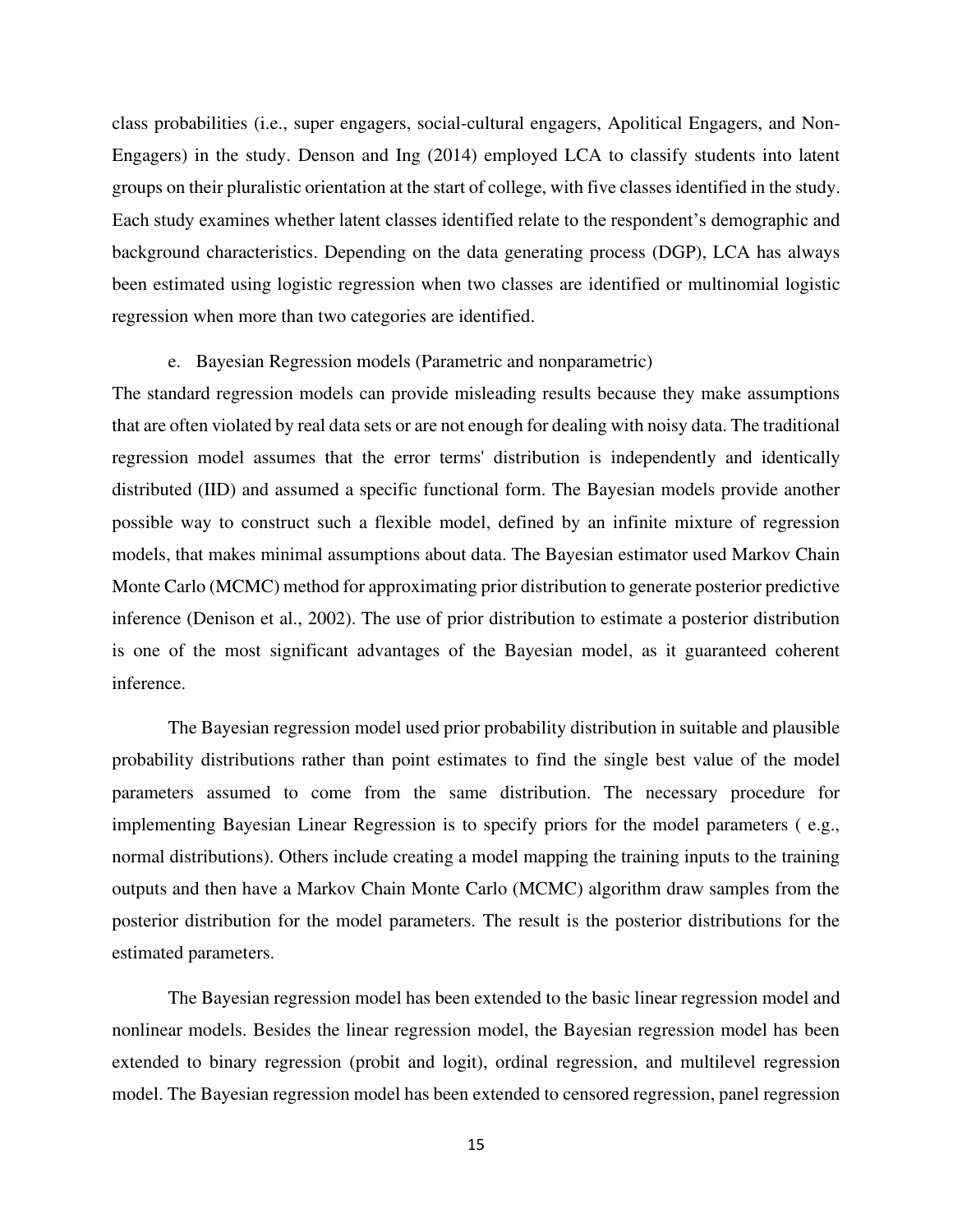class probabilities (i.e., super engagers, social-cultural engagers, Apolitical Engagers, and Non-Engagers) in the study. Denson and Ing (2014) employed LCA to classify students into latent groups on their pluralistic orientation at the start of college, with five classes identified in the study. Each study examines whether latent classes identified relate to the respondent's demographic and background characteristics. Depending on the data generating process (DGP), LCA has always been estimated using logistic regression when two classes are identified or multinomial logistic regression when more than two categories are identified.

e. Bayesian Regression models (Parametric and nonparametric)

The standard regression models can provide misleading results because they make assumptions that are often violated by real data sets or are not enough for dealing with noisy data. The traditional regression model assumes that the error terms' distribution is independently and identically distributed (IID) and assumed a specific functional form. The Bayesian models provide another possible way to construct such a flexible model, defined by an infinite mixture of regression models, that makes minimal assumptions about data. The Bayesian estimator used Markov Chain Monte Carlo (MCMC) method for approximating prior distribution to generate posterior predictive inference (Denison et al., 2002). The use of prior distribution to estimate a posterior distribution is one of the most significant advantages of the Bayesian model, as it guaranteed coherent inference.

The Bayesian regression model used prior probability distribution in suitable and plausible probability distributions rather than point estimates to find the single best value of the model parameters assumed to come from the same distribution. The necessary procedure for implementing Bayesian Linear Regression is to specify priors for the model parameters ( e.g., normal distributions). Others include creating a model mapping the training inputs to the training outputs and then have a Markov Chain Monte Carlo (MCMC) algorithm draw samples from the posterior distribution for the model parameters. The result is the posterior distributions for the estimated parameters.

The Bayesian regression model has been extended to the basic linear regression model and nonlinear models. Besides the linear regression model, the Bayesian regression model has been extended to binary regression (probit and logit), ordinal regression, and multilevel regression model. The Bayesian regression model has been extended to censored regression, panel regression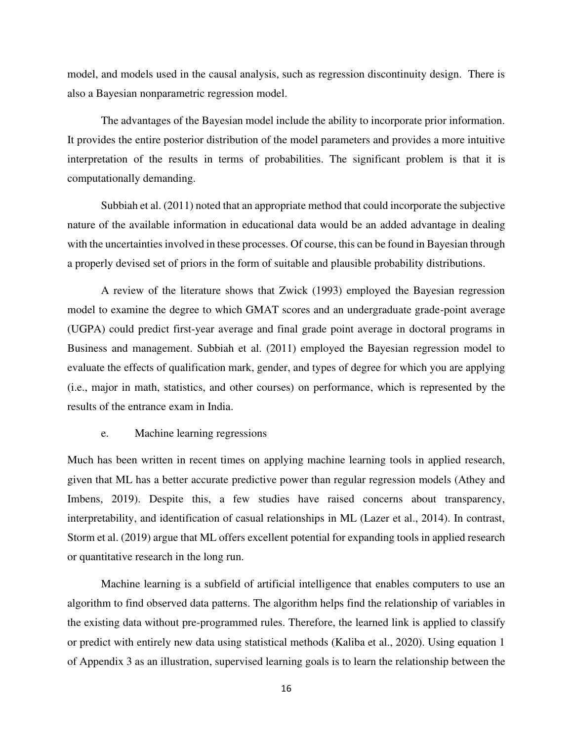model, and models used in the causal analysis, such as regression discontinuity design. There is also a Bayesian nonparametric regression model.

The advantages of the Bayesian model include the ability to incorporate prior information. It provides the entire posterior distribution of the model parameters and provides a more intuitive interpretation of the results in terms of probabilities. The significant problem is that it is computationally demanding.

Subbiah et al. (2011) noted that an appropriate method that could incorporate the subjective nature of the available information in educational data would be an added advantage in dealing with the uncertainties involved in these processes. Of course, this can be found in Bayesian through a properly devised set of priors in the form of suitable and plausible probability distributions.

A review of the literature shows that Zwick (1993) employed the Bayesian regression model to examine the degree to which GMAT scores and an undergraduate grade-point average (UGPA) could predict first-year average and final grade point average in doctoral programs in Business and management. Subbiah et al. (2011) employed the Bayesian regression model to evaluate the effects of qualification mark, gender, and types of degree for which you are applying (i.e., major in math, statistics, and other courses) on performance, which is represented by the results of the entrance exam in India.

e. Machine learning regressions

Much has been written in recent times on applying machine learning tools in applied research, given that ML has a better accurate predictive power than regular regression models (Athey and Imbens, 2019). Despite this, a few studies have raised concerns about transparency, interpretability, and identification of casual relationships in ML (Lazer et al., 2014). In contrast, Storm et al. (2019) argue that ML offers excellent potential for expanding tools in applied research or quantitative research in the long run.

Machine learning is a subfield of artificial intelligence that enables computers to use an algorithm to find observed data patterns. The algorithm helps find the relationship of variables in the existing data without pre-programmed rules. Therefore, the learned link is applied to classify or predict with entirely new data using statistical methods (Kaliba et al., 2020). Using equation 1 of Appendix 3 as an illustration, supervised learning goals is to learn the relationship between the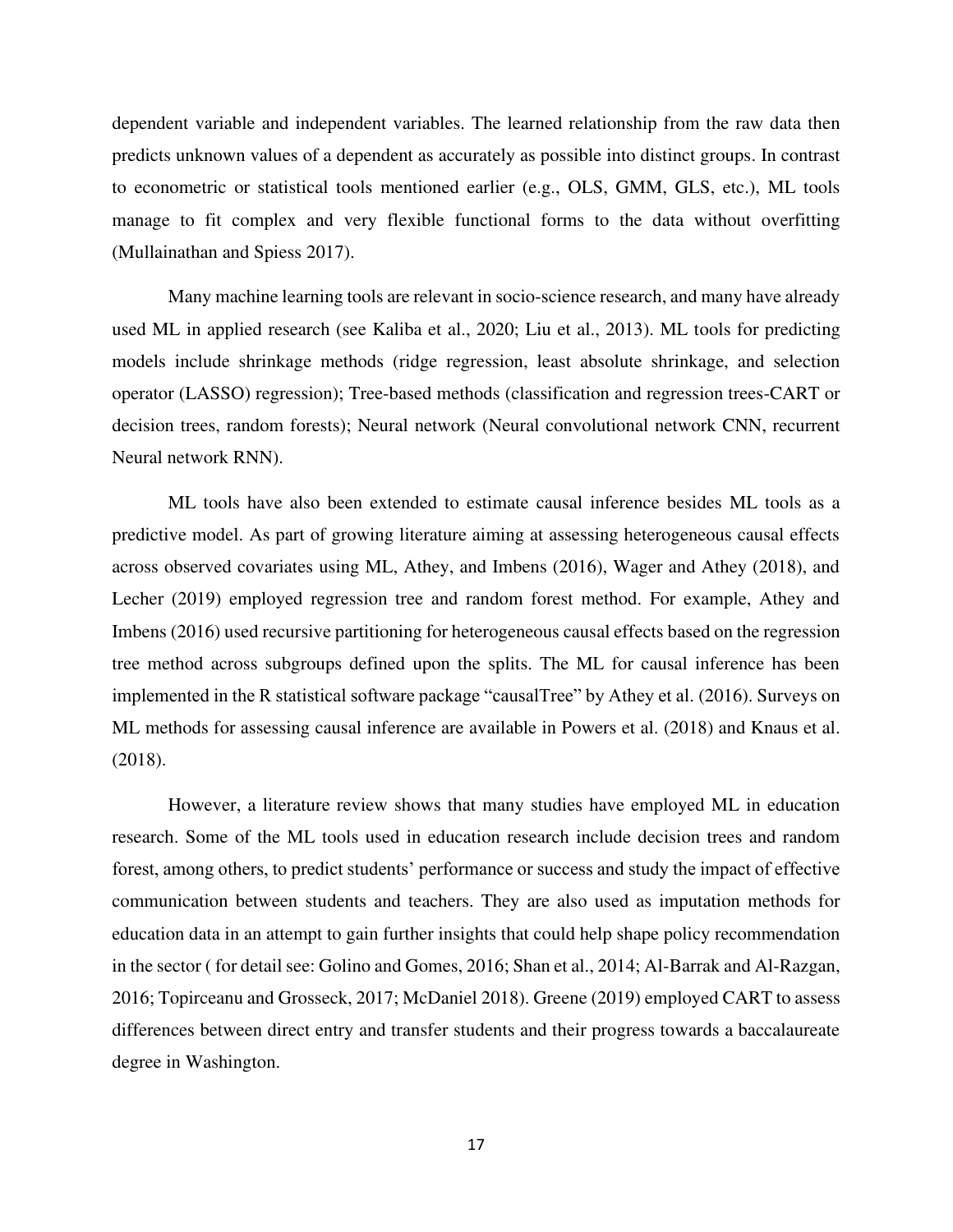dependent variable and independent variables. The learned relationship from the raw data then predicts unknown values of a dependent as accurately as possible into distinct groups. In contrast to econometric or statistical tools mentioned earlier (e.g., OLS, GMM, GLS, etc.), ML tools manage to fit complex and very flexible functional forms to the data without overfitting (Mullainathan and Spiess 2017).

Many machine learning tools are relevant in socio-science research, and many have already used ML in applied research (see Kaliba et al., 2020; Liu et al., 2013). ML tools for predicting models include shrinkage methods (ridge regression, least absolute shrinkage, and selection operator (LASSO) regression); Tree-based methods (classification and regression trees-CART or decision trees, random forests); Neural network (Neural convolutional network CNN, recurrent Neural network RNN).

ML tools have also been extended to estimate causal inference besides ML tools as a predictive model. As part of growing literature aiming at assessing heterogeneous causal effects across observed covariates using ML, Athey, and Imbens (2016), Wager and Athey (2018), and Lecher (2019) employed regression tree and random forest method. For example, Athey and Imbens (2016) used recursive partitioning for heterogeneous causal effects based on the regression tree method across subgroups defined upon the splits. The ML for causal inference has been implemented in the R statistical software package "causalTree" by Athey et al. (2016). Surveys on ML methods for assessing causal inference are available in Powers et al. (2018) and Knaus et al. (2018).

However, a literature review shows that many studies have employed ML in education research. Some of the ML tools used in education research include decision trees and random forest, among others, to predict students' performance or success and study the impact of effective communication between students and teachers. They are also used as imputation methods for education data in an attempt to gain further insights that could help shape policy recommendation in the sector ( for detail see: Golino and Gomes, 2016; Shan et al., 2014; Al-Barrak and Al-Razgan, 2016; Topirceanu and Grosseck, 2017; McDaniel 2018). Greene (2019) employed CART to assess differences between direct entry and transfer students and their progress towards a baccalaureate degree in Washington.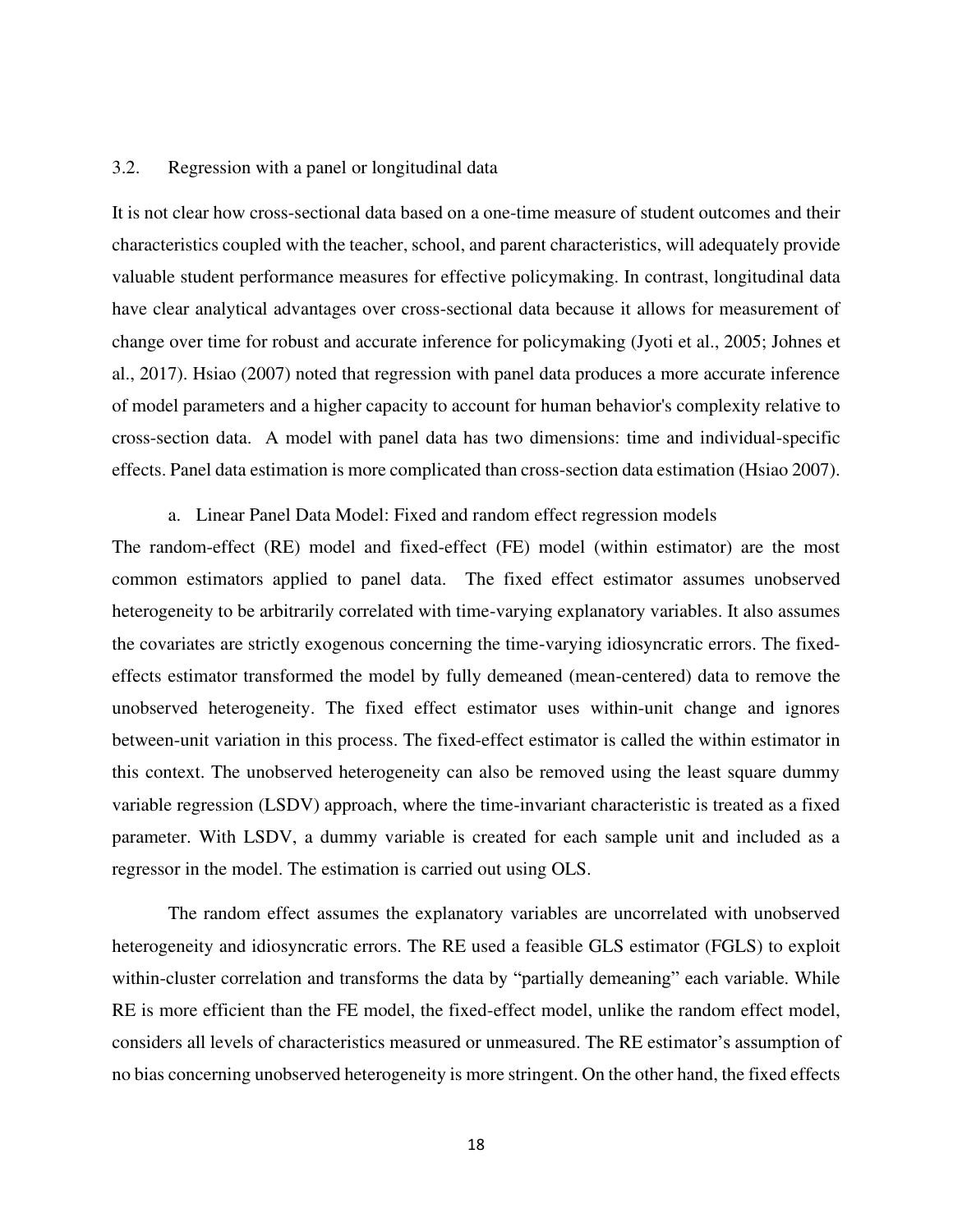### 3.2. Regression with a panel or longitudinal data

It is not clear how cross-sectional data based on a one-time measure of student outcomes and their characteristics coupled with the teacher, school, and parent characteristics, will adequately provide valuable student performance measures for effective policymaking. In contrast, longitudinal data have clear analytical advantages over cross-sectional data because it allows for measurement of change over time for robust and accurate inference for policymaking (Jyoti et al., 2005; Johnes et al., 2017). Hsiao (2007) noted that regression with panel data produces a more accurate inference of model parameters and a higher capacity to account for human behavior's complexity relative to cross-section data. A model with panel data has two dimensions: time and individual-specific effects. Panel data estimation is more complicated than cross-section data estimation (Hsiao 2007).

#### a. Linear Panel Data Model: Fixed and random effect regression models

The random-effect (RE) model and fixed-effect (FE) model (within estimator) are the most common estimators applied to panel data. The fixed effect estimator assumes unobserved heterogeneity to be arbitrarily correlated with time-varying explanatory variables. It also assumes the covariates are strictly exogenous concerning the time-varying idiosyncratic errors. The fixed-effects estimator transformed the model by fully demeaned (mean-centered) data to remove the unobserved heterogeneity. The fixed effect estimator uses within-unit change and ignores between-unit variation in this process. The fixed-effect estimator is called the within estimator in this context. The unobserved heterogeneity can also be removed using the least square dummy variable regression (LSDV) approach, where the time-invariant characteristic is treated as a fixed parameter. With LSDV, a dummy variable is created for each sample unit and included as a regressor in the model. The estimation is carried out using OLS.

The random effect assumes the explanatory variables are uncorrelated with unobserved heterogeneity and idiosyncratic errors. The RE used a feasible GLS estimator (FGLS) to exploit within-cluster correlation and transforms the data by "partially demeaning" each variable. While RE is more efficient than the FE model, the fixed-effect model, unlike the random effect model, considers all levels of characteristics measured or unmeasured. The RE estimator's assumption of no bias concerning unobserved heterogeneity is more stringent. On the other hand, the fixed effects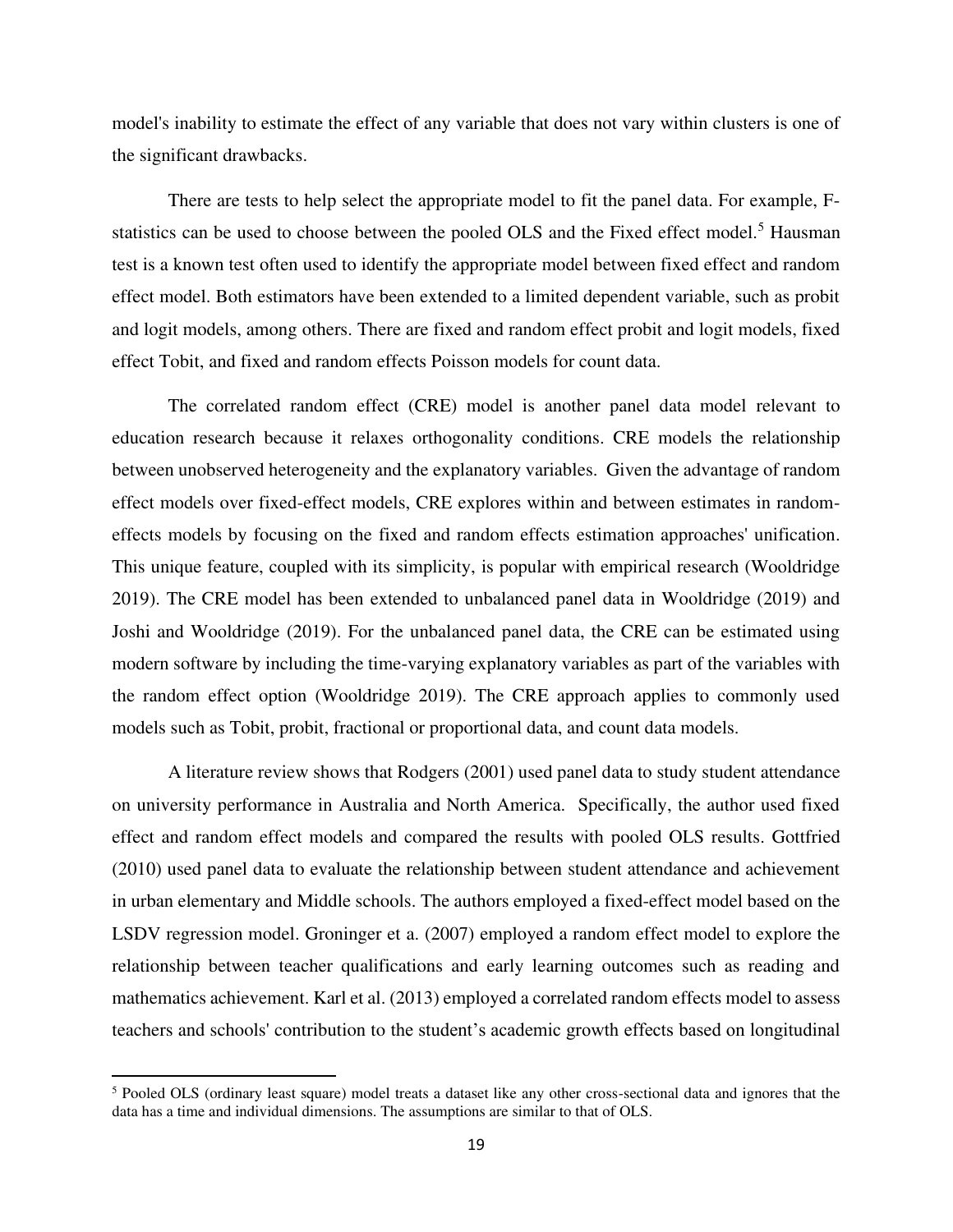model's inability to estimate the effect of any variable that does not vary within clusters is one of the significant drawbacks.

There are tests to help select the appropriate model to fit the panel data. For example, F-statistics can be used to choose between the pooled OLS and the Fixed effect model.[5] Hausman test is a known test often used to identify the appropriate model between fixed effect and random effect model. Both estimators have been extended to a limited dependent variable, such as probit and logit models, among others. There are fixed and random effect probit and logit models, fixed effect Tobit, and fixed and random effects Poisson models for count data.

The correlated random effect (CRE) model is another panel data model relevant to education research because it relaxes orthogonality conditions. CRE models the relationship between unobserved heterogeneity and the explanatory variables. Given the advantage of random effect models over fixed-effect models, CRE explores within and between estimates in random-effects models by focusing on the fixed and random effects estimation approaches' unification. This unique feature, coupled with its simplicity, is popular with empirical research (Wooldridge 2019). The CRE model has been extended to unbalanced panel data in Wooldridge (2019) and Joshi and Wooldridge (2019). For the unbalanced panel data, the CRE can be estimated using modern software by including the time-varying explanatory variables as part of the variables with the random effect option (Wooldridge 2019). The CRE approach applies to commonly used models such as Tobit, probit, fractional or proportional data, and count data models.

A literature review shows that Rodgers (2001) used panel data to study student attendance on university performance in Australia and North America. Specifically, the author used fixed effect and random effect models and compared the results with pooled OLS results. Gottfried (2010) used panel data to evaluate the relationship between student attendance and achievement in urban elementary and Middle schools. The authors employed a fixed-effect model based on the LSDV regression model. Groninger et a. (2007) employed a random effect model to explore the relationship between teacher qualifications and early learning outcomes such as reading and mathematics achievement. Karl et al. (2013) employed a correlated random effects model to assess teachers and schools' contribution to the student's academic growth effects based on longitudinal

[5] Pooled OLS (ordinary least square) model treats a dataset like any other cross-sectional data and ignores that the data has a time and individual dimensions. The assumptions are similar to that of OLS.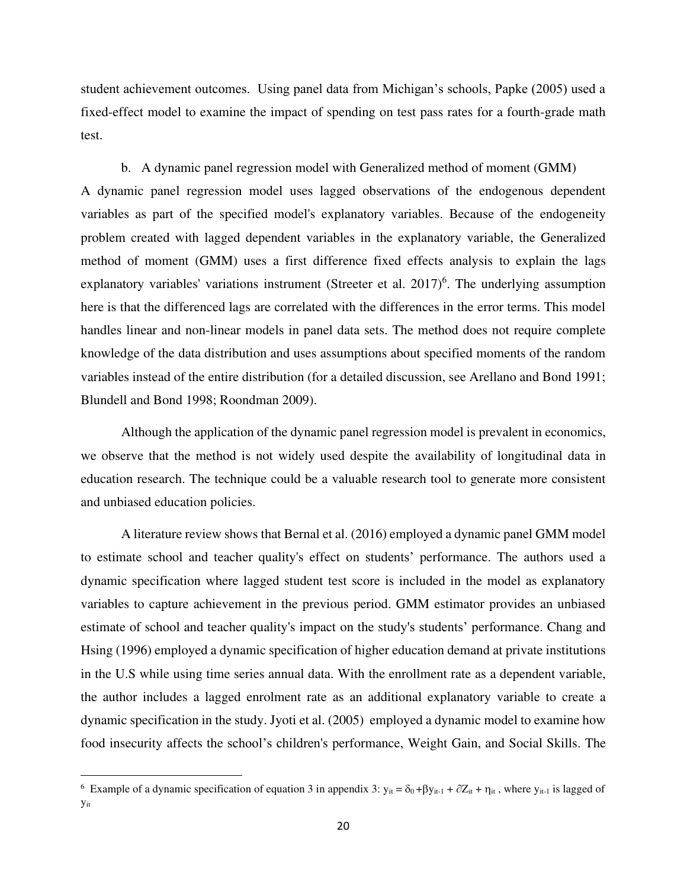student achievement outcomes. Using panel data from Michigan's schools, Papke (2005) used a fixed-effect model to examine the impact of spending on test pass rates for a fourth-grade math test.

b. A dynamic panel regression model with Generalized method of moment (GMM)

A dynamic panel regression model uses lagged observations of the endogenous dependent variables as part of the specified model's explanatory variables. Because of the endogeneity problem created with lagged dependent variables in the explanatory variable, the Generalized method of moment (GMM) uses a first difference fixed effects analysis to explain the lags explanatory variables' variations instrument (Streeter et al. 2017)[6]. The underlying assumption here is that the differenced lags are correlated with the differences in the error terms. This model handles linear and non-linear models in panel data sets. The method does not require complete knowledge of the data distribution and uses assumptions about specified moments of the random variables instead of the entire distribution (for a detailed discussion, see Arellano and Bond 1991; Blundell and Bond 1998; Roondman 2009).

Although the application of the dynamic panel regression model is prevalent in economics, we observe that the method is not widely used despite the availability of longitudinal data in education research. The technique could be a valuable research tool to generate more consistent and unbiased education policies.

A literature review shows that Bernal et al. (2016) employed a dynamic panel GMM model to estimate school and teacher quality's effect on students' performance. The authors used a dynamic specification where lagged student test score is included in the model as explanatory variables to capture achievement in the previous period. GMM estimator provides an unbiased estimate of school and teacher quality's impact on the study's students' performance. Chang and Hsing (1996) employed a dynamic specification of higher education demand at private institutions in the U.S while using time series annual data. With the enrollment rate as a dependent variable, the author includes a lagged enrolment rate as an additional explanatory variable to create a dynamic specification in the study. Jyoti et al. (2005) employed a dynamic model to examine how food insecurity affects the school's children's performance, Weight Gain, and Social Skills. The

[6] Example of a dynamic specification of equation 3 in appendix 3: $y_{it} = \delta_0 + \beta y_{it-1} + \partial Z_{it} + \eta_{it}$, where $y_{it-1}$ is lagged of $y_{it}$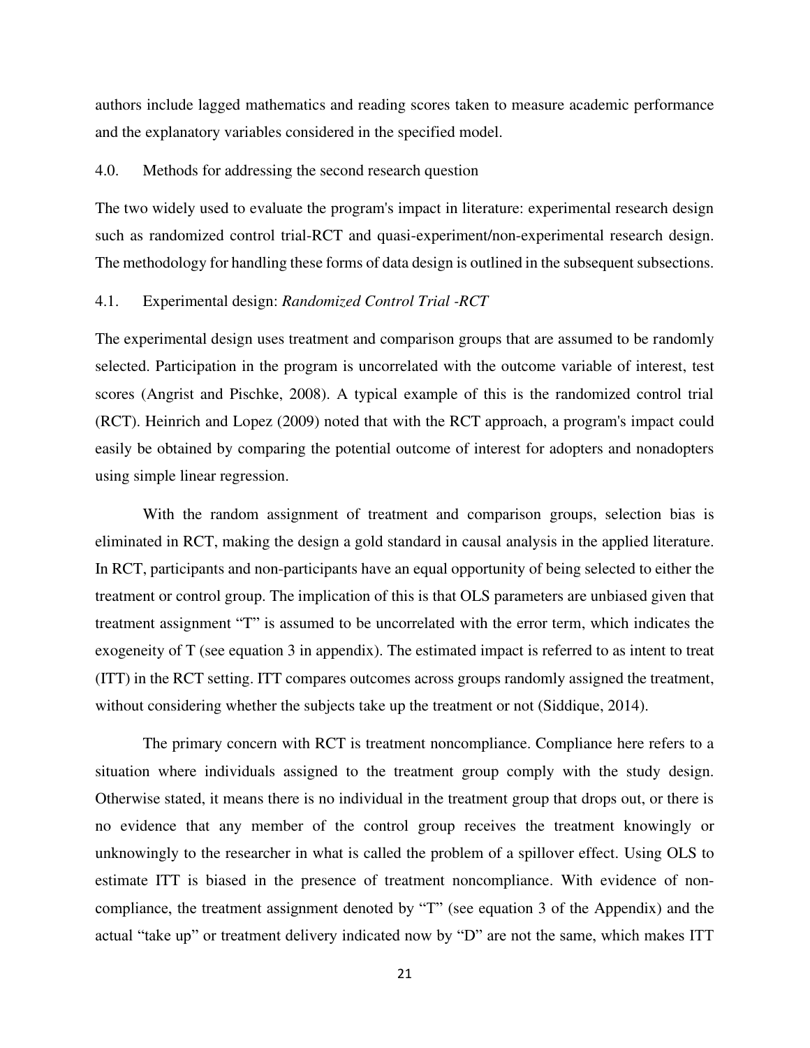authors include lagged mathematics and reading scores taken to measure academic performance and the explanatory variables considered in the specified model.

## 4.0. Methods for addressing the second research question

The two widely used to evaluate the program's impact in literature: experimental research design such as randomized control trial-RCT and quasi-experiment/non-experimental research design. The methodology for handling these forms of data design is outlined in the subsequent subsections.

### 4.1. Experimental design: *Randomized Control Trial -RCT*

The experimental design uses treatment and comparison groups that are assumed to be randomly selected. Participation in the program is uncorrelated with the outcome variable of interest, test scores (Angrist and Pischke, 2008). A typical example of this is the randomized control trial (RCT). Heinrich and Lopez (2009) noted that with the RCT approach, a program's impact could easily be obtained by comparing the potential outcome of interest for adopters and nonadopters using simple linear regression.

With the random assignment of treatment and comparison groups, selection bias is eliminated in RCT, making the design a gold standard in causal analysis in the applied literature. In RCT, participants and non-participants have an equal opportunity of being selected to either the treatment or control group. The implication of this is that OLS parameters are unbiased given that treatment assignment "T" is assumed to be uncorrelated with the error term, which indicates the exogeneity of T (see equation 3 in appendix). The estimated impact is referred to as intent to treat (ITT) in the RCT setting. ITT compares outcomes across groups randomly assigned the treatment, without considering whether the subjects take up the treatment or not (Siddique, 2014).

The primary concern with RCT is treatment noncompliance. Compliance here refers to a situation where individuals assigned to the treatment group comply with the study design. Otherwise stated, it means there is no individual in the treatment group that drops out, or there is no evidence that any member of the control group receives the treatment knowingly or unknowingly to the researcher in what is called the problem of a spillover effect. Using OLS to estimate ITT is biased in the presence of treatment noncompliance. With evidence of non-compliance, the treatment assignment denoted by "T" (see equation 3 of the Appendix) and the actual "take up" or treatment delivery indicated now by "D" are not the same, which makes ITT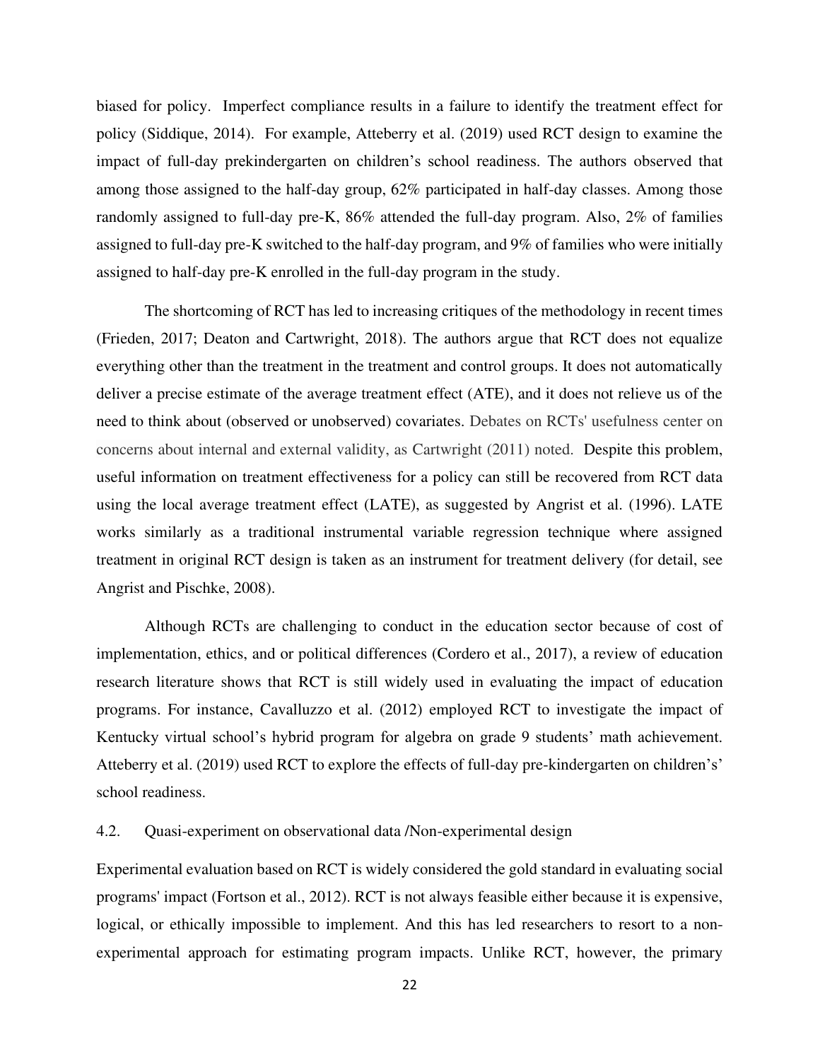biased for policy. Imperfect compliance results in a failure to identify the treatment effect for policy (Siddique, 2014). For example, Atteberry et al. (2019) used RCT design to examine the impact of full-day prekindergarten on children's school readiness. The authors observed that among those assigned to the half-day group, 62% participated in half-day classes. Among those randomly assigned to full-day pre-K, 86% attended the full-day program. Also, 2% of families assigned to full-day pre-K switched to the half-day program, and 9% of families who were initially assigned to half-day pre-K enrolled in the full-day program in the study.

The shortcoming of RCT has led to increasing critiques of the methodology in recent times (Frieden, 2017; Deaton and Cartwright, 2018). The authors argue that RCT does not equalize everything other than the treatment in the treatment and control groups. It does not automatically deliver a precise estimate of the average treatment effect (ATE), and it does not relieve us of the need to think about (observed or unobserved) covariates. Debates on RCTs' usefulness center on concerns about internal and external validity, as Cartwright (2011) noted. Despite this problem, useful information on treatment effectiveness for a policy can still be recovered from RCT data using the local average treatment effect (LATE), as suggested by Angrist et al. (1996). LATE works similarly as a traditional instrumental variable regression technique where assigned treatment in original RCT design is taken as an instrument for treatment delivery (for detail, see Angrist and Pischke, 2008).

Although RCTs are challenging to conduct in the education sector because of cost of implementation, ethics, and or political differences (Cordero et al., 2017), a review of education research literature shows that RCT is still widely used in evaluating the impact of education programs. For instance, Cavalluzzo et al. (2012) employed RCT to investigate the impact of Kentucky virtual school's hybrid program for algebra on grade 9 students' math achievement. Atteberry et al. (2019) used RCT to explore the effects of full-day pre-kindergarten on children's' school readiness.

## 4.2. Quasi-experiment on observational data /Non-experimental design

Experimental evaluation based on RCT is widely considered the gold standard in evaluating social programs' impact (Fortson et al., 2012). RCT is not always feasible either because it is expensive, logical, or ethically impossible to implement. And this has led researchers to resort to a non-experimental approach for estimating program impacts. Unlike RCT, however, the primary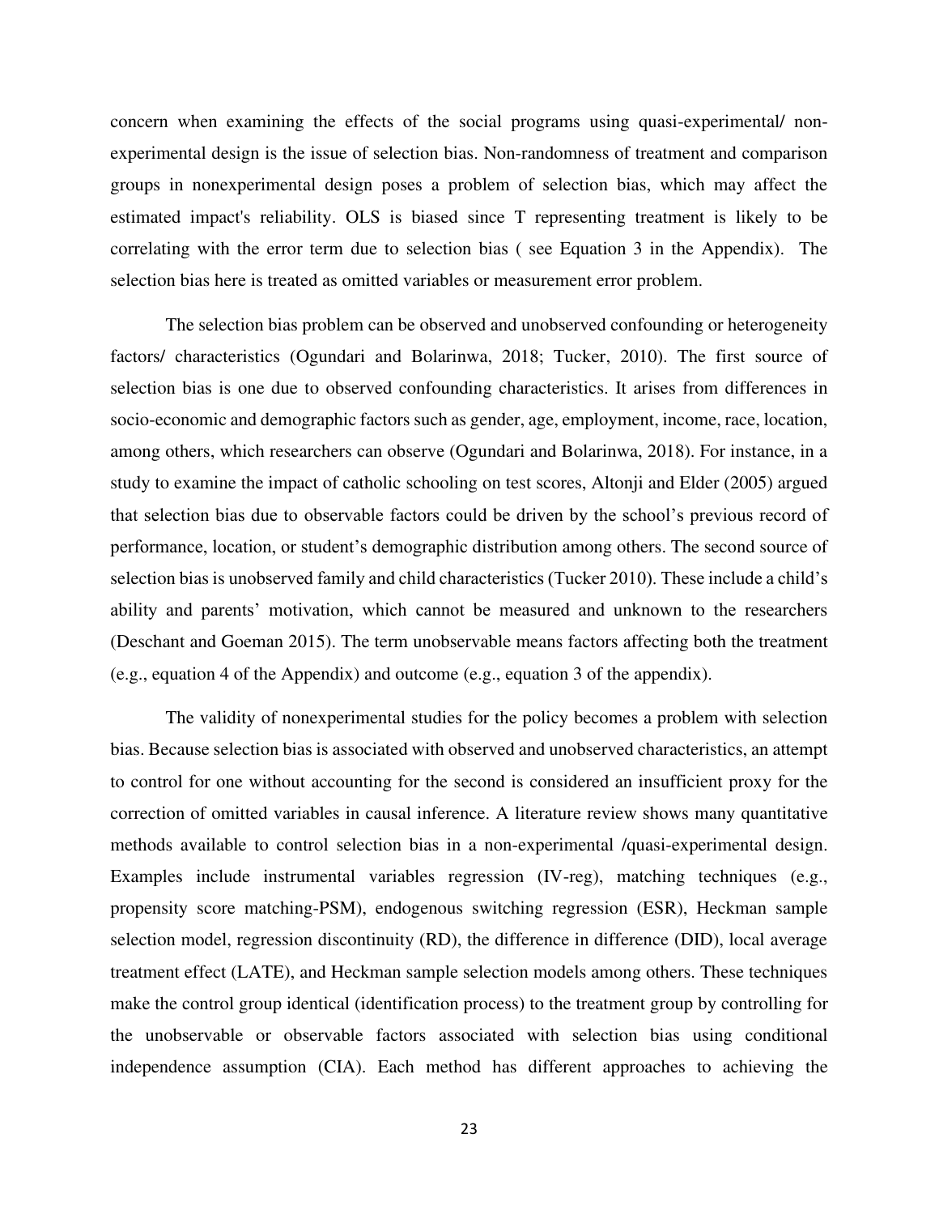concern when examining the effects of the social programs using quasi-experimental/ non-experimental design is the issue of selection bias. Non-randomness of treatment and comparison groups in nonexperimental design poses a problem of selection bias, which may affect the estimated impact's reliability. OLS is biased since T representing treatment is likely to be correlating with the error term due to selection bias ( see Equation 3 in the Appendix). The selection bias here is treated as omitted variables or measurement error problem.

The selection bias problem can be observed and unobserved confounding or heterogeneity factors/ characteristics (Ogundari and Bolarinwa, 2018; Tucker, 2010). The first source of selection bias is one due to observed confounding characteristics. It arises from differences in socio-economic and demographic factors such as gender, age, employment, income, race, location, among others, which researchers can observe (Ogundari and Bolarinwa, 2018). For instance, in a study to examine the impact of catholic schooling on test scores, Altonji and Elder (2005) argued that selection bias due to observable factors could be driven by the school's previous record of performance, location, or student's demographic distribution among others. The second source of selection bias is unobserved family and child characteristics (Tucker 2010). These include a child's ability and parents' motivation, which cannot be measured and unknown to the researchers (Deschant and Goeman 2015). The term unobservable means factors affecting both the treatment (e.g., equation 4 of the Appendix) and outcome (e.g., equation 3 of the appendix).

The validity of nonexperimental studies for the policy becomes a problem with selection bias. Because selection bias is associated with observed and unobserved characteristics, an attempt to control for one without accounting for the second is considered an insufficient proxy for the correction of omitted variables in causal inference. A literature review shows many quantitative methods available to control selection bias in a non-experimental /quasi-experimental design. Examples include instrumental variables regression (IV-reg), matching techniques (e.g., propensity score matching-PSM), endogenous switching regression (ESR), Heckman sample selection model, regression discontinuity (RD), the difference in difference (DID), local average treatment effect (LATE), and Heckman sample selection models among others. These techniques make the control group identical (identification process) to the treatment group by controlling for the unobservable or observable factors associated with selection bias using conditional independence assumption (CIA). Each method has different approaches to achieving the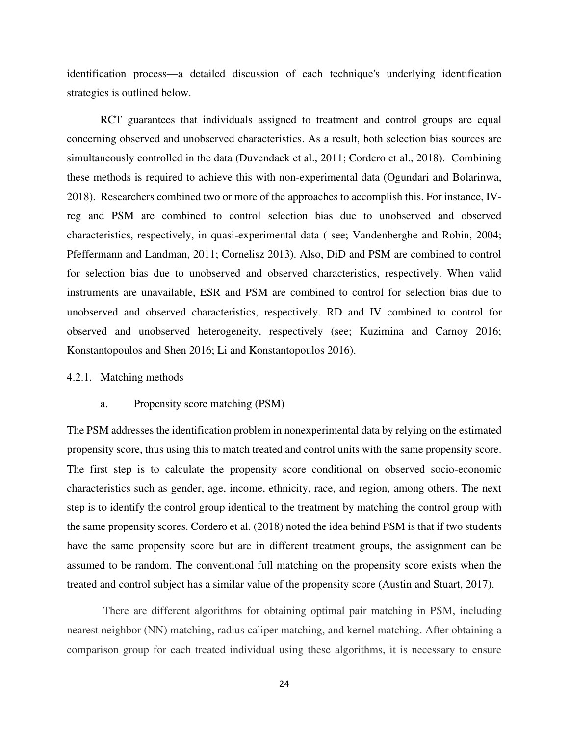identification process—a detailed discussion of each technique's underlying identification strategies is outlined below.

RCT guarantees that individuals assigned to treatment and control groups are equal concerning observed and unobserved characteristics. As a result, both selection bias sources are simultaneously controlled in the data (Duvendack et al., 2011; Cordero et al., 2018). Combining these methods is required to achieve this with non-experimental data (Ogundari and Bolarinwa, 2018). Researchers combined two or more of the approaches to accomplish this. For instance, IV-reg and PSM are combined to control selection bias due to unobserved and observed characteristics, respectively, in quasi-experimental data ( see; Vandenberghe and Robin, 2004; Pfeffermann and Landman, 2011; Cornelisz 2013). Also, DiD and PSM are combined to control for selection bias due to unobserved and observed characteristics, respectively. When valid instruments are unavailable, ESR and PSM are combined to control for selection bias due to unobserved and observed characteristics, respectively. RD and IV combined to control for observed and unobserved heterogeneity, respectively (see; Kuzimina and Carnoy 2016; Konstantopoulos and Shen 2016; Li and Konstantopoulos 2016).

### 4.2.1. Matching methods

#### a. Propensity score matching (PSM)

The PSM addresses the identification problem in nonexperimental data by relying on the estimated propensity score, thus using this to match treated and control units with the same propensity score. The first step is to calculate the propensity score conditional on observed socio-economic characteristics such as gender, age, income, ethnicity, race, and region, among others. The next step is to identify the control group identical to the treatment by matching the control group with the same propensity scores. Cordero et al. (2018) noted the idea behind PSM is that if two students have the same propensity score but are in different treatment groups, the assignment can be assumed to be random. The conventional full matching on the propensity score exists when the treated and control subject has a similar value of the propensity score (Austin and Stuart, 2017).

There are different algorithms for obtaining optimal pair matching in PSM, including nearest neighbor (NN) matching, radius caliper matching, and kernel matching. After obtaining a comparison group for each treated individual using these algorithms, it is necessary to ensure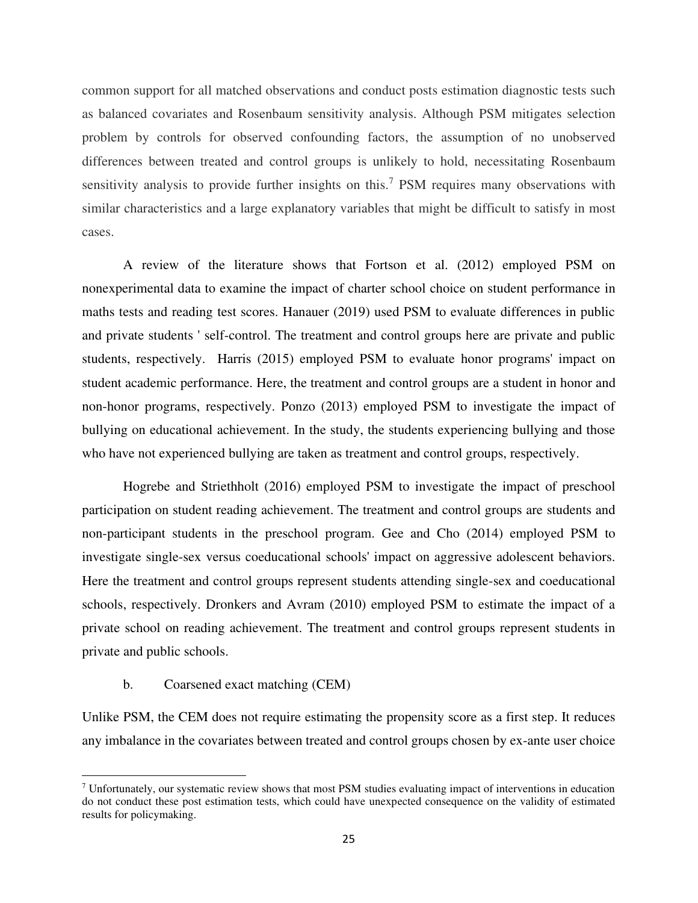common support for all matched observations and conduct posts estimation diagnostic tests such as balanced covariates and Rosenbaum sensitivity analysis. Although PSM mitigates selection problem by controls for observed confounding factors, the assumption of no unobserved differences between treated and control groups is unlikely to hold, necessitating Rosenbaum sensitivity analysis to provide further insights on this.[7] PSM requires many observations with similar characteristics and a large explanatory variables that might be difficult to satisfy in most cases.

A review of the literature shows that Fortson et al. (2012) employed PSM on nonexperimental data to examine the impact of charter school choice on student performance in maths tests and reading test scores. Hanauer (2019) used PSM to evaluate differences in public and private students ' self-control. The treatment and control groups here are private and public students, respectively. Harris (2015) employed PSM to evaluate honor programs' impact on student academic performance. Here, the treatment and control groups are a student in honor and non-honor programs, respectively. Ponzo (2013) employed PSM to investigate the impact of bullying on educational achievement. In the study, the students experiencing bullying and those who have not experienced bullying are taken as treatment and control groups, respectively.

Hogrebe and Striethholt (2016) employed PSM to investigate the impact of preschool participation on student reading achievement. The treatment and control groups are students and non-participant students in the preschool program. Gee and Cho (2014) employed PSM to investigate single-sex versus coeducational schools' impact on aggressive adolescent behaviors. Here the treatment and control groups represent students attending single-sex and coeducational schools, respectively. Dronkers and Avram (2010) employed PSM to estimate the impact of a private school on reading achievement. The treatment and control groups represent students in private and public schools.

b. Coarsened exact matching (CEM)

Unlike PSM, the CEM does not require estimating the propensity score as a first step. It reduces any imbalance in the covariates between treated and control groups chosen by ex-ante user choice

[7] Unfortunately, our systematic review shows that most PSM studies evaluating impact of interventions in education do not conduct these post estimation tests, which could have unexpected consequence on the validity of estimated results for policymaking.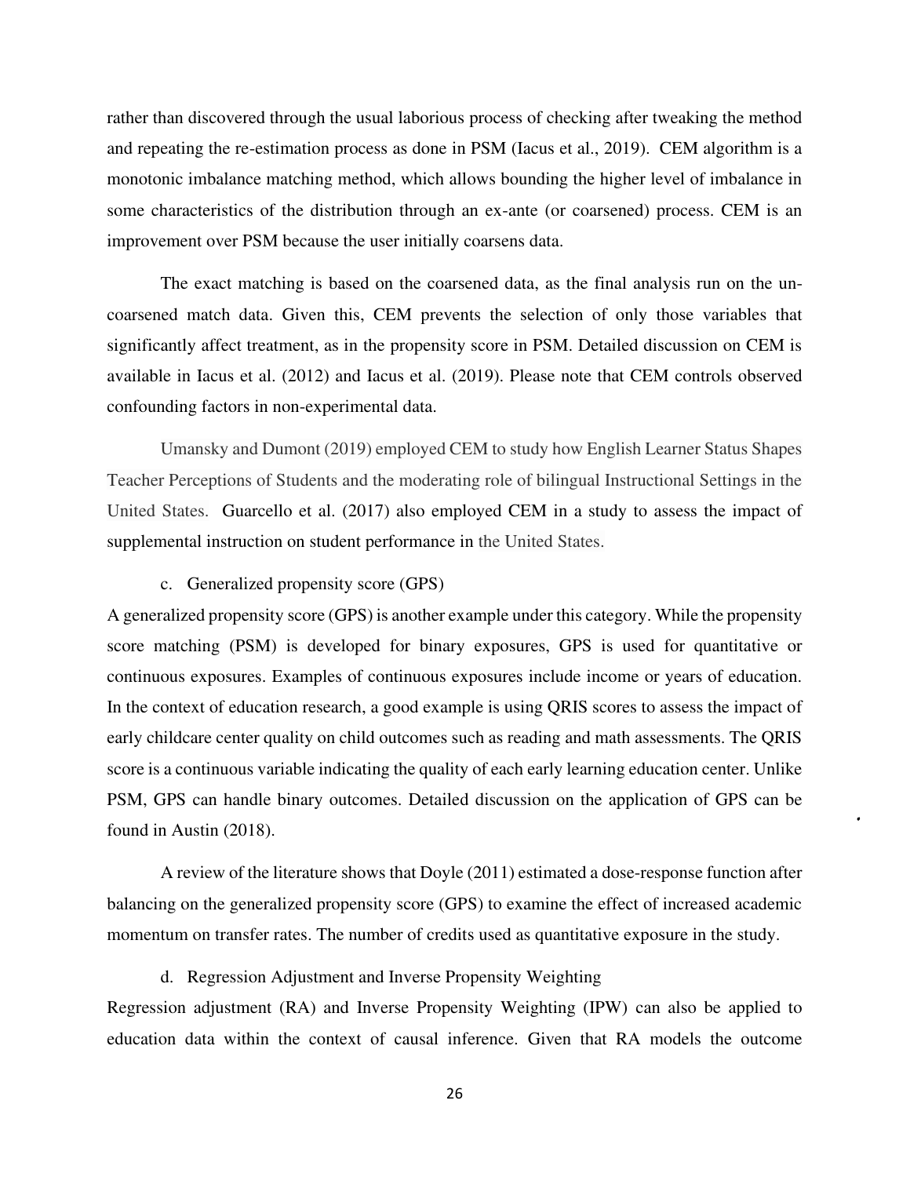rather than discovered through the usual laborious process of checking after tweaking the method and repeating the re-estimation process as done in PSM (Iacus et al., 2019). CEM algorithm is a monotonic imbalance matching method, which allows bounding the higher level of imbalance in some characteristics of the distribution through an ex-ante (or coarsened) process. CEM is an improvement over PSM because the user initially coarsens data.

The exact matching is based on the coarsened data, as the final analysis run on the un-coarsened match data. Given this, CEM prevents the selection of only those variables that significantly affect treatment, as in the propensity score in PSM. Detailed discussion on CEM is available in Iacus et al. (2012) and Iacus et al. (2019). Please note that CEM controls observed confounding factors in non-experimental data.

Umansky and Dumont (2019) employed CEM to study how English Learner Status Shapes Teacher Perceptions of Students and the moderating role of bilingual Instructional Settings in the United States. Guarcello et al. (2017) also employed CEM in a study to assess the impact of supplemental instruction on student performance in the United States.

c. Generalized propensity score (GPS)

A generalized propensity score (GPS) is another example under this category. While the propensity score matching (PSM) is developed for binary exposures, GPS is used for quantitative or continuous exposures. Examples of continuous exposures include income or years of education. In the context of education research, a good example is using QRIS scores to assess the impact of early childcare center quality on child outcomes such as reading and math assessments. The QRIS score is a continuous variable indicating the quality of each early learning education center. Unlike PSM, GPS can handle binary outcomes. Detailed discussion on the application of GPS can be found in Austin (2018).

A review of the literature shows that Doyle (2011) estimated a dose-response function after balancing on the generalized propensity score (GPS) to examine the effect of increased academic momentum on transfer rates. The number of credits used as quantitative exposure in the study.

d. Regression Adjustment and Inverse Propensity Weighting

Regression adjustment (RA) and Inverse Propensity Weighting (IPW) can also be applied to education data within the context of causal inference. Given that RA models the outcome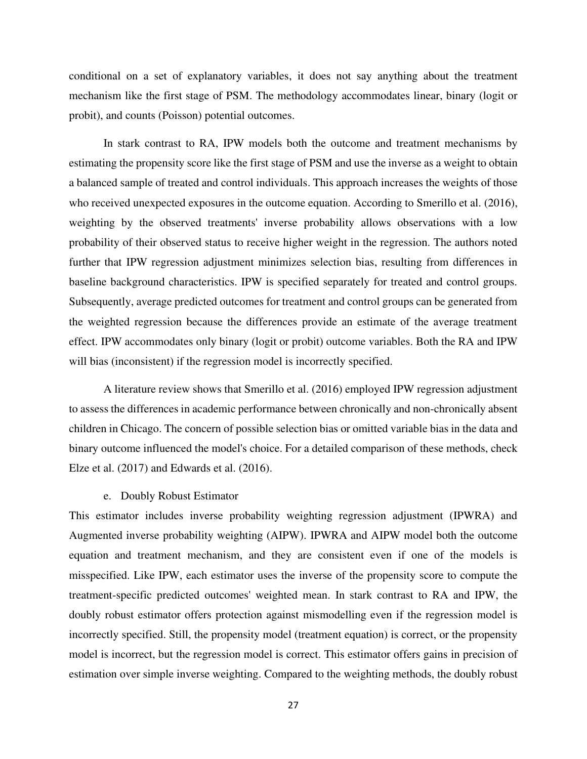conditional on a set of explanatory variables, it does not say anything about the treatment mechanism like the first stage of PSM. The methodology accommodates linear, binary (logit or probit), and counts (Poisson) potential outcomes.

In stark contrast to RA, IPW models both the outcome and treatment mechanisms by estimating the propensity score like the first stage of PSM and use the inverse as a weight to obtain a balanced sample of treated and control individuals. This approach increases the weights of those who received unexpected exposures in the outcome equation. According to Smerillo et al. (2016), weighting by the observed treatments' inverse probability allows observations with a low probability of their observed status to receive higher weight in the regression. The authors noted further that IPW regression adjustment minimizes selection bias, resulting from differences in baseline background characteristics. IPW is specified separately for treated and control groups. Subsequently, average predicted outcomes for treatment and control groups can be generated from the weighted regression because the differences provide an estimate of the average treatment effect. IPW accommodates only binary (logit or probit) outcome variables. Both the RA and IPW will bias (inconsistent) if the regression model is incorrectly specified.

A literature review shows that Smerillo et al. (2016) employed IPW regression adjustment to assess the differences in academic performance between chronically and non-chronically absent children in Chicago. The concern of possible selection bias or omitted variable bias in the data and binary outcome influenced the model's choice. For a detailed comparison of these methods, check Elze et al. (2017) and Edwards et al. (2016).

e. Doubly Robust Estimator

This estimator includes inverse probability weighting regression adjustment (IPWRA) and Augmented inverse probability weighting (AIPW). IPWRA and AIPW model both the outcome equation and treatment mechanism, and they are consistent even if one of the models is misspecified. Like IPW, each estimator uses the inverse of the propensity score to compute the treatment-specific predicted outcomes' weighted mean. In stark contrast to RA and IPW, the doubly robust estimator offers protection against mismodelling even if the regression model is incorrectly specified. Still, the propensity model (treatment equation) is correct, or the propensity model is incorrect, but the regression model is correct. This estimator offers gains in precision of estimation over simple inverse weighting. Compared to the weighting methods, the doubly robust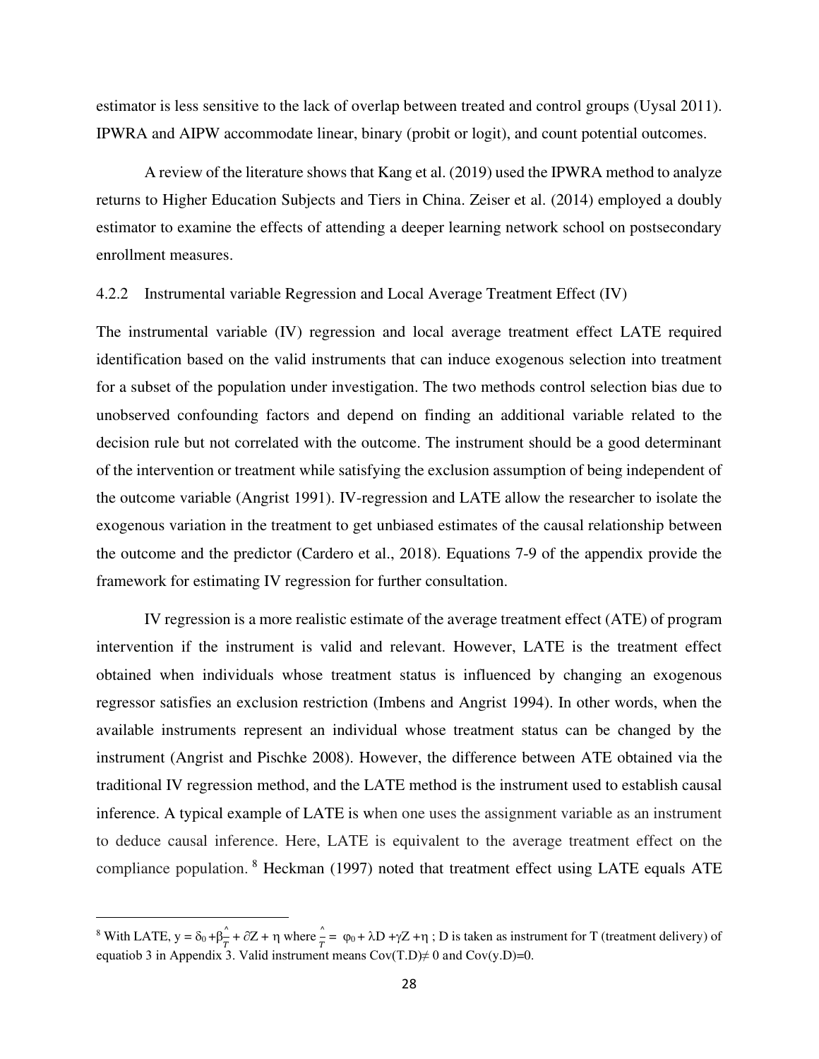estimator is less sensitive to the lack of overlap between treated and control groups (Uysal 2011). IPWRA and AIPW accommodate linear, binary (probit or logit), and count potential outcomes.

A review of the literature shows that Kang et al. (2019) used the IPWRA method to analyze returns to Higher Education Subjects and Tiers in China. Zeiser et al. (2014) employed a doubly estimator to examine the effects of attending a deeper learning network school on postsecondary enrollment measures.

#### 4.2.2 Instrumental variable Regression and Local Average Treatment Effect (IV)

The instrumental variable (IV) regression and local average treatment effect LATE required identification based on the valid instruments that can induce exogenous selection into treatment for a subset of the population under investigation. The two methods control selection bias due to unobserved confounding factors and depend on finding an additional variable related to the decision rule but not correlated with the outcome. The instrument should be a good determinant of the intervention or treatment while satisfying the exclusion assumption of being independent of the outcome variable (Angrist 1991). IV-regression and LATE allow the researcher to isolate the exogenous variation in the treatment to get unbiased estimates of the causal relationship between the outcome and the predictor (Cardero et al., 2018). Equations 7-9 of the appendix provide the framework for estimating IV regression for further consultation.

IV regression is a more realistic estimate of the average treatment effect (ATE) of program intervention if the instrument is valid and relevant. However, LATE is the treatment effect obtained when individuals whose treatment status is influenced by changing an exogenous regressor satisfies an exclusion restriction (Imbens and Angrist 1994). In other words, when the available instruments represent an individual whose treatment status can be changed by the instrument (Angrist and Pischke 2008). However, the difference between ATE obtained via the traditional IV regression method, and the LATE method is the instrument used to establish causal inference. A typical example of LATE is when one uses the assignment variable as an instrument to deduce causal inference. Here, LATE is equivalent to the average treatment effect on the compliance population. [8] Heckman (1997) noted that treatment effect using LATE equals ATE

---

[8] With LATE, $y = \delta_0 + \beta\hat{T} + \partial Z + \eta$ where $\hat{T} = \varphi_0 + \lambda D + \gamma Z + \eta$ ; D is taken as instrument for T (treatment delivery) of equatiob 3 in Appendix 3. Valid instrument means $Cov(T.D) \neq 0$ and $Cov(y.D)=0$.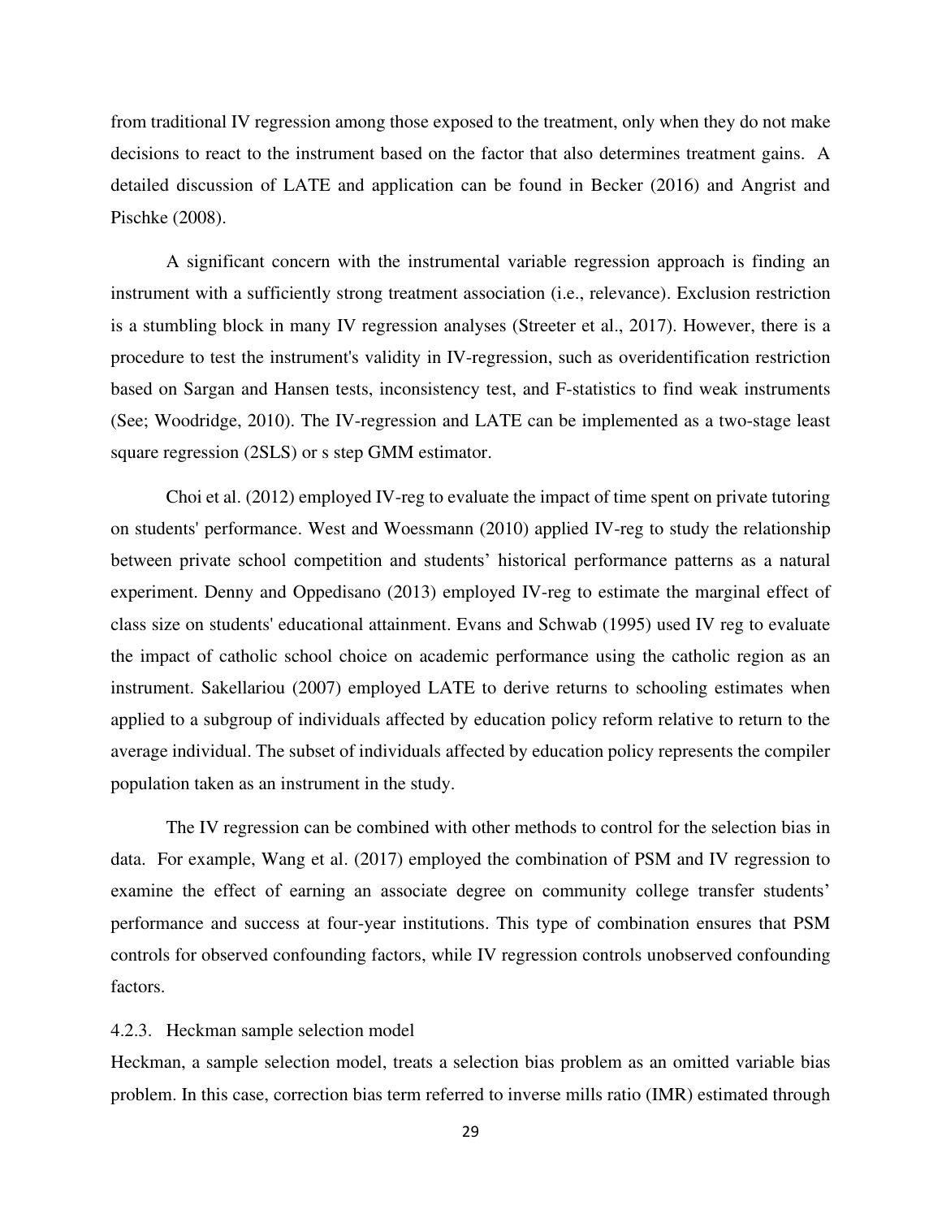from traditional IV regression among those exposed to the treatment, only when they do not make decisions to react to the instrument based on the factor that also determines treatment gains. A detailed discussion of LATE and application can be found in Becker (2016) and Angrist and Pischke (2008).

A significant concern with the instrumental variable regression approach is finding an instrument with a sufficiently strong treatment association (i.e., relevance). Exclusion restriction is a stumbling block in many IV regression analyses (Streeter et al., 2017). However, there is a procedure to test the instrument's validity in IV-regression, such as overidentification restriction based on Sargan and Hansen tests, inconsistency test, and F-statistics to find weak instruments (See; Woodridge, 2010). The IV-regression and LATE can be implemented as a two-stage least square regression (2SLS) or s step GMM estimator.

Choi et al. (2012) employed IV-reg to evaluate the impact of time spent on private tutoring on students' performance. West and Woessmann (2010) applied IV-reg to study the relationship between private school competition and students' historical performance patterns as a natural experiment. Denny and Oppedisano (2013) employed IV-reg to estimate the marginal effect of class size on students' educational attainment. Evans and Schwab (1995) used IV reg to evaluate the impact of catholic school choice on academic performance using the catholic region as an instrument. Sakellariou (2007) employed LATE to derive returns to schooling estimates when applied to a subgroup of individuals affected by education policy reform relative to return to the average individual. The subset of individuals affected by education policy represents the compiler population taken as an instrument in the study.

The IV regression can be combined with other methods to control for the selection bias in data. For example, Wang et al. (2017) employed the combination of PSM and IV regression to examine the effect of earning an associate degree on community college transfer students' performance and success at four-year institutions. This type of combination ensures that PSM controls for observed confounding factors, while IV regression controls unobserved confounding factors.

#### 4.2.3. Heckman sample selection model

Heckman, a sample selection model, treats a selection bias problem as an omitted variable bias problem. In this case, correction bias term referred to inverse mills ratio (IMR) estimated through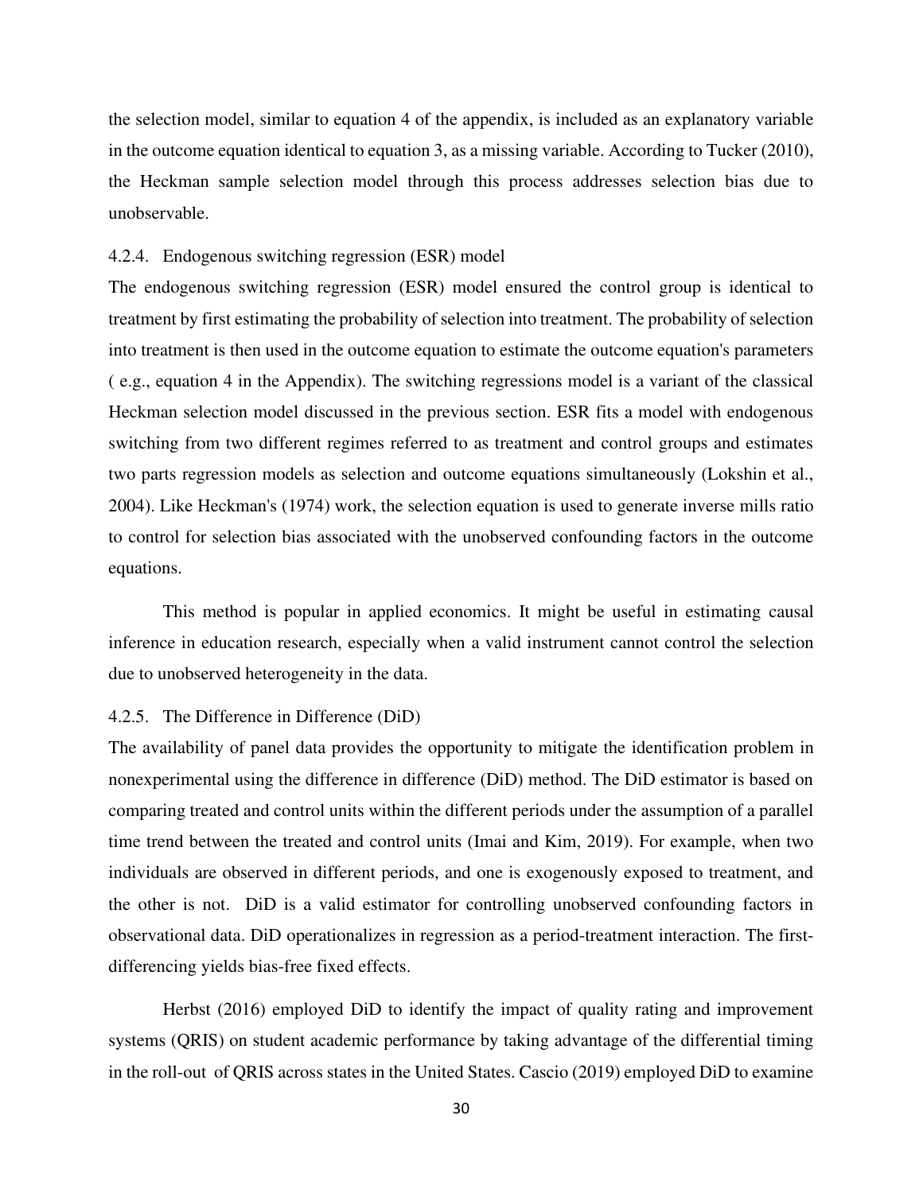the selection model, similar to equation 4 of the appendix, is included as an explanatory variable in the outcome equation identical to equation 3, as a missing variable. According to Tucker (2010), the Heckman sample selection model through this process addresses selection bias due to unobservable.

#### 4.2.4. Endogenous switching regression (ESR) model

The endogenous switching regression (ESR) model ensured the control group is identical to treatment by first estimating the probability of selection into treatment. The probability of selection into treatment is then used in the outcome equation to estimate the outcome equation's parameters ( e.g., equation 4 in the Appendix). The switching regressions model is a variant of the classical Heckman selection model discussed in the previous section. ESR fits a model with endogenous switching from two different regimes referred to as treatment and control groups and estimates two parts regression models as selection and outcome equations simultaneously (Lokshin et al., 2004). Like Heckman's (1974) work, the selection equation is used to generate inverse mills ratio to control for selection bias associated with the unobserved confounding factors in the outcome equations.

This method is popular in applied economics. It might be useful in estimating causal inference in education research, especially when a valid instrument cannot control the selection due to unobserved heterogeneity in the data.

#### 4.2.5. The Difference in Difference (DiD)

The availability of panel data provides the opportunity to mitigate the identification problem in nonexperimental using the difference in difference (DiD) method. The DiD estimator is based on comparing treated and control units within the different periods under the assumption of a parallel time trend between the treated and control units (Imai and Kim, 2019). For example, when two individuals are observed in different periods, and one is exogenously exposed to treatment, and the other is not. DiD is a valid estimator for controlling unobserved confounding factors in observational data. DiD operationalizes in regression as a period-treatment interaction. The first-differencing yields bias-free fixed effects.

Herbst (2016) employed DiD to identify the impact of quality rating and improvement systems (QRIS) on student academic performance by taking advantage of the differential timing in the roll-out of QRIS across states in the United States. Cascio (2019) employed DiD to examine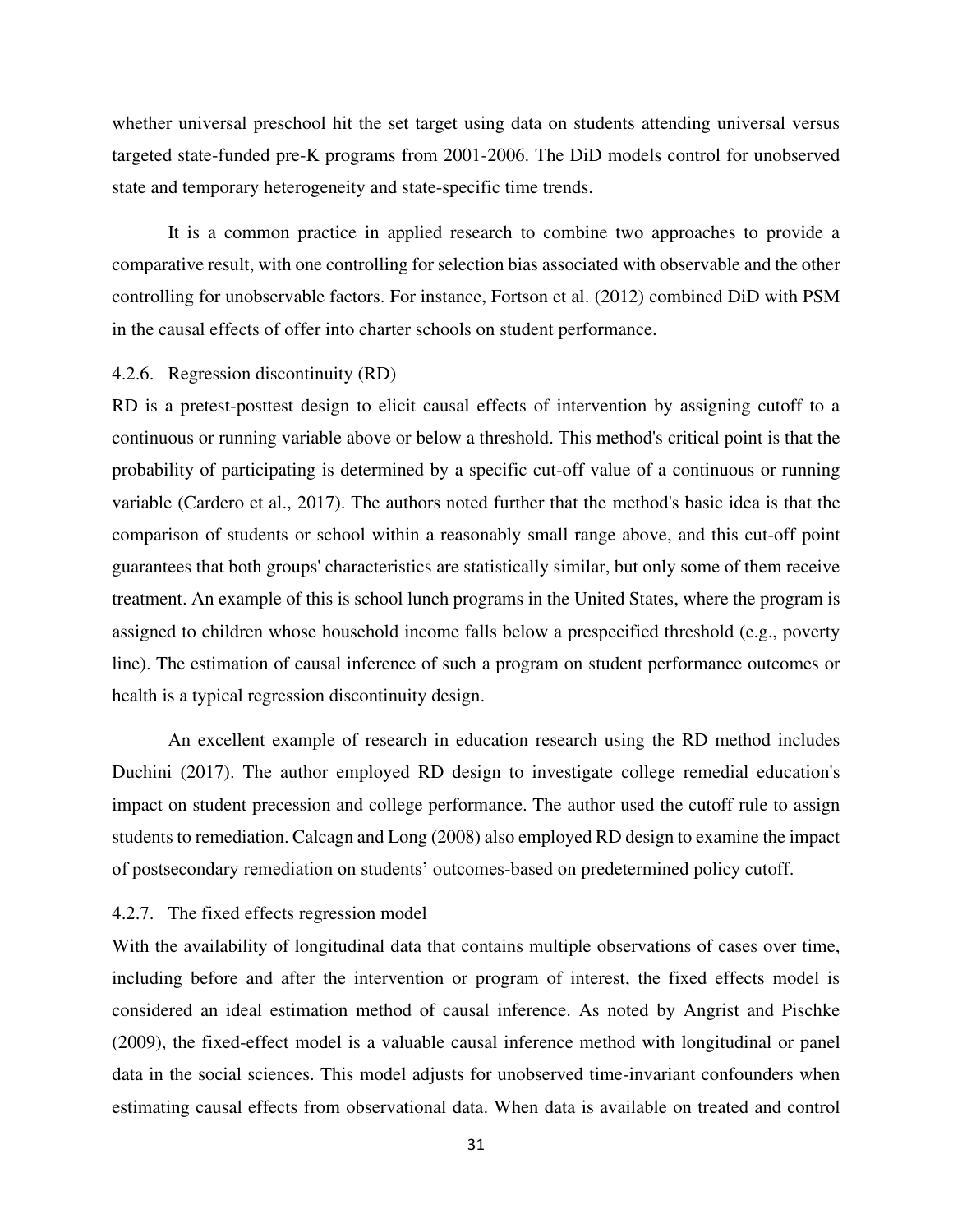whether universal preschool hit the set target using data on students attending universal versus targeted state-funded pre-K programs from 2001-2006. The DiD models control for unobserved state and temporary heterogeneity and state-specific time trends.

It is a common practice in applied research to combine two approaches to provide a comparative result, with one controlling for selection bias associated with observable and the other controlling for unobservable factors. For instance, Fortson et al. (2012) combined DiD with PSM in the causal effects of offer into charter schools on student performance.

### 4.2.6. Regression discontinuity (RD)

RD is a pretest-posttest design to elicit causal effects of intervention by assigning cutoff to a continuous or running variable above or below a threshold. This method's critical point is that the probability of participating is determined by a specific cut-off value of a continuous or running variable (Cardero et al., 2017). The authors noted further that the method's basic idea is that the comparison of students or school within a reasonably small range above, and this cut-off point guarantees that both groups' characteristics are statistically similar, but only some of them receive treatment. An example of this is school lunch programs in the United States, where the program is assigned to children whose household income falls below a prespecified threshold (e.g., poverty line). The estimation of causal inference of such a program on student performance outcomes or health is a typical regression discontinuity design.

An excellent example of research in education research using the RD method includes Duchini (2017). The author employed RD design to investigate college remedial education's impact on student precession and college performance. The author used the cutoff rule to assign students to remediation. Calcagn and Long (2008) also employed RD design to examine the impact of postsecondary remediation on students' outcomes-based on predetermined policy cutoff.

### 4.2.7. The fixed effects regression model

With the availability of longitudinal data that contains multiple observations of cases over time, including before and after the intervention or program of interest, the fixed effects model is considered an ideal estimation method of causal inference. As noted by Angrist and Pischke (2009), the fixed-effect model is a valuable causal inference method with longitudinal or panel data in the social sciences. This model adjusts for unobserved time-invariant confounders when estimating causal effects from observational data. When data is available on treated and control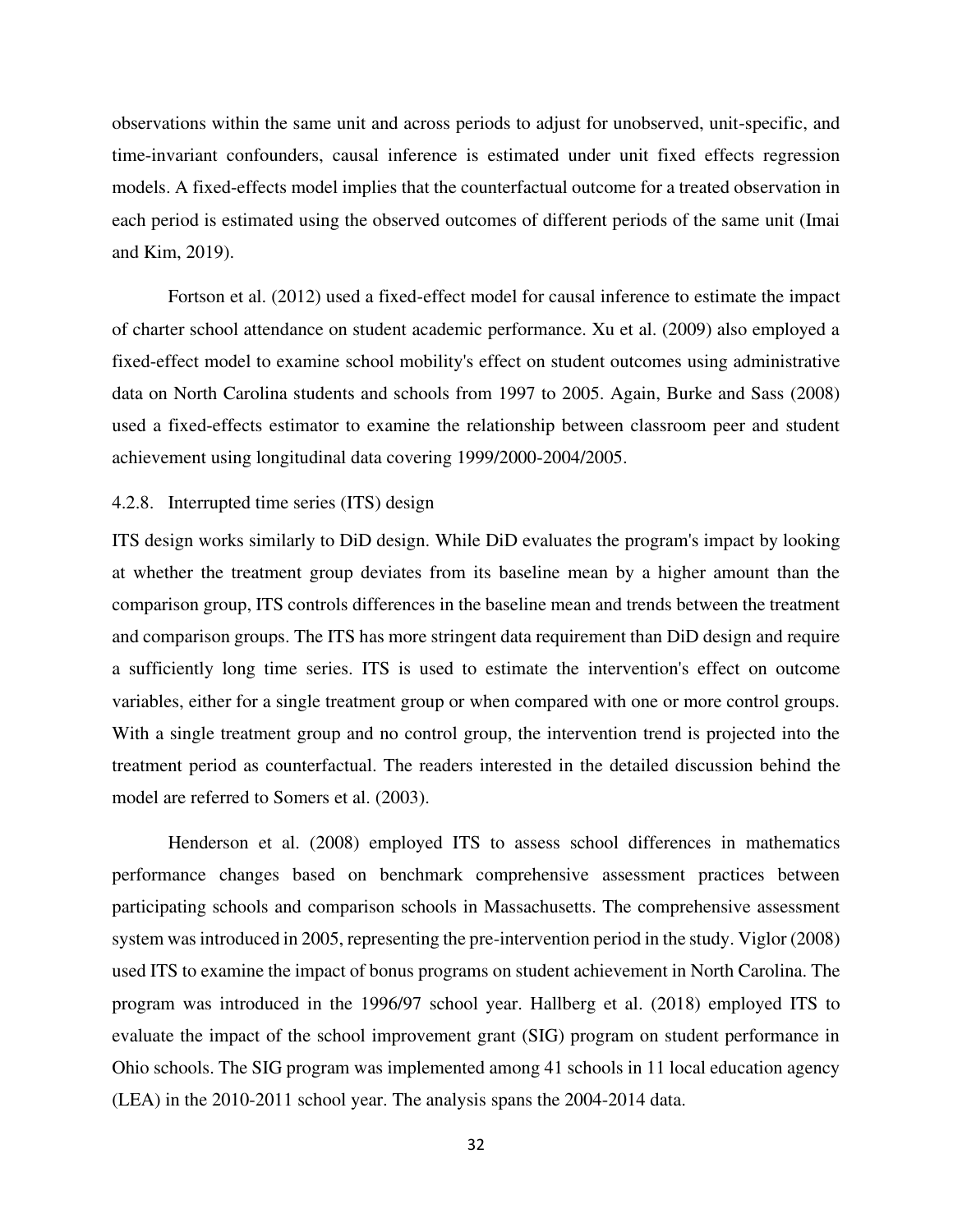observations within the same unit and across periods to adjust for unobserved, unit-specific, and time-invariant confounders, causal inference is estimated under unit fixed effects regression models. A fixed-effects model implies that the counterfactual outcome for a treated observation in each period is estimated using the observed outcomes of different periods of the same unit (Imai and Kim, 2019).

Fortson et al. (2012) used a fixed-effect model for causal inference to estimate the impact of charter school attendance on student academic performance. Xu et al. (2009) also employed a fixed-effect model to examine school mobility's effect on student outcomes using administrative data on North Carolina students and schools from 1997 to 2005. Again, Burke and Sass (2008) used a fixed-effects estimator to examine the relationship between classroom peer and student achievement using longitudinal data covering 1999/2000-2004/2005.

### 4.2.8. Interrupted time series (ITS) design

ITS design works similarly to DiD design. While DiD evaluates the program's impact by looking at whether the treatment group deviates from its baseline mean by a higher amount than the comparison group, ITS controls differences in the baseline mean and trends between the treatment and comparison groups. The ITS has more stringent data requirement than DiD design and require a sufficiently long time series. ITS is used to estimate the intervention's effect on outcome variables, either for a single treatment group or when compared with one or more control groups. With a single treatment group and no control group, the intervention trend is projected into the treatment period as counterfactual. The readers interested in the detailed discussion behind the model are referred to Somers et al. (2003).

Henderson et al. (2008) employed ITS to assess school differences in mathematics performance changes based on benchmark comprehensive assessment practices between participating schools and comparison schools in Massachusetts. The comprehensive assessment system was introduced in 2005, representing the pre-intervention period in the study. Viglor (2008) used ITS to examine the impact of bonus programs on student achievement in North Carolina. The program was introduced in the 1996/97 school year. Hallberg et al. (2018) employed ITS to evaluate the impact of the school improvement grant (SIG) program on student performance in Ohio schools. The SIG program was implemented among 41 schools in 11 local education agency (LEA) in the 2010-2011 school year. The analysis spans the 2004-2014 data.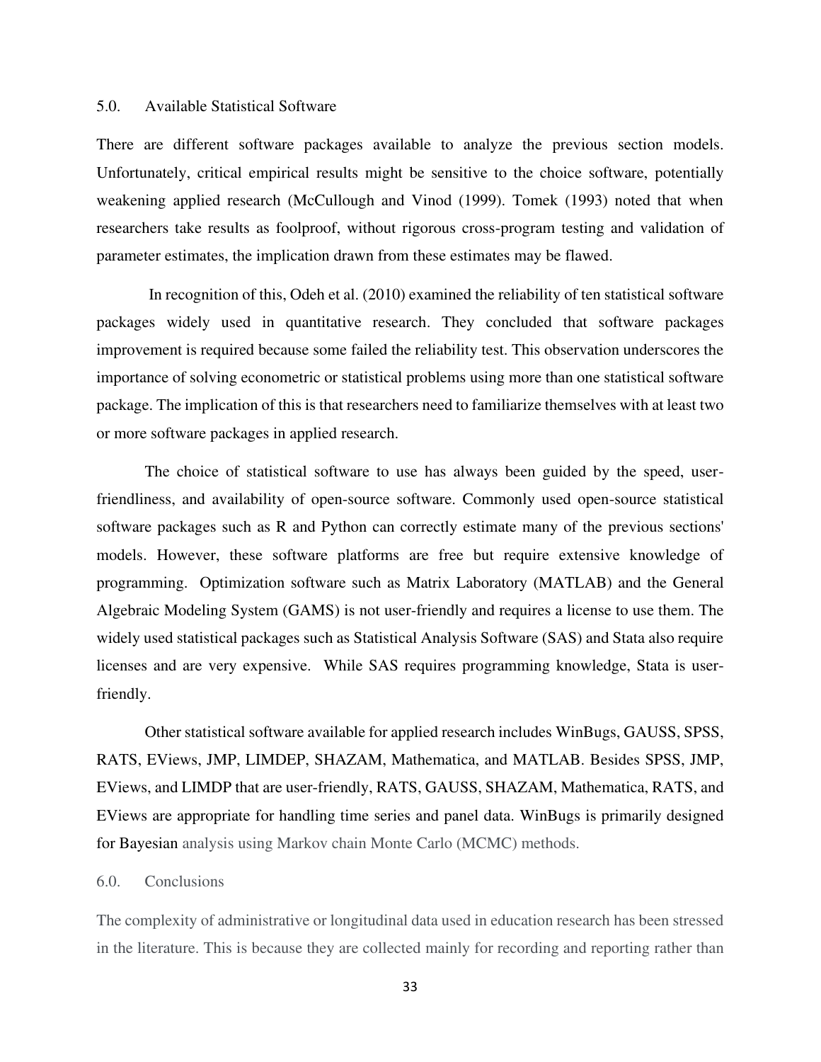## 5.0. Available Statistical Software

There are different software packages available to analyze the previous section models. Unfortunately, critical empirical results might be sensitive to the choice software, potentially weakening applied research (McCullough and Vinod (1999). Tomek (1993) noted that when researchers take results as foolproof, without rigorous cross-program testing and validation of parameter estimates, the implication drawn from these estimates may be flawed.

In recognition of this, Odeh et al. (2010) examined the reliability of ten statistical software packages widely used in quantitative research. They concluded that software packages improvement is required because some failed the reliability test. This observation underscores the importance of solving econometric or statistical problems using more than one statistical software package. The implication of this is that researchers need to familiarize themselves with at least two or more software packages in applied research.

The choice of statistical software to use has always been guided by the speed, user-friendliness, and availability of open-source software. Commonly used open-source statistical software packages such as R and Python can correctly estimate many of the previous sections' models. However, these software platforms are free but require extensive knowledge of programming. Optimization software such as Matrix Laboratory (MATLAB) and the General Algebraic Modeling System (GAMS) is not user-friendly and requires a license to use them. The widely used statistical packages such as Statistical Analysis Software (SAS) and Stata also require licenses and are very expensive. While SAS requires programming knowledge, Stata is user-friendly.

Other statistical software available for applied research includes WinBugs, GAUSS, SPSS, RATS, EViews, JMP, LIMDEP, SHAZAM, Mathematica, and MATLAB. Besides SPSS, JMP, EViews, and LIMDP that are user-friendly, RATS, GAUSS, SHAZAM, Mathematica, RATS, and EViews are appropriate for handling time series and panel data. WinBugs is primarily designed for Bayesian analysis using Markov chain Monte Carlo (MCMC) methods.

## 6.0. Conclusions

The complexity of administrative or longitudinal data used in education research has been stressed in the literature. This is because they are collected mainly for recording and reporting rather than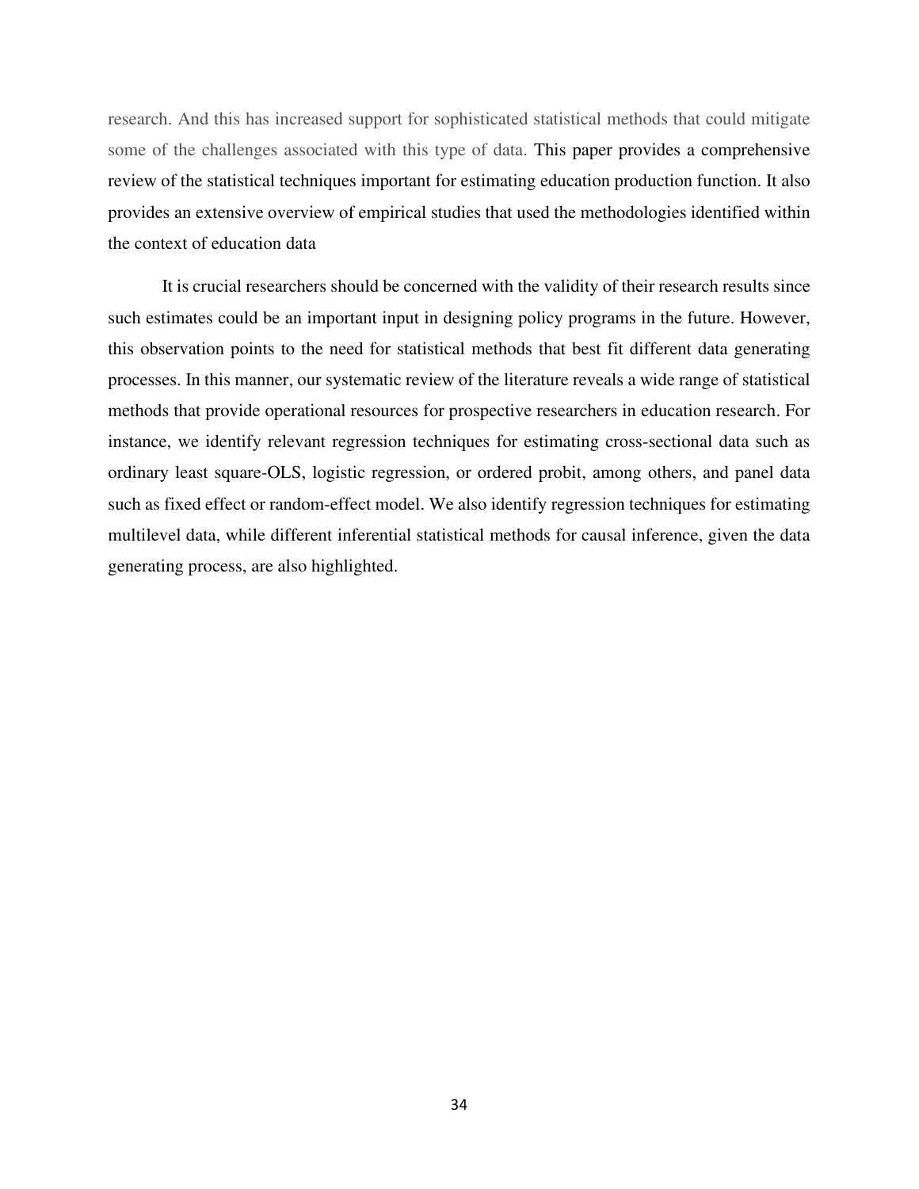research. And this has increased support for sophisticated statistical methods that could mitigate some of the challenges associated with this type of data. This paper provides a comprehensive review of the statistical techniques important for estimating education production function. It also provides an extensive overview of empirical studies that used the methodologies identified within the context of education data

It is crucial researchers should be concerned with the validity of their research results since such estimates could be an important input in designing policy programs in the future. However, this observation points to the need for statistical methods that best fit different data generating processes. In this manner, our systematic review of the literature reveals a wide range of statistical methods that provide operational resources for prospective researchers in education research. For instance, we identify relevant regression techniques for estimating cross-sectional data such as ordinary least square-OLS, logistic regression, or ordered probit, among others, and panel data such as fixed effect or random-effect model. We also identify regression techniques for estimating multilevel data, while different inferential statistical methods for causal inference, given the data generating process, are also highlighted.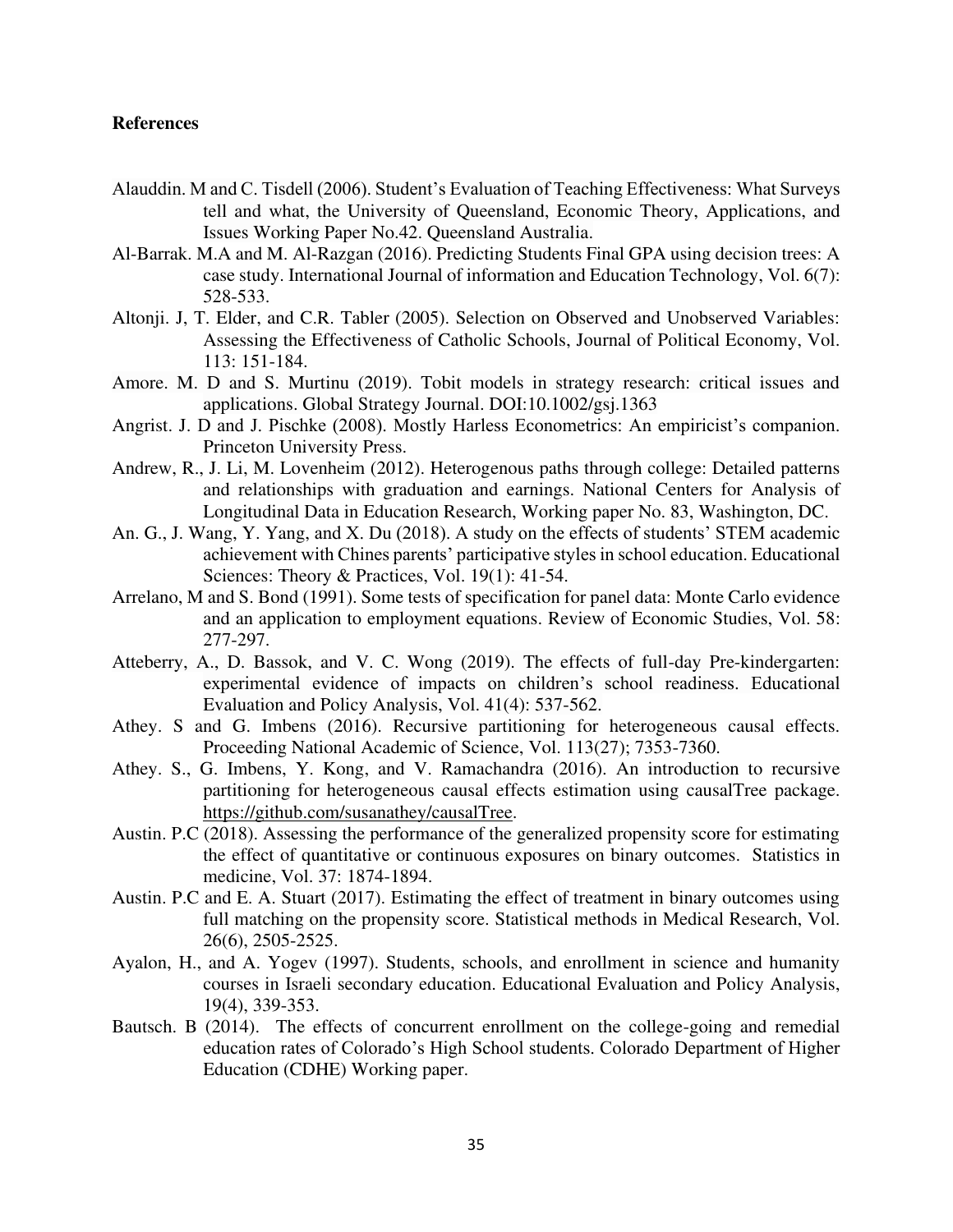**References**

Alauddin. M and C. Tisdell (2006). Student's Evaluation of Teaching Effectiveness: What Surveys tell and what, the University of Queensland, Economic Theory, Applications, and Issues Working Paper No.42. Queensland Australia.

Al-Barrak. M.A and M. Al-Razgan (2016). Predicting Students Final GPA using decision trees: A case study. International Journal of information and Education Technology, Vol. 6(7): 528-533.

Altonji. J, T. Elder, and C.R. Tabler (2005). Selection on Observed and Unobserved Variables: Assessing the Effectiveness of Catholic Schools, Journal of Political Economy, Vol. 113: 151-184.

Amore. M. D and S. Murtinu (2019). Tobit models in strategy research: critical issues and applications. Global Strategy Journal. DOI:10.1002/gsj.1363

Angrist. J. D and J. Pischke (2008). Mostly Harless Econometrics: An empiricist's companion. Princeton University Press.

Andrew, R., J. Li, M. Lovenheim (2012). Heterogenous paths through college: Detailed patterns and relationships with graduation and earnings. National Centers for Analysis of Longitudinal Data in Education Research, Working paper No. 83, Washington, DC.

An. G., J. Wang, Y. Yang, and X. Du (2018). A study on the effects of students' STEM academic achievement with Chines parents' participative styles in school education. Educational Sciences: Theory & Practices, Vol. 19(1): 41-54.

Arrelano, M and S. Bond (1991). Some tests of specification for panel data: Monte Carlo evidence and an application to employment equations. Review of Economic Studies, Vol. 58: 277-297.

Atteberry, A., D. Bassok, and V. C. Wong (2019). The effects of full-day Pre-kindergarten: experimental evidence of impacts on children's school readiness. Educational Evaluation and Policy Analysis, Vol. 41(4): 537-562.

Athey. S and G. Imbens (2016). Recursive partitioning for heterogeneous causal effects. Proceeding National Academic of Science, Vol. 113(27); 7353-7360.

Athey. S., G. Imbens, Y. Kong, and V. Ramachandra (2016). An introduction to recursive partitioning for heterogeneous causal effects estimation using causalTree package. https://github.com/susanathey/causalTree.

Austin. P.C (2018). Assessing the performance of the generalized propensity score for estimating the effect of quantitative or continuous exposures on binary outcomes. Statistics in medicine, Vol. 37: 1874-1894.

Austin. P.C and E. A. Stuart (2017). Estimating the effect of treatment in binary outcomes using full matching on the propensity score. Statistical methods in Medical Research, Vol. 26(6), 2505-2525.

Ayalon, H., and A. Yogev (1997). Students, schools, and enrollment in science and humanity courses in Israeli secondary education. Educational Evaluation and Policy Analysis, 19(4), 339-353.

Bautsch. B (2014). The effects of concurrent enrollment on the college-going and remedial education rates of Colorado's High School students. Colorado Department of Higher Education (CDHE) Working paper.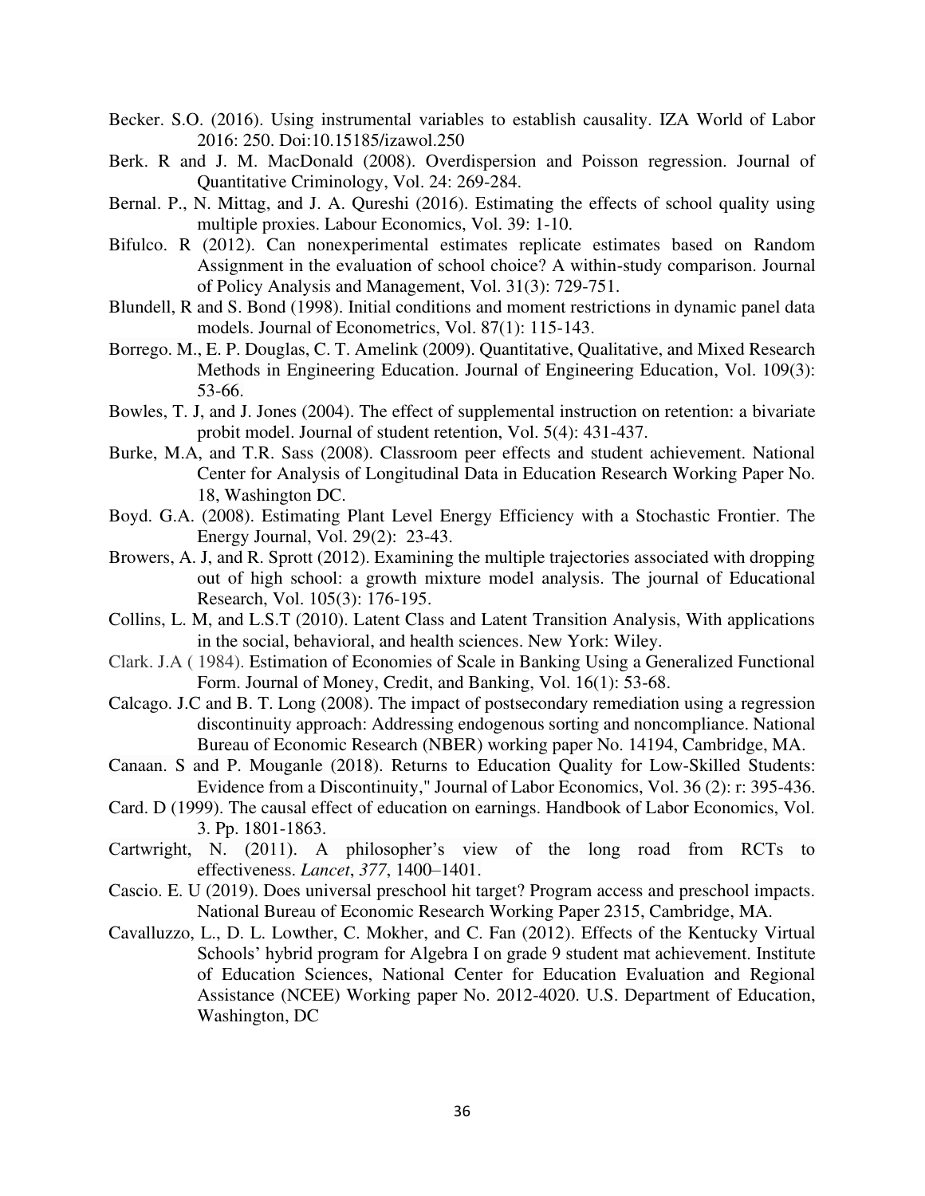Becker. S.O. (2016). Using instrumental variables to establish causality. IZA World of Labor 2016: 250. Doi:10.15185/izawol.250

Berk. R and J. M. MacDonald (2008). Overdispersion and Poisson regression. Journal of Quantitative Criminology, Vol. 24: 269-284.

Bernal. P., N. Mittag, and J. A. Qureshi (2016). Estimating the effects of school quality using multiple proxies. Labour Economics, Vol. 39: 1-10.

Bifulco. R (2012). Can nonexperimental estimates replicate estimates based on Random Assignment in the evaluation of school choice? A within-study comparison. Journal of Policy Analysis and Management, Vol. 31(3): 729-751.

Blundell, R and S. Bond (1998). Initial conditions and moment restrictions in dynamic panel data models. Journal of Econometrics, Vol. 87(1): 115-143.

Borrego. M., E. P. Douglas, C. T. Amelink (2009). Quantitative, Qualitative, and Mixed Research Methods in Engineering Education. Journal of Engineering Education, Vol. 109(3): 53-66.

Bowles, T. J, and J. Jones (2004). The effect of supplemental instruction on retention: a bivariate probit model. Journal of student retention, Vol. 5(4): 431-437.

Burke, M.A, and T.R. Sass (2008). Classroom peer effects and student achievement. National Center for Analysis of Longitudinal Data in Education Research Working Paper No. 18, Washington DC.

Boyd. G.A. (2008). Estimating Plant Level Energy Efficiency with a Stochastic Frontier. The Energy Journal, Vol. 29(2): 23-43.

Browers, A. J, and R. Sprott (2012). Examining the multiple trajectories associated with dropping out of high school: a growth mixture model analysis. The journal of Educational Research, Vol. 105(3): 176-195.

Collins, L. M, and L.S.T (2010). Latent Class and Latent Transition Analysis, With applications in the social, behavioral, and health sciences. New York: Wiley.

Clark. J.A ( 1984). Estimation of Economies of Scale in Banking Using a Generalized Functional Form. Journal of Money, Credit, and Banking, Vol. 16(1): 53-68.

Calcago. J.C and B. T. Long (2008). The impact of postsecondary remediation using a regression discontinuity approach: Addressing endogenous sorting and noncompliance. National Bureau of Economic Research (NBER) working paper No. 14194, Cambridge, MA.

Canaan. S and P. Mouganle (2018). Returns to Education Quality for Low-Skilled Students: Evidence from a Discontinuity," Journal of Labor Economics, Vol. 36 (2): r: 395-436.

Card. D (1999). The causal effect of education on earnings. Handbook of Labor Economics, Vol. 3. Pp. 1801-1863.

Cartwright, N. (2011). A philosopher's view of the long road from RCTs to effectiveness. *Lancet*, *377*, 1400–1401.

Cascio. E. U (2019). Does universal preschool hit target? Program access and preschool impacts. National Bureau of Economic Research Working Paper 2315, Cambridge, MA.

Cavalluzzo, L., D. L. Lowther, C. Mokher, and C. Fan (2012). Effects of the Kentucky Virtual Schools' hybrid program for Algebra I on grade 9 student mat achievement. Institute of Education Sciences, National Center for Education Evaluation and Regional Assistance (NCEE) Working paper No. 2012-4020. U.S. Department of Education, Washington, DC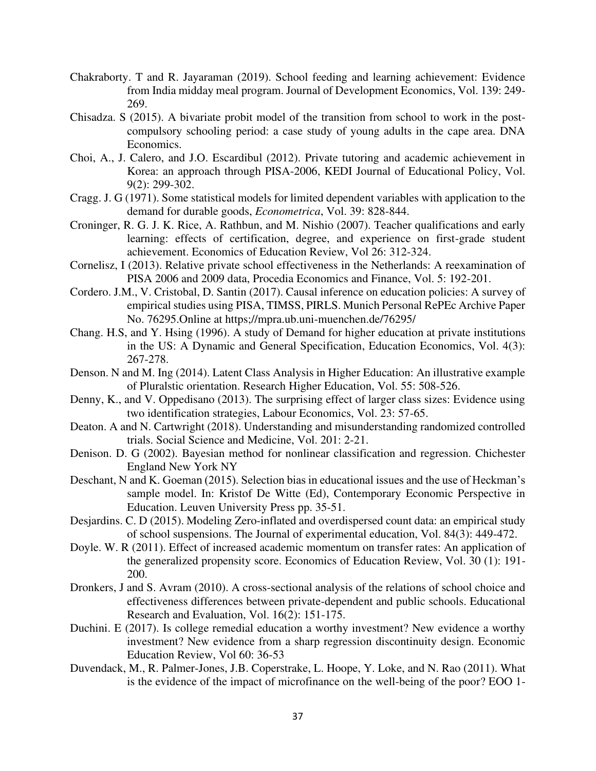Chakraborty. T and R. Jayaraman (2019). School feeding and learning achievement: Evidence from India midday meal program. Journal of Development Economics, Vol. 139: 249-269.

Chisadza. S (2015). A bivariate probit model of the transition from school to work in the post-compulsory schooling period: a case study of young adults in the cape area. DNA Economics.

Choi, A., J. Calero, and J.O. Escardibul (2012). Private tutoring and academic achievement in Korea: an approach through PISA-2006, KEDI Journal of Educational Policy, Vol. 9(2): 299-302.

Cragg. J. G (1971). Some statistical models for limited dependent variables with application to the demand for durable goods, *Econometrica*, Vol. 39: 828-844.

Croninger, R. G. J. K. Rice, A. Rathbun, and M. Nishio (2007). Teacher qualifications and early learning: effects of certification, degree, and experience on first-grade student achievement. Economics of Education Review, Vol 26: 312-324.

Cornelisz, I (2013). Relative private school effectiveness in the Netherlands: A reexamination of PISA 2006 and 2009 data, Procedia Economics and Finance, Vol. 5: 192-201.

Cordero. J.M., V. Cristobal, D. Santin (2017). Causal inference on education policies: A survey of empirical studies using PISA, TIMSS, PIRLS. Munich Personal RePEc Archive Paper No. 76295.Online at https;//mpra.ub.uni-muenchen.de/76295/

Chang. H.S, and Y. Hsing (1996). A study of Demand for higher education at private institutions in the US: A Dynamic and General Specification, Education Economics, Vol. 4(3): 267-278.

Denson. N and M. Ing (2014). Latent Class Analysis in Higher Education: An illustrative example of Pluralstic orientation. Research Higher Education, Vol. 55: 508-526.

Denny, K., and V. Oppedisano (2013). The surprising effect of larger class sizes: Evidence using two identification strategies, Labour Economics, Vol. 23: 57-65.

Deaton. A and N. Cartwright (2018). Understanding and misunderstanding randomized controlled trials. Social Science and Medicine, Vol. 201: 2-21.

Denison. D. G (2002). Bayesian method for nonlinear classification and regression. Chichester England New York NY

Deschant, N and K. Goeman (2015). Selection bias in educational issues and the use of Heckman's sample model. In: Kristof De Witte (Ed), Contemporary Economic Perspective in Education. Leuven University Press pp. 35-51.

Desjardins. C. D (2015). Modeling Zero-inflated and overdispersed count data: an empirical study of school suspensions. The Journal of experimental education, Vol. 84(3): 449-472.

Doyle. W. R (2011). Effect of increased academic momentum on transfer rates: An application of the generalized propensity score. Economics of Education Review, Vol. 30 (1): 191-200.

Dronkers, J and S. Avram (2010). A cross-sectional analysis of the relations of school choice and effectiveness differences between private-dependent and public schools. Educational Research and Evaluation, Vol. 16(2): 151-175.

Duchini. E (2017). Is college remedial education a worthy investment? New evidence a worthy investment? New evidence from a sharp regression discontinuity design. Economic Education Review, Vol 60: 36-53

Duvendack, M., R. Palmer-Jones, J.B. Coperstrake, L. Hoope, Y. Loke, and N. Rao (2011). What is the evidence of the impact of microfinance on the well-being of the poor? EOO 1-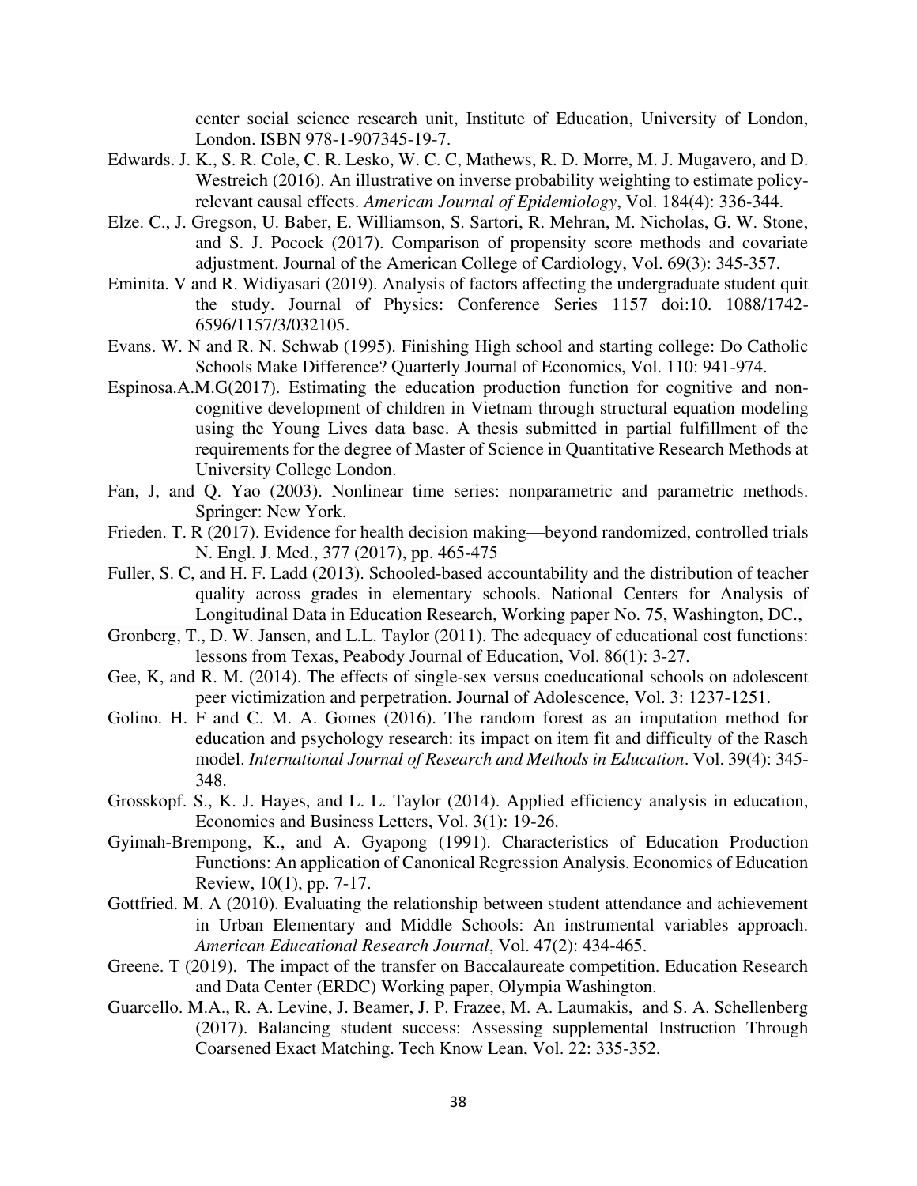center social science research unit, Institute of Education, University of London, London. ISBN 978-1-907345-19-7.

Edwards. J. K., S. R. Cole, C. R. Lesko, W. C. C, Mathews, R. D. Morre, M. J. Mugavero, and D. Westreich (2016). An illustrative on inverse probability weighting to estimate policy-relevant causal effects. *American Journal of Epidemiology*, Vol. 184(4): 336-344.

Elze. C., J. Gregson, U. Baber, E. Williamson, S. Sartori, R. Mehran, M. Nicholas, G. W. Stone, and S. J. Pocock (2017). Comparison of propensity score methods and covariate adjustment. Journal of the American College of Cardiology, Vol. 69(3): 345-357.

Eminita. V and R. Widiyasari (2019). Analysis of factors affecting the undergraduate student quit the study. Journal of Physics: Conference Series 1157 doi:10. 1088/1742-6596/1157/3/032105.

Evans. W. N and R. N. Schwab (1995). Finishing High school and starting college: Do Catholic Schools Make Difference? Quarterly Journal of Economics, Vol. 110: 941-974.

Espinosa.A.M.G(2017). Estimating the education production function for cognitive and non-cognitive development of children in Vietnam through structural equation modeling using the Young Lives data base. A thesis submitted in partial fulfillment of the requirements for the degree of Master of Science in Quantitative Research Methods at University College London.

Fan, J, and Q. Yao (2003). Nonlinear time series: nonparametric and parametric methods. Springer: New York.

Frieden. T. R (2017). Evidence for health decision making—beyond randomized, controlled trials N. Engl. J. Med., 377 (2017), pp. 465-475

Fuller, S. C, and H. F. Ladd (2013). Schooled-based accountability and the distribution of teacher quality across grades in elementary schools. National Centers for Analysis of Longitudinal Data in Education Research, Working paper No. 75, Washington, DC.,

Gronberg, T., D. W. Jansen, and L.L. Taylor (2011). The adequacy of educational cost functions: lessons from Texas, Peabody Journal of Education, Vol. 86(1): 3-27.

Gee, K, and R. M. (2014). The effects of single-sex versus coeducational schools on adolescent peer victimization and perpetration. Journal of Adolescence, Vol. 3: 1237-1251.

Golino. H. F and C. M. A. Gomes (2016). The random forest as an imputation method for education and psychology research: its impact on item fit and difficulty of the Rasch model. *International Journal of Research and Methods in Education*. Vol. 39(4): 345-348.

Grosskopf. S., K. J. Hayes, and L. L. Taylor (2014). Applied efficiency analysis in education, Economics and Business Letters, Vol. 3(1): 19-26.

Gyimah-Brempong, K., and A. Gyapong (1991). Characteristics of Education Production Functions: An application of Canonical Regression Analysis. Economics of Education Review, 10(1), pp. 7-17.

Gottfried. M. A (2010). Evaluating the relationship between student attendance and achievement in Urban Elementary and Middle Schools: An instrumental variables approach. *American Educational Research Journal*, Vol. 47(2): 434-465.

Greene. T (2019). The impact of the transfer on Baccalaureate competition. Education Research and Data Center (ERDC) Working paper, Olympia Washington.

Guarcello. M.A., R. A. Levine, J. Beamer, J. P. Frazee, M. A. Laumakis, and S. A. Schellenberg (2017). Balancing student success: Assessing supplemental Instruction Through Coarsened Exact Matching. Tech Know Lean, Vol. 22: 335-352.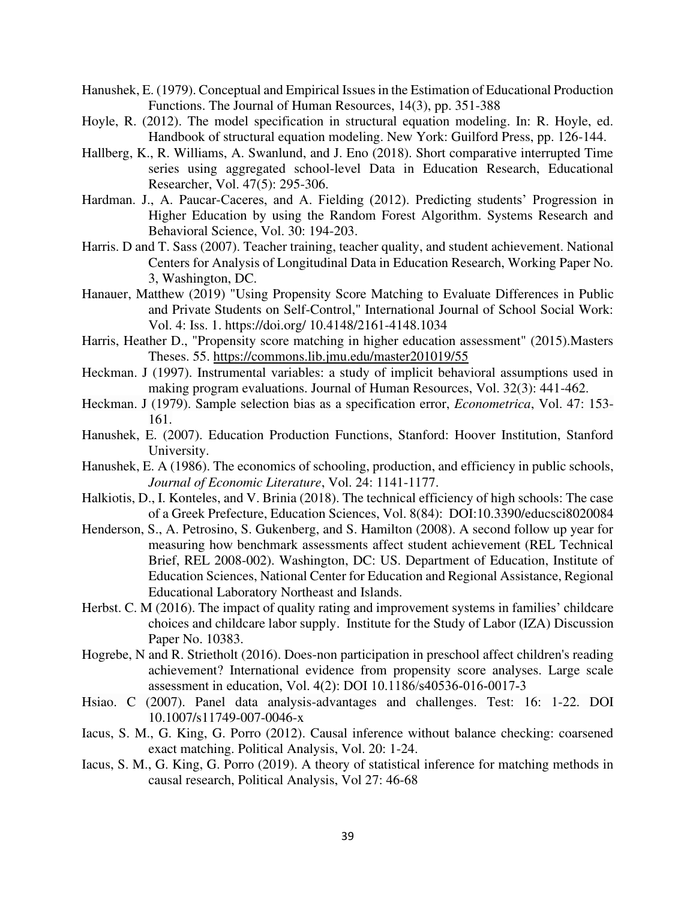Hanushek, E. (1979). Conceptual and Empirical Issues in the Estimation of Educational Production Functions. The Journal of Human Resources, 14(3), pp. 351-388

Hoyle, R. (2012). The model specification in structural equation modeling. In: R. Hoyle, ed. Handbook of structural equation modeling. New York: Guilford Press, pp. 126-144.

Hallberg, K., R. Williams, A. Swanlund, and J. Eno (2018). Short comparative interrupted Time series using aggregated school-level Data in Education Research, Educational Researcher, Vol. 47(5): 295-306.

Hardman. J., A. Paucar-Caceres, and A. Fielding (2012). Predicting students' Progression in Higher Education by using the Random Forest Algorithm. Systems Research and Behavioral Science, Vol. 30: 194-203.

Harris. D and T. Sass (2007). Teacher training, teacher quality, and student achievement. National Centers for Analysis of Longitudinal Data in Education Research, Working Paper No. 3, Washington, DC.

Hanauer, Matthew (2019) "Using Propensity Score Matching to Evaluate Differences in Public and Private Students on Self-Control," International Journal of School Social Work: Vol. 4: Iss. 1. https://doi.org/ 10.4148/2161-4148.1034

Harris, Heather D., "Propensity score matching in higher education assessment" (2015).Masters Theses. 55. https://commons.lib.jmu.edu/master201019/55

Heckman. J (1997). Instrumental variables: a study of implicit behavioral assumptions used in making program evaluations. Journal of Human Resources, Vol. 32(3): 441-462.

Heckman. J (1979). Sample selection bias as a specification error, *Econometrica*, Vol. 47: 153-161.

Hanushek, E. (2007). Education Production Functions, Stanford: Hoover Institution, Stanford University.

Hanushek, E. A (1986). The economics of schooling, production, and efficiency in public schools, *Journal of Economic Literature*, Vol. 24: 1141-1177.

Halkiotis, D., I. Konteles, and V. Brinia (2018). The technical efficiency of high schools: The case of a Greek Prefecture, Education Sciences, Vol. 8(84): DOI:10.3390/educsci8020084

Henderson, S., A. Petrosino, S. Gukenberg, and S. Hamilton (2008). A second follow up year for measuring how benchmark assessments affect student achievement (REL Technical Brief, REL 2008-002). Washington, DC: US. Department of Education, Institute of Education Sciences, National Center for Education and Regional Assistance, Regional Educational Laboratory Northeast and Islands.

Herbst. C. M (2016). The impact of quality rating and improvement systems in families' childcare choices and childcare labor supply. Institute for the Study of Labor (IZA) Discussion Paper No. 10383.

Hogrebe, N and R. Strietholt (2016). Does-non participation in preschool affect children's reading achievement? International evidence from propensity score analyses. Large scale assessment in education, Vol. 4(2): DOI 10.1186/s40536-016-0017-3

Hsiao. C (2007). Panel data analysis-advantages and challenges. Test: 16: 1-22. DOI 10.1007/s11749-007-0046-x

Iacus, S. M., G. King, G. Porro (2012). Causal inference without balance checking: coarsened exact matching. Political Analysis, Vol. 20: 1-24.

Iacus, S. M., G. King, G. Porro (2019). A theory of statistical inference for matching methods in causal research, Political Analysis, Vol 27: 46-68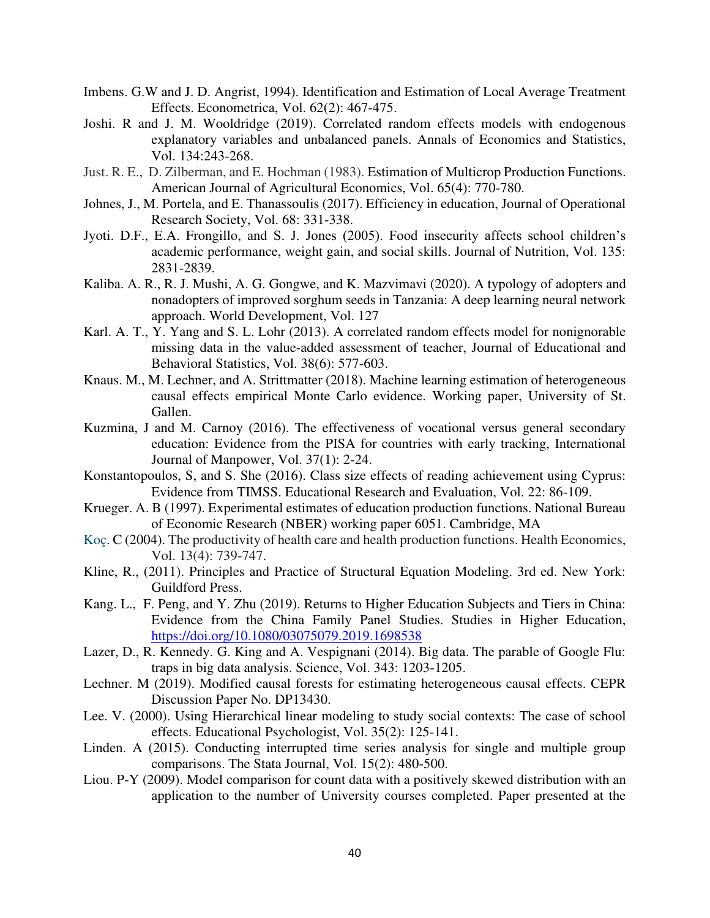Imbens. G.W and J. D. Angrist, 1994). Identification and Estimation of Local Average Treatment Effects. Econometrica, Vol. 62(2): 467-475.

Joshi. R and J. M. Wooldridge (2019). Correlated random effects models with endogenous explanatory variables and unbalanced panels. Annals of Economics and Statistics, Vol. 134:243-268.

Just. R. E., D. Zilberman, and E. Hochman (1983). Estimation of Multicrop Production Functions. American Journal of Agricultural Economics, Vol. 65(4): 770-780.

Johnes, J., M. Portela, and E. Thanassoulis (2017). Efficiency in education, Journal of Operational Research Society, Vol. 68: 331-338.

Jyoti. D.F., E.A. Frongillo, and S. J. Jones (2005). Food insecurity affects school children's academic performance, weight gain, and social skills. Journal of Nutrition, Vol. 135: 2831-2839.

Kaliba. A. R., R. J. Mushi, A. G. Gongwe, and K. Mazvimavi (2020). A typology of adopters and nonadopters of improved sorghum seeds in Tanzania: A deep learning neural network approach. World Development, Vol. 127

Karl. A. T., Y. Yang and S. L. Lohr (2013). A correlated random effects model for nonignorable missing data in the value-added assessment of teacher, Journal of Educational and Behavioral Statistics, Vol. 38(6): 577-603.

Knaus. M., M. Lechner, and A. Strittmatter (2018). Machine learning estimation of heterogeneous causal effects empirical Monte Carlo evidence. Working paper, University of St. Gallen.

Kuzmina, J and M. Carnoy (2016). The effectiveness of vocational versus general secondary education: Evidence from the PISA for countries with early tracking, International Journal of Manpower, Vol. 37(1): 2-24.

Konstantopoulos, S, and S. She (2016). Class size effects of reading achievement using Cyprus: Evidence from TIMSS. Educational Research and Evaluation, Vol. 22: 86-109.

Krueger. A. B (1997). Experimental estimates of education production functions. National Bureau of Economic Research (NBER) working paper 6051. Cambridge, MA

Koç. C (2004). The productivity of health care and health production functions. Health Economics, Vol. 13(4): 739-747.

Kline, R., (2011). Principles and Practice of Structural Equation Modeling. 3rd ed. New York: Guildford Press.

Kang. L., F. Peng, and Y. Zhu (2019). Returns to Higher Education Subjects and Tiers in China: Evidence from the China Family Panel Studies. Studies in Higher Education, https://doi.org/10.1080/03075079.2019.1698538

Lazer, D., R. Kennedy. G. King and A. Vespignani (2014). Big data. The parable of Google Flu: traps in big data analysis. Science, Vol. 343: 1203-1205.

Lechner. M (2019). Modified causal forests for estimating heterogeneous causal effects. CEPR Discussion Paper No. DP13430.

Lee. V. (2000). Using Hierarchical linear modeling to study social contexts: The case of school effects. Educational Psychologist, Vol. 35(2): 125-141.

Linden. A (2015). Conducting interrupted time series analysis for single and multiple group comparisons. The Stata Journal, Vol. 15(2): 480-500.

Liou. P-Y (2009). Model comparison for count data with a positively skewed distribution with an application to the number of University courses completed. Paper presented at the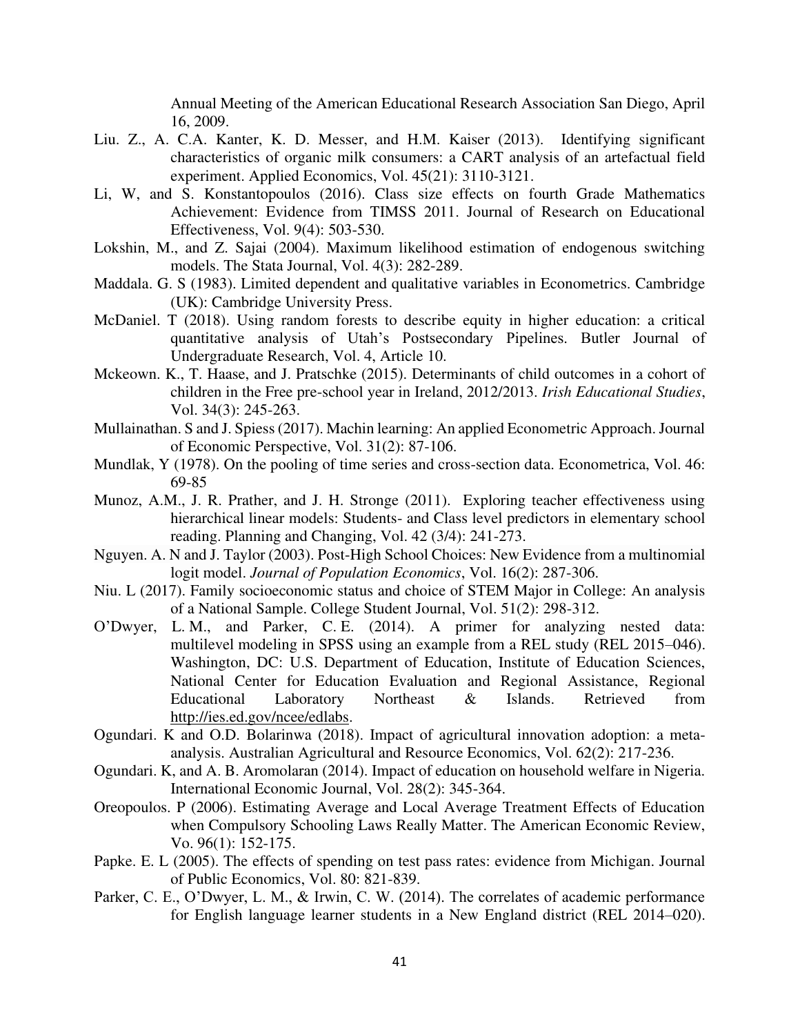Annual Meeting of the American Educational Research Association San Diego, April 16, 2009.

Liu. Z., A. C.A. Kanter, K. D. Messer, and H.M. Kaiser (2013). Identifying significant characteristics of organic milk consumers: a CART analysis of an artefactual field experiment. Applied Economics, Vol. 45(21): 3110-3121.

Li, W, and S. Konstantopoulos (2016). Class size effects on fourth Grade Mathematics Achievement: Evidence from TIMSS 2011. Journal of Research on Educational Effectiveness, Vol. 9(4): 503-530.

Lokshin, M., and Z. Sajai (2004). Maximum likelihood estimation of endogenous switching models. The Stata Journal, Vol. 4(3): 282-289.

Maddala. G. S (1983). Limited dependent and qualitative variables in Econometrics. Cambridge (UK): Cambridge University Press.

McDaniel. T (2018). Using random forests to describe equity in higher education: a critical quantitative analysis of Utah's Postsecondary Pipelines. Butler Journal of Undergraduate Research, Vol. 4, Article 10.

Mckeown. K., T. Haase, and J. Pratschke (2015). Determinants of child outcomes in a cohort of children in the Free pre-school year in Ireland, 2012/2013. *Irish Educational Studies*, Vol. 34(3): 245-263.

Mullainathan. S and J. Spiess (2017). Machin learning: An applied Econometric Approach. Journal of Economic Perspective, Vol. 31(2): 87-106.

Mundlak, Y (1978). On the pooling of time series and cross-section data. Econometrica, Vol. 46: 69-85

Munoz, A.M., J. R. Prather, and J. H. Stronge (2011). Exploring teacher effectiveness using hierarchical linear models: Students- and Class level predictors in elementary school reading. Planning and Changing, Vol. 42 (3/4): 241-273.

Nguyen. A. N and J. Taylor (2003). Post-High School Choices: New Evidence from a multinomial logit model. *Journal of Population Economics*, Vol. 16(2): 287-306.

Niu. L (2017). Family socioeconomic status and choice of STEM Major in College: An analysis of a National Sample. College Student Journal, Vol. 51(2): 298-312.

O'Dwyer, L. M., and Parker, C. E. (2014). A primer for analyzing nested data: multilevel modeling in SPSS using an example from a REL study (REL 2015–046). Washington, DC: U.S. Department of Education, Institute of Education Sciences, National Center for Education Evaluation and Regional Assistance, Regional Educational Laboratory Northeast & Islands. Retrieved from http://ies.ed.gov/ncee/edlabs.

Ogundari. K and O.D. Bolarinwa (2018). Impact of agricultural innovation adoption: a meta-analysis. Australian Agricultural and Resource Economics, Vol. 62(2): 217-236.

Ogundari. K, and A. B. Aromolaran (2014). Impact of education on household welfare in Nigeria. International Economic Journal, Vol. 28(2): 345-364.

Oreopoulos. P (2006). Estimating Average and Local Average Treatment Effects of Education when Compulsory Schooling Laws Really Matter. The American Economic Review, Vo. 96(1): 152-175.

Papke. E. L (2005). The effects of spending on test pass rates: evidence from Michigan. Journal of Public Economics, Vol. 80: 821-839.

Parker, C. E., O'Dwyer, L. M., & Irwin, C. W. (2014). The correlates of academic performance for English language learner students in a New England district (REL 2014–020).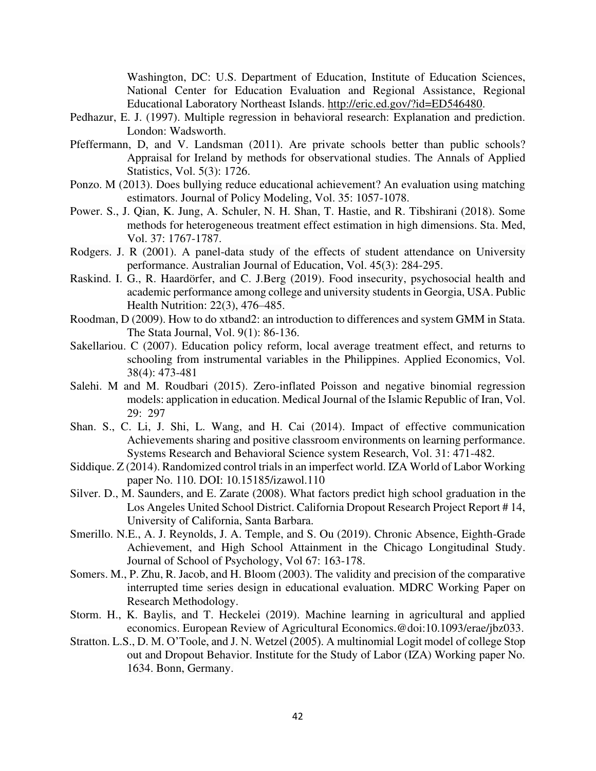Washington, DC: U.S. Department of Education, Institute of Education Sciences, National Center for Education Evaluation and Regional Assistance, Regional Educational Laboratory Northeast Islands. http://eric.ed.gov/?id=ED546480.

Pedhazur, E. J. (1997). Multiple regression in behavioral research: Explanation and prediction. London: Wadsworth.

Pfeffermann, D, and V. Landsman (2011). Are private schools better than public schools? Appraisal for Ireland by methods for observational studies. The Annals of Applied Statistics, Vol. 5(3): 1726.

Ponzo. M (2013). Does bullying reduce educational achievement? An evaluation using matching estimators. Journal of Policy Modeling, Vol. 35: 1057-1078.

Power. S., J. Qian, K. Jung, A. Schuler, N. H. Shan, T. Hastie, and R. Tibshirani (2018). Some methods for heterogeneous treatment effect estimation in high dimensions. Sta. Med, Vol. 37: 1767-1787.

Rodgers. J. R (2001). A panel-data study of the effects of student attendance on University performance. Australian Journal of Education, Vol. 45(3): 284-295.

Raskind. I. G., R. Haardörfer, and C. J.Berg (2019). Food insecurity, psychosocial health and academic performance among college and university students in Georgia, USA. Public Health Nutrition: 22(3), 476–485.

Roodman, D (2009). How to do xtband2: an introduction to differences and system GMM in Stata. The Stata Journal, Vol. 9(1): 86-136.

Sakellariou. C (2007). Education policy reform, local average treatment effect, and returns to schooling from instrumental variables in the Philippines. Applied Economics, Vol. 38(4): 473-481

Salehi. M and M. Roudbari (2015). Zero-inflated Poisson and negative binomial regression models: application in education. Medical Journal of the Islamic Republic of Iran, Vol. 29: 297

Shan. S., C. Li, J. Shi, L. Wang, and H. Cai (2014). Impact of effective communication Achievements sharing and positive classroom environments on learning performance. Systems Research and Behavioral Science system Research, Vol. 31: 471-482.

Siddique. Z (2014). Randomized control trials in an imperfect world. IZA World of Labor Working paper No. 110. DOI: 10.15185/izawol.110

Silver. D., M. Saunders, and E. Zarate (2008). What factors predict high school graduation in the Los Angeles United School District. California Dropout Research Project Report # 14, University of California, Santa Barbara.

Smerillo. N.E., A. J. Reynolds, J. A. Temple, and S. Ou (2019). Chronic Absence, Eighth-Grade Achievement, and High School Attainment in the Chicago Longitudinal Study. Journal of School of Psychology, Vol 67: 163-178.

Somers. M., P. Zhu, R. Jacob, and H. Bloom (2003). The validity and precision of the comparative interrupted time series design in educational evaluation. MDRC Working Paper on Research Methodology.

Storm. H., K. Baylis, and T. Heckelei (2019). Machine learning in agricultural and applied economics. European Review of Agricultural Economics.@doi:10.1093/erae/jbz033.

Stratton. L.S., D. M. O'Toole, and J. N. Wetzel (2005). A multinomial Logit model of college Stop out and Dropout Behavior. Institute for the Study of Labor (IZA) Working paper No. 1634. Bonn, Germany.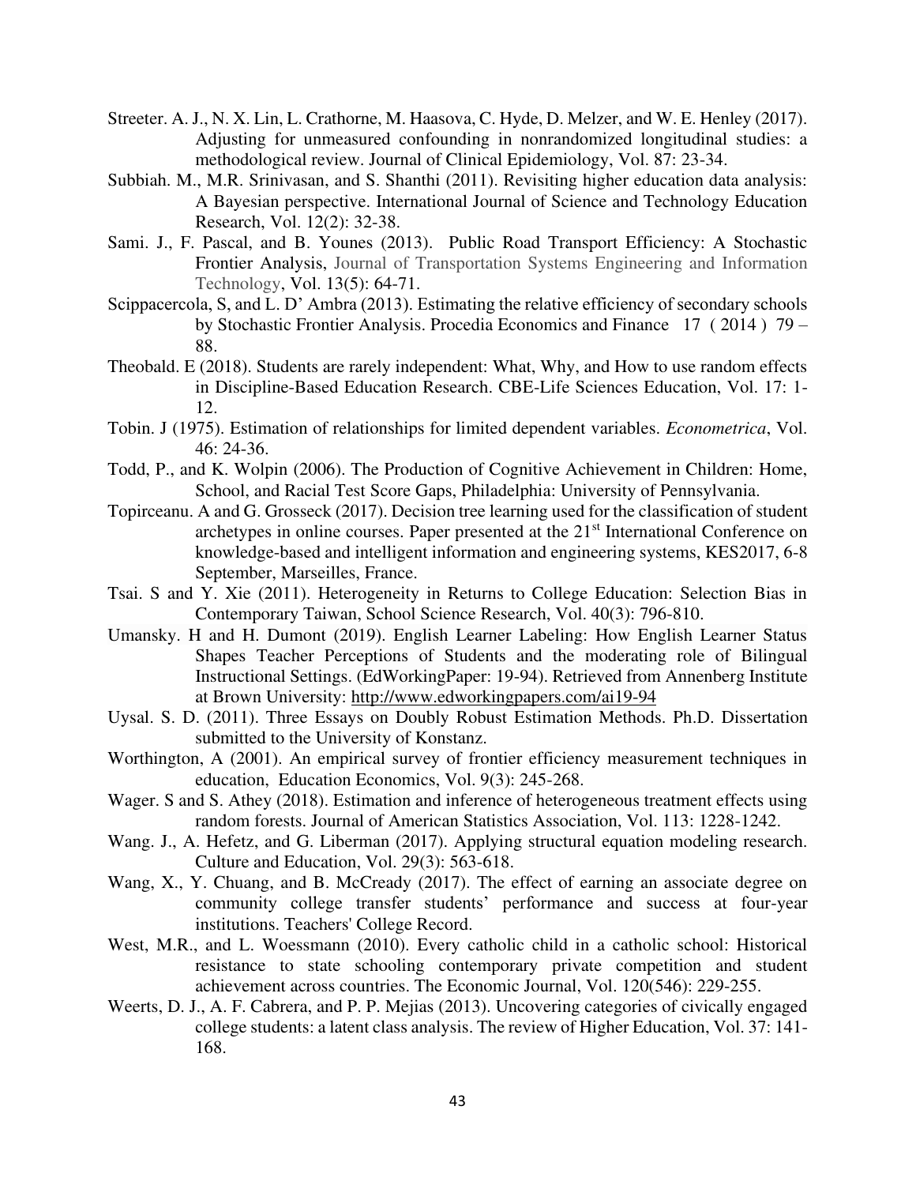Streeter. A. J., N. X. Lin, L. Crathorne, M. Haasova, C. Hyde, D. Melzer, and W. E. Henley (2017). Adjusting for unmeasured confounding in nonrandomized longitudinal studies: a methodological review. Journal of Clinical Epidemiology, Vol. 87: 23-34.

Subbiah. M., M.R. Srinivasan, and S. Shanthi (2011). Revisiting higher education data analysis: A Bayesian perspective. International Journal of Science and Technology Education Research, Vol. 12(2): 32-38.

Sami. J., F. Pascal, and B. Younes (2013). Public Road Transport Efficiency: A Stochastic Frontier Analysis, Journal of Transportation Systems Engineering and Information Technology, Vol. 13(5): 64-71.

Scippacercola, S, and L. D' Ambra (2013). Estimating the relative efficiency of secondary schools by Stochastic Frontier Analysis. Procedia Economics and Finance 17 ( 2014 ) 79 – 88.

Theobald. E (2018). Students are rarely independent: What, Why, and How to use random effects in Discipline-Based Education Research. CBE-Life Sciences Education, Vol. 17: 1-12.

Tobin. J (1975). Estimation of relationships for limited dependent variables. *Econometrica*, Vol. 46: 24-36.

Todd, P., and K. Wolpin (2006). The Production of Cognitive Achievement in Children: Home, School, and Racial Test Score Gaps, Philadelphia: University of Pennsylvania.

Topirceanu. A and G. Grosseck (2017). Decision tree learning used for the classification of student archetypes in online courses. Paper presented at the 21st International Conference on knowledge-based and intelligent information and engineering systems, KES2017, 6-8 September, Marseilles, France.

Tsai. S and Y. Xie (2011). Heterogeneity in Returns to College Education: Selection Bias in Contemporary Taiwan, School Science Research, Vol. 40(3): 796-810.

Umansky. H and H. Dumont (2019). English Learner Labeling: How English Learner Status Shapes Teacher Perceptions of Students and the moderating role of Bilingual Instructional Settings. (EdWorkingPaper: 19-94). Retrieved from Annenberg Institute at Brown University: http://www.edworkingpapers.com/ai19-94

Uysal. S. D. (2011). Three Essays on Doubly Robust Estimation Methods. Ph.D. Dissertation submitted to the University of Konstanz.

Worthington, A (2001). An empirical survey of frontier efficiency measurement techniques in education, Education Economics, Vol. 9(3): 245-268.

Wager. S and S. Athey (2018). Estimation and inference of heterogeneous treatment effects using random forests. Journal of American Statistics Association, Vol. 113: 1228-1242.

Wang. J., A. Hefetz, and G. Liberman (2017). Applying structural equation modeling research. Culture and Education, Vol. 29(3): 563-618.

Wang, X., Y. Chuang, and B. McCready (2017). The effect of earning an associate degree on community college transfer students' performance and success at four-year institutions. Teachers' College Record.

West, M.R., and L. Woessmann (2010). Every catholic child in a catholic school: Historical resistance to state schooling contemporary private competition and student achievement across countries. The Economic Journal, Vol. 120(546): 229-255.

Weerts, D. J., A. F. Cabrera, and P. P. Mejias (2013). Uncovering categories of civically engaged college students: a latent class analysis. The review of Higher Education, Vol. 37: 141-168.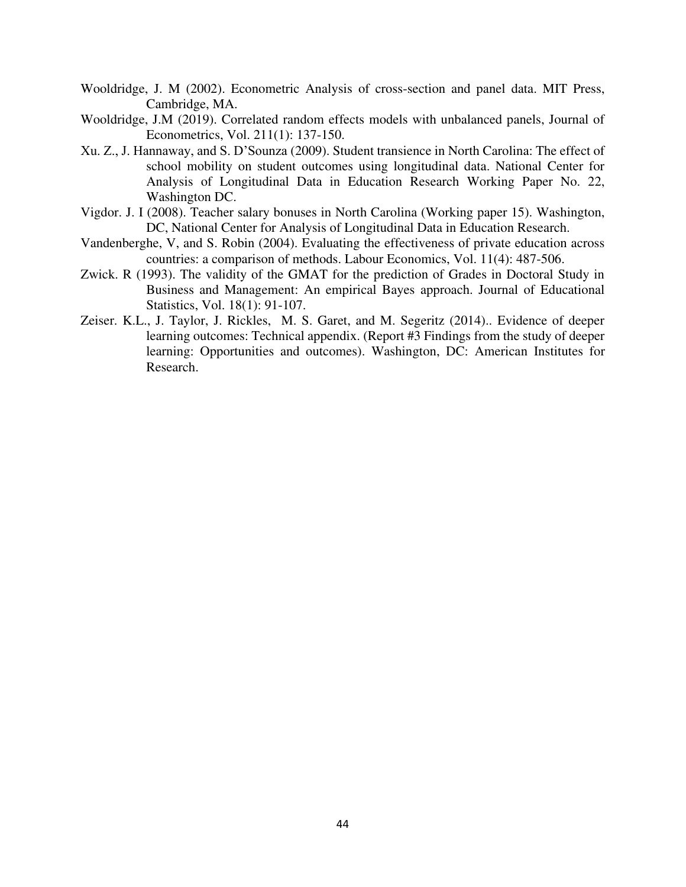Wooldridge, J. M (2002). Econometric Analysis of cross-section and panel data. MIT Press, Cambridge, MA.

Wooldridge, J.M (2019). Correlated random effects models with unbalanced panels, Journal of Econometrics, Vol. 211(1): 137-150.

Xu. Z., J. Hannaway, and S. D'Sounza (2009). Student transience in North Carolina: The effect of school mobility on student outcomes using longitudinal data. National Center for Analysis of Longitudinal Data in Education Research Working Paper No. 22, Washington DC.

Vigdor. J. I (2008). Teacher salary bonuses in North Carolina (Working paper 15). Washington, DC, National Center for Analysis of Longitudinal Data in Education Research.

Vandenberghe, V, and S. Robin (2004). Evaluating the effectiveness of private education across countries: a comparison of methods. Labour Economics, Vol. 11(4): 487-506.

Zwick. R (1993). The validity of the GMAT for the prediction of Grades in Doctoral Study in Business and Management: An empirical Bayes approach. Journal of Educational Statistics, Vol. 18(1): 91-107.

Zeiser. K.L., J. Taylor, J. Rickles, M. S. Garet, and M. Segeritz (2014).. Evidence of deeper learning outcomes: Technical appendix. (Report #3 Findings from the study of deeper learning: Opportunities and outcomes). Washington, DC: American Institutes for Research.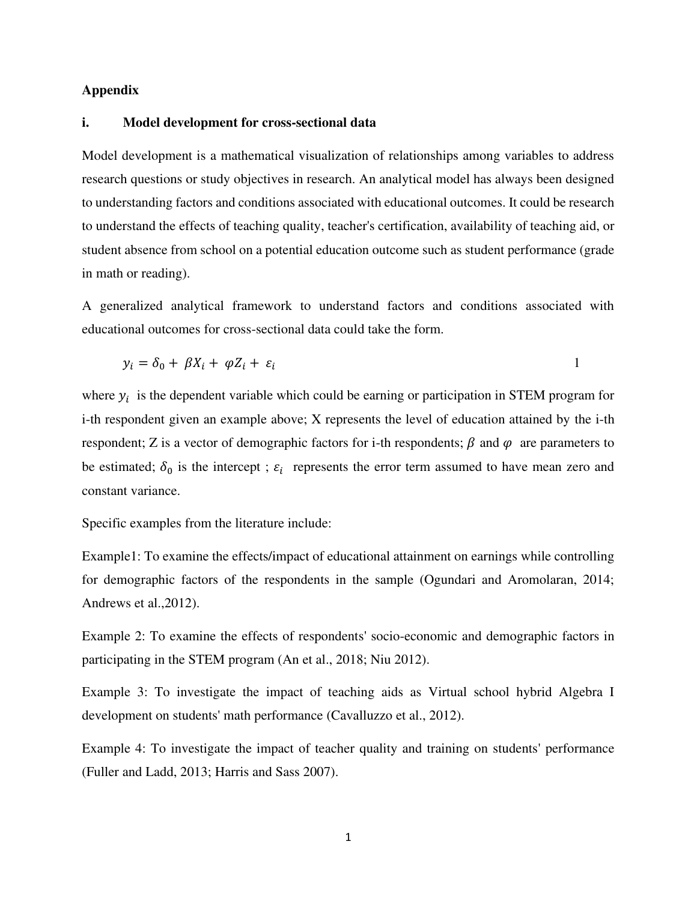**Appendix**

**i. Model development for cross-sectional data**

Model development is a mathematical visualization of relationships among variables to address research questions or study objectives in research. An analytical model has always been designed to understanding factors and conditions associated with educational outcomes. It could be research to understand the effects of teaching quality, teacher's certification, availability of teaching aid, or student absence from school on a potential education outcome such as student performance (grade in math or reading).

A generalized analytical framework to understand factors and conditions associated with educational outcomes for cross-sectional data could take the form.

$$y_i = \delta_0 + \beta X_i + \varphi Z_i + \varepsilon_i \qquad 1$$

where $y_i$ is the dependent variable which could be earning or participation in STEM program for i-th respondent given an example above; X represents the level of education attained by the i-th respondent; Z is a vector of demographic factors for i-th respondents; $\beta$ and $\varphi$ are parameters to be estimated; $\delta_0$ is the intercept ; $\varepsilon_i$ represents the error term assumed to have mean zero and constant variance.

Specific examples from the literature include:

Example1: To examine the effects/impact of educational attainment on earnings while controlling for demographic factors of the respondents in the sample (Ogundari and Aromolaran, 2014; Andrews et al.,2012).

Example 2: To examine the effects of respondents' socio-economic and demographic factors in participating in the STEM program (An et al., 2018; Niu 2012).

Example 3: To investigate the impact of teaching aids as Virtual school hybrid Algebra I development on students' math performance (Cavalluzzo et al., 2012).

Example 4: To investigate the impact of teacher quality and training on students' performance (Fuller and Ladd, 2013; Harris and Sass 2007).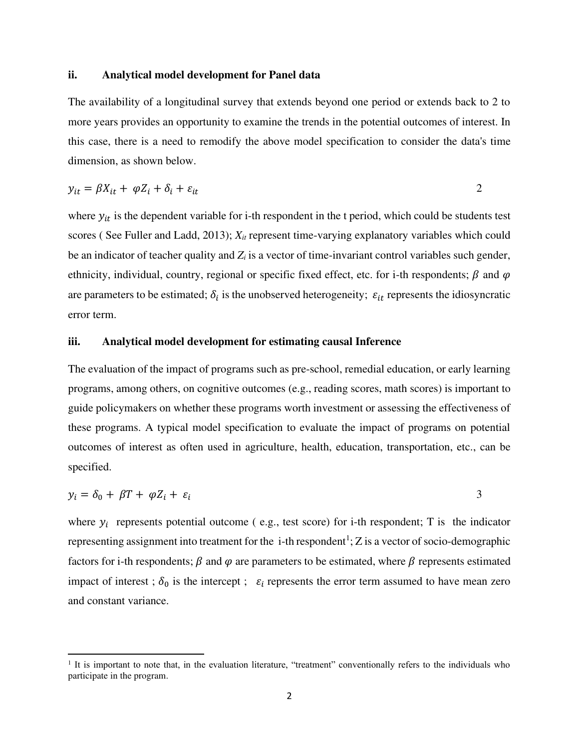### ii. Analytical model development for Panel data

The availability of a longitudinal survey that extends beyond one period or extends back to 2 to more years provides an opportunity to examine the trends in the potential outcomes of interest. In this case, there is a need to remodify the above model specification to consider the data's time dimension, as shown below.

$$y_{it} = \beta X_{it} + \varphi Z_i + \delta_i + \varepsilon_{it} \tag{2}$$

where $y_{it}$ is the dependent variable for i-th respondent in the t period, which could be students test scores ( See Fuller and Ladd, 2013); $X_{it}$ represent time-varying explanatory variables which could be an indicator of teacher quality and $Z_i$ is a vector of time-invariant control variables such gender, ethnicity, individual, country, regional or specific fixed effect, etc. for i-th respondents; $\beta$ and $\varphi$ are parameters to be estimated; $\delta_i$ is the unobserved heterogeneity; $\varepsilon_{it}$ represents the idiosyncratic error term.

### iii. Analytical model development for estimating causal Inference

The evaluation of the impact of programs such as pre-school, remedial education, or early learning programs, among others, on cognitive outcomes (e.g., reading scores, math scores) is important to guide policymakers on whether these programs worth investment or assessing the effectiveness of these programs. A typical model specification to evaluate the impact of programs on potential outcomes of interest as often used in agriculture, health, education, transportation, etc., can be specified.

$$y_i = \delta_0 + \beta T + \varphi Z_i + \varepsilon_i \tag{3}$$

where $y_i$ represents potential outcome ( e.g., test score) for i-th respondent; T is the indicator representing assignment into treatment for the i-th respondent[1]; Z is a vector of socio-demographic factors for i-th respondents; $\beta$ and $\varphi$ are parameters to be estimated, where $\beta$ represents estimated impact of interest ; $\delta_0$ is the intercept ; $\varepsilon_i$ represents the error term assumed to have mean zero and constant variance.

[1] It is important to note that, in the evaluation literature, "treatment" conventionally refers to the individuals who participate in the program.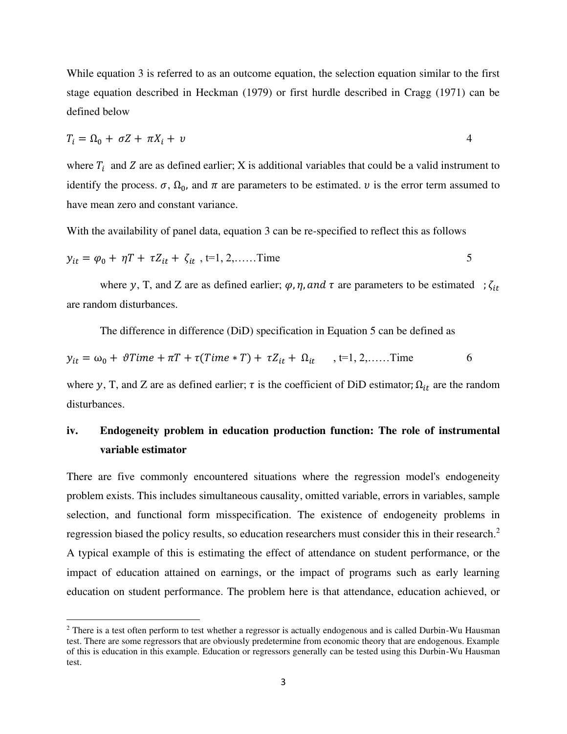While equation 3 is referred to as an outcome equation, the selection equation similar to the first stage equation described in Heckman (1979) or first hurdle described in Cragg (1971) can be defined below

$$T_i = \Omega_0 + \sigma Z + \pi X_i + \upsilon \qquad 4$$

where $T_i$ and $Z$ are as defined earlier; X is additional variables that could be a valid instrument to identify the process. $\sigma$, $\Omega_0$, and $\pi$ are parameters to be estimated. $\upsilon$ is the error term assumed to have mean zero and constant variance.

With the availability of panel data, equation 3 can be re-specified to reflect this as follows

$$y_{it} = \varphi_0 + \eta T + \tau Z_{it} + \zeta_{it} \text{ , t=1, 2,……Time} \qquad 5$$

where $y$, T, and Z are as defined earlier; $\varphi, \eta, and\ \tau$ are parameters to be estimated ; $\zeta_{it}$ are random disturbances.

The difference in difference (DiD) specification in Equation 5 can be defined as

$$y_{it} = \omega_0 + \vartheta Time + \pi T + \tau(Time * T) + \tau Z_{it} + \Omega_{it} \quad \text{, t=1, 2,……Time} \qquad 6$$

where $y$, T, and Z are as defined earlier; $\tau$ is the coefficient of DiD estimator; $\Omega_{it}$ are the random disturbances.

### iv. Endogeneity problem in education production function: The role of instrumental variable estimator

There are five commonly encountered situations where the regression model's endogeneity problem exists. This includes simultaneous causality, omitted variable, errors in variables, sample selection, and functional form misspecification. The existence of endogeneity problems in regression biased the policy results, so education researchers must consider this in their research.[2] A typical example of this is estimating the effect of attendance on student performance, or the impact of education attained on earnings, or the impact of programs such as early learning education on student performance. The problem here is that attendance, education achieved, or

[2] There is a test often perform to test whether a regressor is actually endogenous and is called Durbin-Wu Hausman test. There are some regressors that are obviously predetermine from economic theory that are endogenous. Example of this is education in this example. Education or regressors generally can be tested using this Durbin-Wu Hausman test.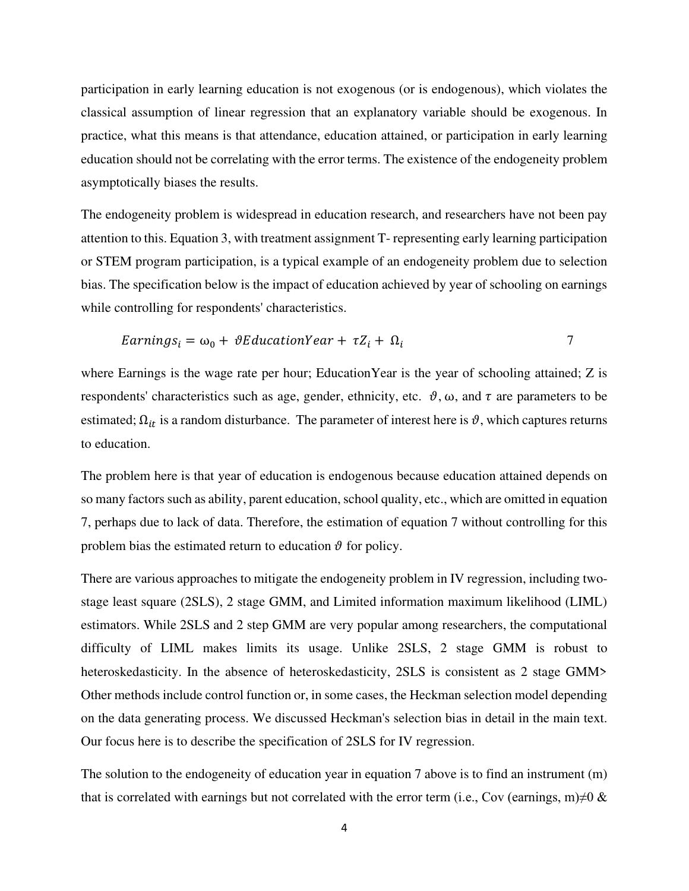participation in early learning education is not exogenous (or is endogenous), which violates the classical assumption of linear regression that an explanatory variable should be exogenous. In practice, what this means is that attendance, education attained, or participation in early learning education should not be correlating with the error terms. The existence of the endogeneity problem asymptotically biases the results.

The endogeneity problem is widespread in education research, and researchers have not been pay attention to this. Equation 3, with treatment assignment T- representing early learning participation or STEM program participation, is a typical example of an endogeneity problem due to selection bias. The specification below is the impact of education achieved by year of schooling on earnings while controlling for respondents' characteristics.

$$Earnings_i = \omega_0 + \vartheta EducationYear + \tau Z_i + \Omega_i \qquad 7$$

where Earnings is the wage rate per hour; EducationYear is the year of schooling attained; Z is respondents' characteristics such as age, gender, ethnicity, etc. $\vartheta$, ω, and $\tau$ are parameters to be estimated; $\Omega_{it}$ is a random disturbance. The parameter of interest here is $\vartheta$, which captures returns to education.

The problem here is that year of education is endogenous because education attained depends on so many factors such as ability, parent education, school quality, etc., which are omitted in equation 7, perhaps due to lack of data. Therefore, the estimation of equation 7 without controlling for this problem bias the estimated return to education $\vartheta$ for policy.

There are various approaches to mitigate the endogeneity problem in IV regression, including two-stage least square (2SLS), 2 stage GMM, and Limited information maximum likelihood (LIML) estimators. While 2SLS and 2 step GMM are very popular among researchers, the computational difficulty of LIML makes limits its usage. Unlike 2SLS, 2 stage GMM is robust to heteroskedasticity. In the absence of heteroskedasticity, 2SLS is consistent as 2 stage GMM> Other methods include control function or, in some cases, the Heckman selection model depending on the data generating process. We discussed Heckman's selection bias in detail in the main text. Our focus here is to describe the specification of 2SLS for IV regression.

The solution to the endogeneity of education year in equation 7 above is to find an instrument (m) that is correlated with earnings but not correlated with the error term (i.e., Cov (earnings, m)≠0 &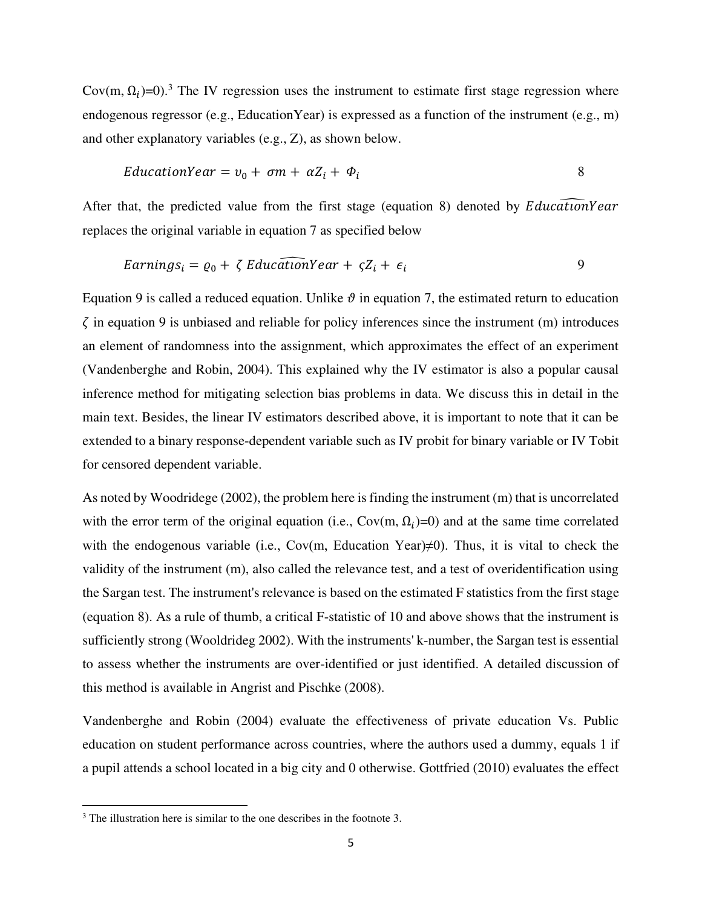Cov(m, $\Omega_i$)=0).[3] The IV regression uses the instrument to estimate first stage regression where endogenous regressor (e.g., EducationYear) is expressed as a function of the instrument (e.g., m) and other explanatory variables (e.g., Z), as shown below.

$$EducationYear = \upsilon_0 + \sigma m + \alpha Z_i + \Phi_i \qquad 8$$

After that, the predicted value from the first stage (equation 8) denoted by $\widehat{EducationYear}$ replaces the original variable in equation 7 as specified below

$$Earnings_i = \varrho_0 + \zeta \, \widehat{EducationYear} + \varsigma Z_i + \epsilon_i \qquad 9$$

Equation 9 is called a reduced equation. Unlike $\vartheta$ in equation 7, the estimated return to education $\zeta$ in equation 9 is unbiased and reliable for policy inferences since the instrument (m) introduces an element of randomness into the assignment, which approximates the effect of an experiment (Vandenberghe and Robin, 2004). This explained why the IV estimator is also a popular causal inference method for mitigating selection bias problems in data. We discuss this in detail in the main text. Besides, the linear IV estimators described above, it is important to note that it can be extended to a binary response-dependent variable such as IV probit for binary variable or IV Tobit for censored dependent variable.

As noted by Woodridege (2002), the problem here is finding the instrument (m) that is uncorrelated with the error term of the original equation (i.e., Cov(m, $\Omega_i$)=0) and at the same time correlated with the endogenous variable (i.e., Cov(m, Education Year)≠0). Thus, it is vital to check the validity of the instrument (m), also called the relevance test, and a test of overidentification using the Sargan test. The instrument's relevance is based on the estimated F statistics from the first stage (equation 8). As a rule of thumb, a critical F-statistic of 10 and above shows that the instrument is sufficiently strong (Wooldrideg 2002). With the instruments' k-number, the Sargan test is essential to assess whether the instruments are over-identified or just identified. A detailed discussion of this method is available in Angrist and Pischke (2008).

Vandenberghe and Robin (2004) evaluate the effectiveness of private education Vs. Public education on student performance across countries, where the authors used a dummy, equals 1 if a pupil attends a school located in a big city and 0 otherwise. Gottfried (2010) evaluates the effect

[3] The illustration here is similar to the one describes in the footnote 3.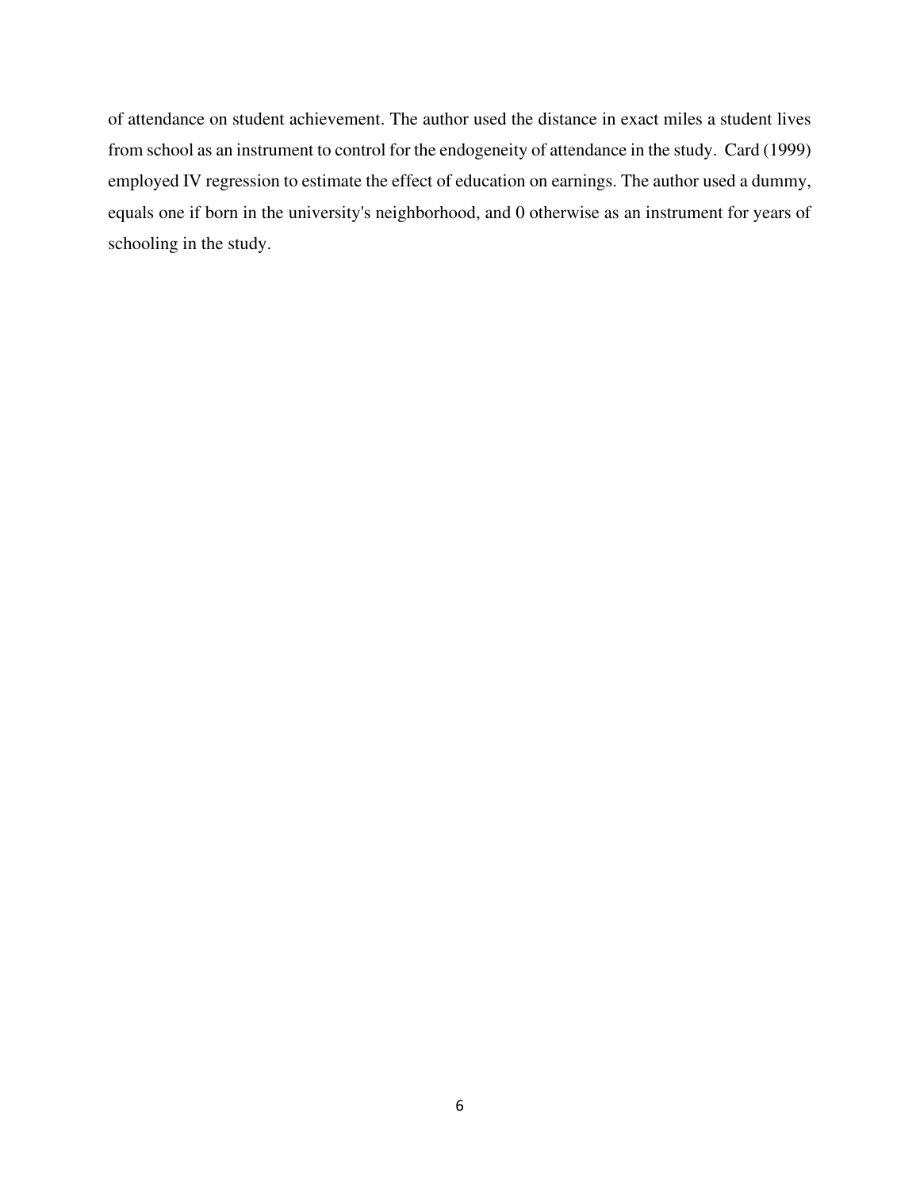of attendance on student achievement. The author used the distance in exact miles a student lives from school as an instrument to control for the endogeneity of attendance in the study. Card (1999) employed IV regression to estimate the effect of education on earnings. The author used a dummy, equals one if born in the university's neighborhood, and 0 otherwise as an instrument for years of schooling in the study.